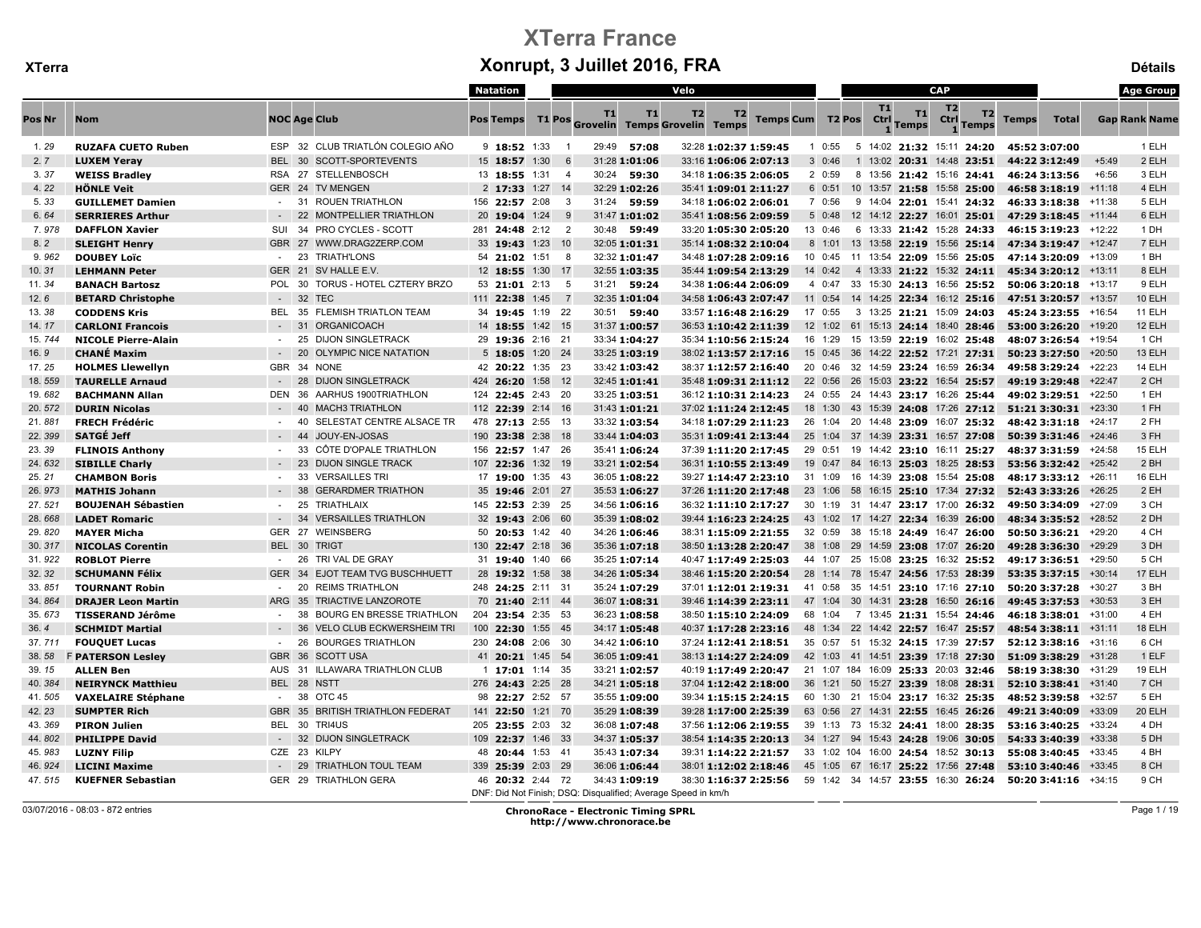# XTerra France

## Xonrupt, 3 Juillet 2016, FRA

XTerra — Détails

| | | | | | | Natation | | | | Velo | | | | | | | | CAP | | | | | | | | Age Group |
|---|---|---|---|---|---|---|---|---|---|---|---|---|---|---|---|---|---|---|---|---|---|---|---|---|---|---|
| Pos | Nr | Nom | NOC | Age | Club | Pos | Temps | T1 | Pos | T1 Grovelin | T1 Temps | T2 Grovelin | T2 Temps | Temps Cum | T2 | Pos | T1 Ctrl 1 | T1 Temps | T2 Ctrl 1 | T2 Temps | Temps | Total | Gap | Rank | Name |
| 1. | 29 | RUZAFA CUETO Ruben | ESP | 32 | CLUB TRIATLÓN COLEGIO AÑO | 9 | 18:52 | 1:33 | 1 | 29:49 | 57:08 | 32:28 | 1:02:37 | 1:59:45 | 0:55 | 1 | 14:02 | 21:32 | 15:11 | 24:20 | 45:52 | 3:07:00 | | 1 | ELH |
| 2. | 7 | LUXEM Yeray | BEL | 30 | SCOTT-SPORTEVENTS | 15 | 18:57 | 1:30 | 6 | 31:28 | 1:01:06 | 33:16 | 1:06:06 | 2:07:13 | 0:46 | 3 | 13:02 | 20:31 | 14:48 | 23:51 | 44:22 | 3:12:49 | +5:49 | 2 | ELH |
| 3. | 37 | WEISS Bradley | RSA | 27 | STELLENBOSCH | 13 | 18:55 | 1:31 | 4 | 30:24 | 59:30 | 34:18 | 1:06:35 | 2:06:05 | 0:59 | 2 | 13:56 | 21:42 | 15:16 | 24:41 | 46:24 | 3:13:56 | +6:56 | 3 | ELH |
| 4. | 22 | HÖNLE Veit | GER | 24 | TV MENGEN | 2 | 17:33 | 1:27 | 14 | 32:29 | 1:02:26 | 35:41 | 1:09:01 | 2:11:27 | 0:51 | 6 | 13:57 | 21:58 | 15:58 | 25:00 | 46:58 | 3:18:19 | +11:18 | 4 | ELH |
| 5. | 33 | GUILLEMET Damien | - | 31 | ROUEN TRIATHLON | 156 | 22:57 | 2:08 | 3 | 31:24 | 59:59 | 34:18 | 1:06:02 | 2:06:01 | 0:56 | 7 | 14:04 | 22:01 | 15:41 | 24:32 | 46:33 | 3:18:38 | +11:38 | 5 | ELH |
| 6. | 64 | SERRIERES Arthur | - | 22 | MONTPELLIER TRIATHLON | 20 | 19:04 | 1:24 | 9 | 31:47 | 1:01:02 | 35:41 | 1:08:56 | 2:09:59 | 0:48 | 5 | 14:12 | 22:27 | 16:01 | 25:01 | 47:29 | 3:18:45 | +11:44 | 6 | ELH |
| 7. | 978 | DAFFLON Xavier | SUI | 34 | PRO CYCLES - SCOTT | 281 | 24:48 | 2:12 | 2 | 30:48 | 59:49 | 33:20 | 1:05:30 | 2:05:20 | 0:46 | 13 | 13:33 | 21:42 | 15:28 | 24:33 | 46:15 | 3:19:23 | +12:22 | 1 | DH |
| 8. | 2 | SLEIGHT Henry | GBR | 27 | WWW.DRAG2ZERP.COM | 33 | 19:43 | 1:23 | 10 | 32:05 | 1:01:31 | 35:14 | 1:08:32 | 2:10:04 | 1:01 | 8 | 13:58 | 22:19 | 15:56 | 25:14 | 47:34 | 3:19:47 | +12:47 | 7 | ELH |
| 9. | 962 | DOUBEY Loïc | - | 23 | TRIATH'LONS | 54 | 21:02 | 1:51 | 8 | 32:32 | 1:01:47 | 34:48 | 1:07:28 | 2:09:16 | 0:45 | 10 | 13:54 | 22:09 | 15:56 | 25:05 | 47:14 | 3:20:09 | +13:09 | 1 | BH |
| 10. | 31 | LEHMANN Peter | GER | 21 | SV HALLE E.V. | 12 | 18:55 | 1:30 | 17 | 32:55 | 1:03:35 | 35:44 | 1:09:54 | 2:13:29 | 0:42 | 14 | 13:33 | 21:22 | 15:32 | 24:11 | 45:34 | 3:20:12 | +13:11 | 8 | ELH |
| 11. | 34 | BANACH Bartosz | POL | 30 | TORUS - HOTEL CZTERY BRZO | 53 | 21:01 | 2:13 | 5 | 31:21 | 59:24 | 34:38 | 1:06:44 | 2:06:09 | 0:47 | 4 | 15:30 | 24:13 | 16:56 | 25:52 | 50:06 | 3:20:18 | +13:17 | 9 | ELH |
| 12. | 6 | BETARD Christophe | - | 32 | TEC | 111 | 22:38 | 1:45 | 7 | 32:35 | 1:01:04 | 34:58 | 1:06:43 | 2:07:47 | 0:54 | 11 | 14:25 | 22:34 | 16:12 | 25:16 | 47:51 | 3:20:57 | +13:57 | 10 | ELH |
| 13. | 38 | CODDENS Kris | BEL | 35 | FLEMISH TRIATLON TEAM | 34 | 19:45 | 1:19 | 22 | 30:51 | 59:40 | 33:57 | 1:16:48 | 2:16:29 | 0:55 | 17 | 13:25 | 21:21 | 15:09 | 24:03 | 45:24 | 3:23:55 | +16:54 | 11 | ELH |
| 14. | 17 | CARLONI Francois | - | 31 | ORGANICOACH | 14 | 18:55 | 1:42 | 15 | 31:37 | 1:00:57 | 36:53 | 1:10:42 | 2:11:39 | 1:02 | 12 | 15:13 | 24:14 | 18:40 | 28:46 | 53:00 | 3:26:20 | +19:20 | 12 | ELH |
| 15. | 744 | NICOLE Pierre-Alain | - | 25 | DIJON SINGLETRACK | 29 | 19:36 | 2:16 | 21 | 33:34 | 1:04:27 | 35:34 | 1:10:56 | 2:15:24 | 1:29 | 16 | 13:59 | 22:19 | 16:02 | 25:48 | 48:07 | 3:26:54 | +19:54 | 1 | CH |
| 16. | 9 | CHANÉ Maxim | - | 20 | OLYMPIC NICE NATATION | 5 | 18:05 | 1:20 | 24 | 33:25 | 1:03:19 | 38:02 | 1:13:57 | 2:17:16 | 0:45 | 15 | 14:22 | 22:52 | 17:21 | 27:31 | 50:23 | 3:27:50 | +20:50 | 13 | ELH |
| 17. | 25 | HOLMES Llewellyn | GBR | 34 | NONE | 42 | 20:22 | 1:35 | 23 | 33:42 | 1:03:42 | 38:37 | 1:12:57 | 2:16:40 | 0:46 | 20 | 14:59 | 23:24 | 16:59 | 26:34 | 49:58 | 3:29:24 | +22:23 | 14 | ELH |
| 18. | 559 | TAURELLE Arnaud | - | 28 | DIJON SINGLETRACK | 424 | 26:20 | 1:58 | 12 | 32:45 | 1:01:41 | 35:48 | 1:09:31 | 2:11:12 | 0:56 | 22 | 15:03 | 23:22 | 16:54 | 25:57 | 49:19 | 3:29:48 | +22:47 | 2 | CH |
| 19. | 682 | BACHMANN Allan | DEN | 36 | AARHUS 1900TRIATHLON | 124 | 22:45 | 2:43 | 20 | 33:25 | 1:03:51 | 36:12 | 1:10:31 | 2:14:23 | 0:55 | 24 | 14:43 | 23:17 | 16:26 | 25:44 | 49:02 | 3:29:51 | +22:50 | 1 | EH |
| 20. | 572 | DURIN Nicolas | - | 40 | MACH3 TRIATHLON | 112 | 22:39 | 2:14 | 16 | 31:43 | 1:01:21 | 37:02 | 1:11:24 | 2:12:45 | 1:30 | 18 | 15:39 | 24:08 | 17:26 | 27:12 | 51:21 | 3:30:31 | +23:30 | 1 | FH |
| 21. | 881 | FRECH Frédéric | - | 40 | SELESTAT CENTRE ALSACE TR | 478 | 27:13 | 2:55 | 13 | 33:32 | 1:03:54 | 34:18 | 1:07:29 | 2:11:23 | 1:04 | 26 | 14:48 | 23:09 | 16:07 | 25:32 | 48:42 | 3:31:18 | +24:17 | 2 | FH |
| 22. | 399 | SATGÉ Jeff | - | 44 | JOUY-EN-JOSAS | 190 | 23:38 | 2:38 | 18 | 33:44 | 1:04:03 | 35:31 | 1:09:41 | 2:13:44 | 1:04 | 25 | 14:39 | 23:31 | 16:57 | 27:08 | 50:39 | 3:31:46 | +24:46 | 3 | FH |
| 23. | 39 | FLINOIS Anthony | - | 33 | CÔTE D'OPALE TRIATHLON | 156 | 22:57 | 1:47 | 26 | 35:41 | 1:06:24 | 37:39 | 1:11:20 | 2:17:45 | 0:51 | 29 | 14:42 | 23:10 | 16:11 | 25:27 | 48:37 | 3:31:59 | +24:58 | 15 | ELH |
| 24. | 632 | SIBILLE Charly | - | 23 | DIJON SINGLE TRACK | 107 | 22:36 | 1:32 | 19 | 33:21 | 1:02:54 | 36:31 | 1:10:55 | 2:13:49 | 0:47 | 19 | 16:13 | 25:03 | 18:25 | 28:53 | 53:56 | 3:32:42 | +25:42 | 2 | BH |
| 25. | 21 | CHAMBON Boris | - | 33 | VERSAILLES TRI | 17 | 19:00 | 1:35 | 43 | 36:05 | 1:08:22 | 39:27 | 1:14:47 | 2:23:10 | 1:09 | 31 | 14:39 | 23:08 | 15:54 | 25:08 | 48:17 | 3:33:12 | +26:11 | 16 | ELH |
| 26. | 973 | MATHIS Johann | - | 38 | GERARDMER TRIATHON | 35 | 19:46 | 2:01 | 27 | 35:53 | 1:06:27 | 37:26 | 1:11:20 | 2:17:48 | 1:06 | 23 | 16:15 | 25:10 | 17:34 | 27:32 | 52:43 | 3:33:26 | +26:25 | 2 | EH |
| 27. | 521 | BOUJENAH Sébastien | - | 25 | TRIATHLAIX | 145 | 22:53 | 2:39 | 25 | 34:56 | 1:06:16 | 36:32 | 1:11:10 | 2:17:27 | 1:19 | 30 | 14:47 | 23:17 | 17:00 | 26:32 | 49:50 | 3:34:09 | +27:09 | 3 | CH |
| 28. | 668 | LADET Romaric | - | 34 | VERSAILLES TRIATHLON | 32 | 19:43 | 2:06 | 60 | 35:39 | 1:08:02 | 39:44 | 1:16:23 | 2:24:25 | 1:02 | 43 | 14:27 | 22:34 | 16:39 | 26:00 | 48:34 | 3:35:52 | +28:52 | 2 | DH |
| 29. | 820 | MAYER Micha | GER | 27 | WEINSBERG | 50 | 20:53 | 1:42 | 40 | 34:26 | 1:06:46 | 38:31 | 1:15:09 | 2:21:55 | 0:59 | 32 | 15:18 | 24:49 | 16:47 | 26:00 | 50:50 | 3:36:21 | +29:20 | 4 | CH |
| 30. | 317 | NICOLAS Corentin | BEL | 30 | TRIGT | 130 | 22:47 | 2:18 | 36 | 35:36 | 1:07:18 | 38:50 | 1:13:28 | 2:20:47 | 1:08 | 38 | 14:59 | 23:08 | 17:07 | 26:20 | 49:28 | 3:36:30 | +29:29 | 3 | DH |
| 31. | 922 | ROBLOT Pierre | - | 26 | TRI VAL DE GRAY | 31 | 19:40 | 1:40 | 66 | 35:25 | 1:07:14 | 40:47 | 1:17:49 | 2:25:03 | 1:07 | 44 | 15:08 | 23:25 | 16:32 | 25:52 | 49:17 | 3:36:51 | +29:50 | 5 | CH |
| 32. | 32 | SCHUMANN Félix | GER | 34 | EJOT TEAM TVG BUSCHHUETT | 28 | 19:32 | 1:58 | 38 | 34:26 | 1:05:34 | 38:46 | 1:15:20 | 2:20:54 | 1:14 | 28 | 15:47 | 24:56 | 17:53 | 28:39 | 53:35 | 3:37:15 | +30:14 | 17 | ELH |
| 33. | 851 | TOURNANT Robin | - | 20 | REIMS TRIATHLON | 248 | 24:25 | 2:11 | 31 | 35:24 | 1:07:29 | 37:01 | 1:12:01 | 2:19:31 | 0:58 | 41 | 14:51 | 23:10 | 17:16 | 27:10 | 50:20 | 3:37:28 | +30:27 | 3 | BH |
| 34. | 864 | DRAJER Leon Martin | ARG | 35 | TRIACTIVE LANZOROTE | 70 | 21:40 | 2:11 | 44 | 36:07 | 1:08:31 | 39:46 | 1:14:39 | 2:23:11 | 1:04 | 47 | 14:31 | 23:28 | 16:50 | 26:16 | 49:45 | 3:37:53 | +30:53 | 3 | EH |
| 35. | 673 | TISSERAND Jérôme | - | 38 | BOURG EN BRESSE TRIATHLON | 204 | 23:54 | 2:35 | 53 | 36:23 | 1:08:58 | 38:50 | 1:15:10 | 2:24:09 | 1:04 | 68 | 13:45 | 21:31 | 15:54 | 24:46 | 46:18 | 3:38:01 | +31:00 | 4 | EH |
| 36. | 4 | SCHMIDT Martial | - | 36 | VELO CLUB ECKWERSHEIM TRI | 100 | 22:30 | 1:55 | 45 | 34:17 | 1:05:48 | 40:37 | 1:17:28 | 2:23:16 | 1:34 | 48 | 14:42 | 22:57 | 16:47 | 25:57 | 48:54 | 3:38:11 | +31:11 | 18 | ELH |
| 37. | 711 | FOUQUET Lucas | - | 26 | BOURGES TRIATHLON | 230 | 24:08 | 2:06 | 30 | 34:42 | 1:06:10 | 37:24 | 1:12:41 | 2:18:51 | 0:57 | 35 | 15:32 | 24:15 | 17:39 | 27:57 | 52:12 | 3:38:16 | +31:16 | 6 | CH |
| 38. | 58 | F PATERSON Lesley | GBR | 36 | SCOTT USA | 41 | 20:21 | 1:45 | 54 | 36:05 | 1:09:41 | 38:13 | 1:14:27 | 2:24:09 | 1:03 | 42 | 14:51 | 23:39 | 17:18 | 27:30 | 51:09 | 3:38:29 | +31:28 | 1 | ELF |
| 39. | 15 | ALLEN Ben | AUS | 31 | ILLAWARA TRIATHLON CLUB | 1 | 17:01 | 1:14 | 35 | 33:21 | 1:02:57 | 40:19 | 1:17:49 | 2:20:47 | 1:07 | 21 | 16:09 | 25:33 | 20:03 | 32:46 | 58:19 | 3:38:30 | +31:29 | 19 | ELH |
| 40. | 384 | NEIRYNCK Matthieu | BEL | 28 | NSTT | 276 | 24:43 | 2:25 | 28 | 34:21 | 1:05:18 | 37:04 | 1:12:42 | 2:18:00 | 1:21 | 36 | 15:27 | 23:39 | 18:08 | 28:31 | 52:10 | 3:38:41 | +31:40 | 7 | CH |
| 41. | 505 | VAXELAIRE Stéphane | - | 38 | OTC 45 | 98 | 22:27 | 2:52 | 57 | 35:55 | 1:09:00 | 39:34 | 1:15:15 | 2:24:15 | 1:30 | 60 | 15:04 | 23:17 | 16:32 | 25:35 | 48:52 | 3:39:58 | +32:57 | 5 | EH |
| 42. | 23 | SUMPTER Rich | GBR | 35 | BRITISH TRIATHLON FEDERAT | 141 | 22:50 | 1:21 | 70 | 35:29 | 1:08:39 | 39:28 | 1:17:00 | 2:25:39 | 0:56 | 63 | 14:31 | 22:55 | 16:45 | 26:26 | 49:21 | 3:40:09 | +33:09 | 20 | ELH |
| 43. | 369 | PIRON Julien | BEL | 30 | TRI4US | 205 | 23:55 | 2:03 | 32 | 36:08 | 1:07:48 | 37:56 | 1:12:06 | 2:19:55 | 1:13 | 39 | 15:32 | 24:41 | 18:00 | 28:35 | 53:16 | 3:40:25 | +33:24 | 4 | DH |
| 44. | 802 | PHILIPPE David | - | 32 | DIJON SINGLETRACK | 109 | 22:37 | 1:46 | 33 | 34:37 | 1:05:37 | 38:54 | 1:14:35 | 2:20:13 | 1:27 | 34 | 15:43 | 24:28 | 19:06 | 30:05 | 54:33 | 3:40:39 | +33:38 | 5 | DH |
| 45. | 983 | LUZNY Filip | CZE | 23 | KILPY | 48 | 20:44 | 1:53 | 41 | 35:43 | 1:07:34 | 39:31 | 1:14:22 | 2:21:57 | 1:02 | 33 | 16:00 | 24:54 | 18:52 | 30:13 | 55:08 | 3:40:45 | +33:45 | 4 | BH |
| 46. | 924 | LICINI Maxime | - | 29 | TRIATHLON TOUL TEAM | 339 | 25:39 | 2:03 | 29 | 36:06 | 1:06:44 | 38:01 | 1:12:02 | 2:18:46 | 1:05 | 45 | 16:17 | 25:22 | 17:56 | 27:48 | 53:10 | 3:40:46 | +33:45 | 8 | CH |
| 47. | 515 | KUEFNER Sebastian | GER | 29 | TRIATHLON GERA | 46 | 20:32 | 2:44 | 72 | 34:43 | 1:09:19 | 38:30 | 1:16:37 | 2:25:56 | 1:42 | 59 | 14:57 | 22:55 | 16:30 | 26:24 | 50:20 | 3:41:16 | +34:15 | 9 | CH |

DNF: Did Not Finish; DSQ: Disqualified; Average Speed in km/h

03/07/2016 - 08:03 - 872 entries

ChronoRace - Electronic Timing SPRL
http://www.chronorace.be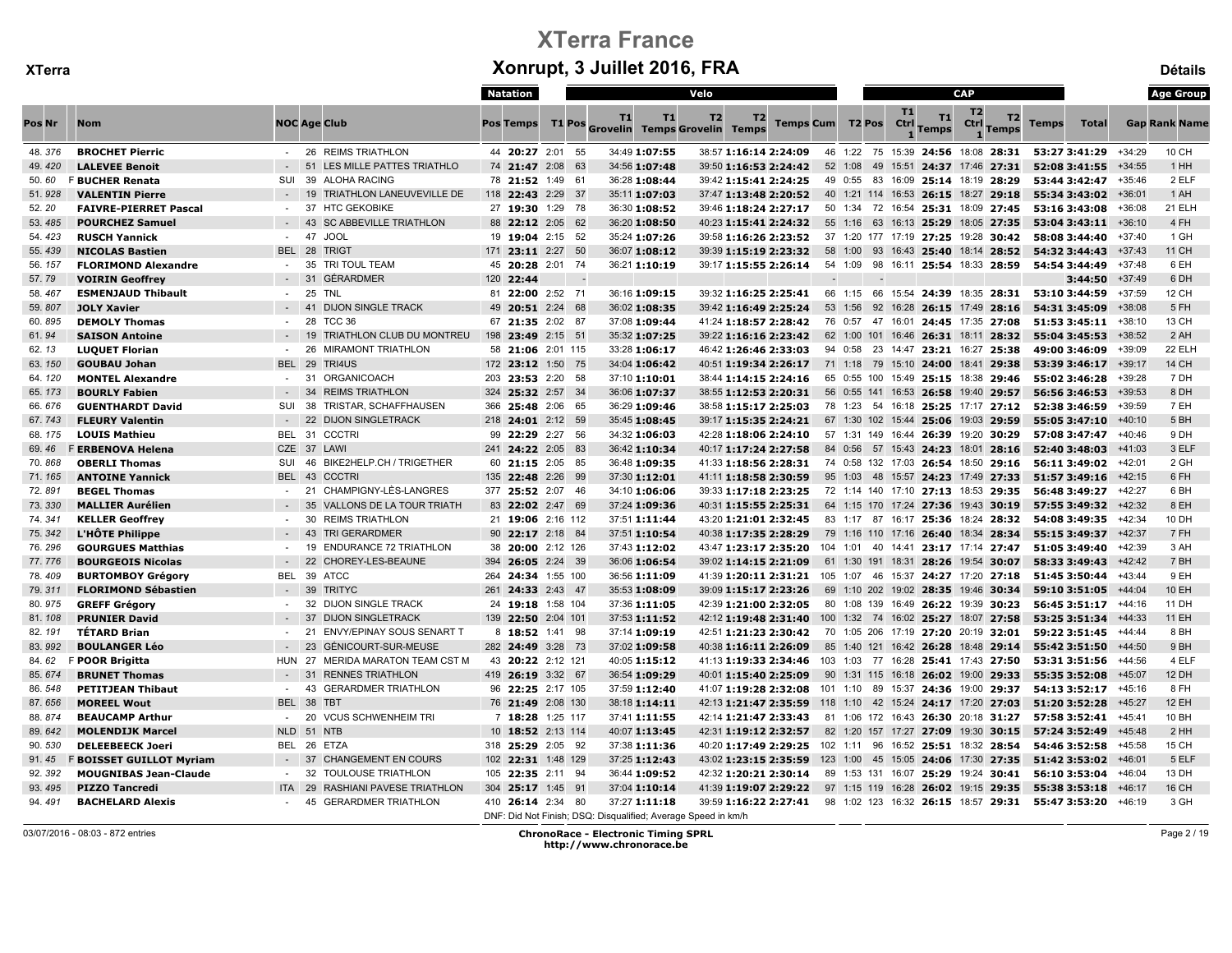# XTerra France

## Xonrupt, 3 Juillet 2016, FRA

XTerra — Détails

| Pos | Nr | Nom | NOC | Age | Club | Natation Pos | Natation Temps | T1 | T1 Pos | Velo T1 Grovelin | Velo T1 Temps | Velo T2 Grovelin | Velo T2 Temps | Velo Temps Cum | Velo Pos | T2 | T2 Pos | CAP T1 Ctrl 1 | CAP T1 Temps | CAP T2 Ctrl 1 | CAP T2 Temps | CAP Temps | Total | Gap | Age Group Rank | Age Group Name |
|---|---|---|---|---|---|---|---|---|---|---|---|---|---|---|---|---|---|---|---|---|---|---|---|---|---|---|
| 48. | 376 | **BROCHET Pierric** | - | 26 | REIMS TRIATHLON | 44 | **20:27** | 2:01 | 55 | 34:49 | **1:07:55** | 38:57 | **1:16:14** | **2:24:09** | 46 | 1:22 | 75 | 15:39 | **24:56** | 18:08 | **28:31** | **53:27** | **3:41:29** | +34:29 | 10 | CH |
| 49. | 420 | **LALEVEE Benoit** | - | 51 | LES MILLE PATTES TRIATHLO | 74 | **21:47** | 2:08 | 63 | 34:56 | **1:07:48** | 39:50 | **1:16:53** | **2:24:37** | 52 | 1:08 | 49 | 15:51 | **24:37** | 17:46 | **27:31** | **52:08** | **3:41:55** | +34:55 | 1 | HH |
| 50. | 60 | F **BUCHER Renata** | SUI | 39 | ALOHA RACING | 78 | **21:52** | 1:49 | 61 | 36:28 | **1:08:44** | 39:42 | **1:15:41** | **2:24:25** | 49 | 0:55 | 83 | 16:09 | **25:14** | 18:19 | **28:29** | **53:44** | **3:42:47** | +35:46 | 2 | ELF |
| 51. | 928 | **VALENTIN Pierre** | - | 19 | TRIATHLON LANEUVEVILLE DE | 118 | **22:43** | 2:29 | 37 | 35:11 | **1:07:03** | 37:47 | **1:13:48** | **2:20:52** | 40 | 1:21 | 114 | 16:53 | **26:15** | 18:27 | **29:18** | **55:34** | **3:43:02** | +36:01 | 1 | AH |
| 52. | 20 | **FAIVRE-PIERRET Pascal** | - | 37 | HTC GEKOBIKE | 27 | **19:30** | 1:29 | 78 | 36:30 | **1:08:52** | 39:46 | **1:18:24** | **2:27:17** | 50 | 1:34 | 72 | 16:54 | **25:31** | 18:09 | **27:45** | **53:16** | **3:43:08** | +36:08 | 21 | ELH |
| 53. | 485 | **POURCHEZ Samuel** | - | 43 | SC ABBEVILLE TRIATHLON | 88 | **22:12** | 2:05 | 62 | 36:20 | **1:08:50** | 40:23 | **1:15:41** | **2:24:32** | 55 | 1:16 | 63 | 16:13 | **25:29** | 18:05 | **27:35** | **53:04** | **3:43:11** | +36:10 | 4 | FH |
| 54. | 423 | **RUSCH Yannick** | - | 47 | JOOL | 19 | **19:04** | 2:15 | 52 | 35:24 | **1:07:26** | 39:58 | **1:16:26** | **2:23:52** | 37 | 1:20 | 177 | 17:19 | **27:25** | 19:28 | **30:42** | **58:08** | **3:44:40** | +37:40 | 1 | GH |
| 55. | 439 | **NICOLAS Bastien** | BEL | 28 | TRIGT | 171 | **23:11** | 2:27 | 50 | 36:07 | **1:08:12** | 39:39 | **1:15:19** | **2:23:32** | 58 | 1:00 | 93 | 16:43 | **25:40** | 18:14 | **28:52** | **54:32** | **3:44:43** | +37:43 | 11 | CH |
| 56. | 157 | **FLORIMOND Alexandre** | - | 35 | TRI TOUL TEAM | 45 | **20:28** | 2:01 | 74 | 36:21 | **1:10:19** | 39:17 | **1:15:55** | **2:26:14** | 54 | 1:09 | 98 | 16:11 | **25:54** | 18:33 | **28:59** | **54:54** | **3:44:49** | +37:48 | 6 | EH |
| 57. | 79 | **VOIRIN Geoffrey** | - | 31 | GÉRARDMER | 120 | **22:44** | | - | | | | | | - | | - | | | | | | **3:44:50** | +37:49 | 6 | DH |
| 58. | 467 | **ESMENJAUD Thibault** | - | 25 | TNL | 81 | **22:00** | 2:52 | 71 | 36:16 | **1:09:15** | 39:32 | **1:16:25** | **2:25:41** | 66 | 1:15 | 66 | 15:54 | **24:39** | 18:35 | **28:31** | **53:10** | **3:44:59** | +37:59 | 12 | CH |
| 59. | 807 | **JOLY Xavier** | - | 41 | DIJON SINGLE TRACK | 49 | **20:51** | 2:24 | 68 | 36:02 | **1:08:35** | 39:42 | **1:16:49** | **2:25:24** | 53 | 1:56 | 92 | 16:28 | **26:15** | 17:49 | **28:16** | **54:31** | **3:45:09** | +38:08 | 5 | FH |
| 60. | 895 | **DEMOLY Thomas** | - | 28 | TCC 36 | 67 | **21:35** | 2:02 | 87 | 37:08 | **1:09:44** | 41:24 | **1:18:57** | **2:28:42** | 76 | 0:57 | 47 | 16:01 | **24:45** | 17:35 | **27:08** | **51:53** | **3:45:11** | +38:10 | 13 | CH |
| 61. | 94 | **SAISON Antoine** | - | 19 | TRIATHLON CLUB DU MONTREU | 198 | **23:49** | 2:15 | 51 | 35:32 | **1:07:25** | 39:22 | **1:16:16** | **2:23:42** | 62 | 1:00 | 101 | 16:46 | **26:31** | 18:11 | **28:32** | **55:04** | **3:45:53** | +38:52 | 2 | AH |
| 62. | 13 | **LUQUET Florian** | - | 26 | MIRAMONT TRIATHLON | 58 | **21:06** | 2:01 | 115 | 33:28 | **1:06:17** | 46:42 | **1:26:46** | **2:33:03** | 94 | 0:58 | 23 | 14:47 | **23:21** | 16:27 | **25:38** | **49:00** | **3:46:09** | +39:09 | 22 | ELH |
| 63. | 150 | **GOUBAU Johan** | BEL | 29 | TRI4US | 172 | **23:12** | 1:50 | 75 | 34:04 | **1:06:42** | 40:51 | **1:19:34** | **2:26:17** | 71 | 1:18 | 79 | 15:10 | **24:00** | 18:41 | **29:38** | **53:39** | **3:46:17** | +39:17 | 14 | CH |
| 64. | 120 | **MONTEL Alexandre** | - | 31 | ORGANICOACH | 203 | **23:53** | 2:20 | 58 | 37:10 | **1:10:01** | 38:44 | **1:14:15** | **2:24:16** | 65 | 0:55 | 100 | 15:49 | **25:15** | 18:38 | **29:46** | **55:02** | **3:46:28** | +39:28 | 7 | DH |
| 65. | 173 | **BOURLY Fabien** | - | 34 | REIMS TRIATHLON | 324 | **25:32** | 2:57 | 34 | 36:06 | **1:07:37** | 38:55 | **1:12:53** | **2:20:31** | 56 | 0:55 | 141 | 16:53 | **26:58** | 19:40 | **29:57** | **56:56** | **3:46:53** | +39:53 | 8 | DH |
| 66. | 676 | **GUENTHARDT David** | SUI | 38 | TRISTAR, SCHAFFHAUSEN | 366 | **25:48** | 2:06 | 65 | 36:29 | **1:09:46** | 38:58 | **1:15:17** | **2:25:03** | 78 | 1:23 | 54 | 16:18 | **25:25** | 17:17 | **27:12** | **52:38** | **3:46:59** | +39:59 | 7 | EH |
| 67. | 743 | **FLEURY Valentin** | - | 22 | DIJON SINGLETRACK | 218 | **24:01** | 2:12 | 59 | 35:45 | **1:08:45** | 39:17 | **1:15:35** | **2:24:21** | 67 | 1:30 | 102 | 15:44 | **25:06** | 19:03 | **29:59** | **55:05** | **3:47:10** | +40:10 | 5 | BH |
| 68. | 175 | **LOUIS Mathieu** | BEL | 31 | CCCTRI | 99 | **22:29** | 2:27 | 56 | 34:32 | **1:06:03** | 42:28 | **1:18:06** | **2:24:10** | 57 | 1:31 | 149 | 16:44 | **26:39** | 19:20 | **30:29** | **57:08** | **3:47:47** | +40:46 | 9 | DH |
| 69. | 46 | F **ERBENOVA Helena** | CZE | 37 | LAWI | 241 | **24:22** | 2:05 | 83 | 36:42 | **1:10:34** | 40:17 | **1:17:24** | **2:27:58** | 84 | 0:56 | 57 | 15:43 | **24:23** | 18:01 | **28:16** | **52:40** | **3:48:03** | +41:03 | 3 | ELF |
| 70. | 868 | **OBERLI Thomas** | SUI | 46 | BIKE2HELP.CH / TRIGETHER | 60 | **21:15** | 2:05 | 85 | 36:48 | **1:09:35** | 41:33 | **1:18:56** | **2:28:31** | 74 | 0:58 | 132 | 17:03 | **26:54** | 18:50 | **29:16** | **56:11** | **3:49:02** | +42:01 | 2 | GH |
| 71. | 165 | **ANTOINE Yannick** | BEL | 43 | CCCTRI | 135 | **22:48** | 2:26 | 99 | 37:30 | **1:12:01** | 41:11 | **1:18:58** | **2:30:59** | 95 | 1:03 | 48 | 15:57 | **24:23** | 17:49 | **27:33** | **51:57** | **3:49:16** | +42:15 | 6 | FH |
| 72. | 891 | **BEGEL Thomas** | - | 21 | CHAMPIGNY-LÈS-LANGRES | 377 | **25:52** | 2:07 | 46 | 34:10 | **1:06:06** | 39:33 | **1:17:18** | **2:23:25** | 72 | 1:14 | 140 | 17:10 | **27:13** | 18:53 | **29:35** | **56:48** | **3:49:27** | +42:27 | 6 | BH |
| 73. | 330 | **MALLIER Aurélien** | - | 35 | VALLONS DE LA TOUR TRIATH | 83 | **22:02** | 2:47 | 69 | 37:24 | **1:09:36** | 40:31 | **1:15:55** | **2:25:31** | 64 | 1:15 | 170 | 17:24 | **27:36** | 19:43 | **30:19** | **57:55** | **3:49:32** | +42:32 | 8 | EH |
| 74. | 341 | **KELLER Geoffrey** | - | 30 | REIMS TRIATHLON | 21 | **19:06** | 2:16 | 112 | 37:51 | **1:11:44** | 43:20 | **1:21:01** | **2:32:45** | 83 | 1:17 | 87 | 16:17 | **25:36** | 18:24 | **28:32** | **54:08** | **3:49:35** | +42:34 | 10 | DH |
| 75. | 342 | **L'HÔTE Philippe** | - | 43 | TRI GERARDMER | 90 | **22:17** | 2:18 | 84 | 37:51 | **1:10:54** | 40:38 | **1:17:35** | **2:28:29** | 79 | 1:16 | 110 | 17:16 | **26:40** | 18:34 | **28:34** | **55:15** | **3:49:37** | +42:37 | 7 | FH |
| 76. | 296 | **GOURGUES Matthias** | - | 19 | ENDURANCE 72 TRIATHLON | 38 | **20:00** | 2:12 | 126 | 37:43 | **1:12:02** | 43:47 | **1:23:17** | **2:35:20** | 104 | 1:01 | 40 | 14:41 | **23:17** | 17:14 | **27:47** | **51:05** | **3:49:40** | +42:39 | 3 | AH |
| 77. | 776 | **BOURGEOIS Nicolas** | - | 22 | CHOREY-LES-BEAUNE | 394 | **26:05** | 2:24 | 39 | 36:06 | **1:06:54** | 39:02 | **1:14:15** | **2:21:09** | 61 | 1:30 | 191 | 18:31 | **28:26** | 19:54 | **30:07** | **58:33** | **3:49:43** | +42:42 | 7 | BH |
| 78. | 409 | **BURTOMBOY Grégory** | BEL | 39 | ATCC | 264 | **24:34** | 1:55 | 100 | 36:56 | **1:11:09** | 41:39 | **1:20:11** | **2:31:21** | 105 | 1:07 | 46 | 15:37 | **24:27** | 17:20 | **27:18** | **51:45** | **3:50:44** | +43:44 | 9 | EH |
| 79. | 311 | **FLORIMOND Sébastien** | - | 39 | TRITYC | 261 | **24:33** | 2:43 | 47 | 35:53 | **1:08:09** | 39:09 | **1:15:17** | **2:23:26** | 69 | 1:10 | 202 | 19:02 | **28:35** | 19:46 | **30:34** | **59:10** | **3:51:05** | +44:04 | 10 | EH |
| 80. | 975 | **GREFF Grégory** | - | 32 | DIJON SINGLE TRACK | 24 | **19:18** | 1:58 | 104 | 37:36 | **1:11:05** | 42:39 | **1:21:00** | **2:32:05** | 80 | 1:08 | 139 | 16:49 | **26:22** | 19:39 | **30:23** | **56:45** | **3:51:17** | +44:16 | 11 | DH |
| 81. | 108 | **PRUNIER David** | - | 37 | DIJON SINGLETRACK | 139 | **22:50** | 2:04 | 101 | 37:53 | **1:11:52** | 42:12 | **1:19:48** | **2:31:40** | 100 | 1:32 | 74 | 16:02 | **25:27** | 18:07 | **27:58** | **53:25** | **3:51:34** | +44:33 | 11 | EH |
| 82. | 191 | **TÉTARD Brian** | - | 21 | ENVY/EPINAY SOUS SENART T | 8 | **18:52** | 1:41 | 98 | 37:14 | **1:09:19** | 42:51 | **1:21:23** | **2:30:42** | 70 | 1:05 | 206 | 17:19 | **27:20** | 20:19 | **32:01** | **59:22** | **3:51:45** | +44:44 | 8 | BH |
| 83. | 992 | **BOULANGER Léo** | - | 23 | GÉNICOURT-SUR-MEUSE | 282 | **24:49** | 3:28 | 73 | 37:02 | **1:09:58** | 40:38 | **1:16:11** | **2:26:09** | 85 | 1:40 | 121 | 16:42 | **26:28** | 18:48 | **29:14** | **55:42** | **3:51:50** | +44:50 | 9 | BH |
| 84. | 62 | F **POOR Brigitta** | HUN | 27 | MERIDA MARATON TEAM CST M | 43 | **20:22** | 2:12 | 121 | 40:05 | **1:15:12** | 41:13 | **1:19:33** | **2:34:46** | 103 | 1:03 | 77 | 16:28 | **25:41** | 17:43 | **27:50** | **53:31** | **3:51:56** | +44:56 | 4 | ELF |
| 85. | 674 | **BRUNET Thomas** | - | 31 | RENNES TRIATHLON | 419 | **26:19** | 3:32 | 67 | 36:54 | **1:09:29** | 40:01 | **1:15:40** | **2:25:09** | 90 | 1:31 | 115 | 16:18 | **26:02** | 19:00 | **29:33** | **55:35** | **3:52:08** | +45:07 | 12 | DH |
| 86. | 548 | **PETITJEAN Thibaut** | - | 43 | GERARDMER TRIATHLON | 96 | **22:25** | 2:17 | 105 | 37:59 | **1:12:40** | 41:07 | **1:19:28** | **2:32:08** | 101 | 1:10 | 89 | 15:37 | **24:36** | 19:00 | **29:37** | **54:13** | **3:52:17** | +45:16 | 8 | FH |
| 87. | 656 | **MOREEL Wout** | BEL | 38 | TBT | 76 | **21:49** | 2:08 | 130 | 38:18 | **1:14:11** | 42:13 | **1:21:47** | **2:35:59** | 118 | 1:10 | 42 | 15:24 | **24:17** | 17:20 | **27:03** | **51:20** | **3:52:28** | +45:27 | 12 | EH |
| 88. | 874 | **BEAUCAMP Arthur** | - | 20 | VCUS SCHWENHEIM TRI | 7 | **18:28** | 1:25 | 117 | 37:41 | **1:11:55** | 42:14 | **1:21:47** | **2:33:43** | 81 | 1:06 | 172 | 16:43 | **26:30** | 20:18 | **31:27** | **57:58** | **3:52:41** | +45:41 | 10 | BH |
| 89. | 642 | **MOLENDIJK Marcel** | NLD | 51 | NTB | 10 | **18:52** | 2:13 | 114 | 40:07 | **1:13:45** | 42:31 | **1:19:12** | **2:32:57** | 82 | 1:20 | 157 | 17:27 | **27:09** | 19:30 | **30:15** | **57:24** | **3:52:49** | +45:48 | 2 | HH |
| 90. | 530 | **DELEEBEECK Joeri** | BEL | 26 | ETZA | 318 | **25:29** | 2:05 | 92 | 37:38 | **1:11:36** | 40:20 | **1:17:49** | **2:29:25** | 102 | 1:11 | 96 | 16:52 | **25:51** | 18:32 | **28:54** | **54:46** | **3:52:58** | +45:58 | 15 | CH |
| 91. | 45 | F **BOISSET GUILLOT Myriam** | - | 37 | CHANGEMENT EN COURS | 102 | **22:31** | 1:48 | 129 | 37:25 | **1:12:43** | 43:02 | **1:23:15** | **2:35:59** | 123 | 1:00 | 45 | 15:05 | **24:06** | 17:30 | **27:35** | **51:42** | **3:53:02** | +46:01 | 5 | ELF |
| 92. | 392 | **MOUGNIBAS Jean-Claude** | - | 32 | TOULOUSE TRIATHLON | 105 | **22:35** | 2:11 | 94 | 36:44 | **1:09:52** | 42:32 | **1:20:21** | **2:30:14** | 89 | 1:53 | 131 | 16:07 | **25:29** | 19:24 | **30:41** | **56:10** | **3:53:04** | +46:04 | 13 | DH |
| 93. | 495 | **PIZZO Tancredi** | ITA | 29 | RASHIANI PAVESE TRIATHLON | 304 | **25:17** | 1:45 | 91 | 37:04 | **1:10:14** | 41:39 | **1:19:07** | **2:29:22** | 97 | 1:15 | 119 | 16:28 | **26:02** | 19:15 | **29:35** | **55:38** | **3:53:18** | +46:17 | 16 | CH |
| 94. | 491 | **BACHELARD Alexis** | - | 45 | GERARDMER TRIATHLON | 410 | **26:14** | 2:34 | 80 | 37:27 | **1:11:18** | 39:59 | **1:16:22** | **2:27:41** | 98 | 1:02 | 123 | 16:32 | **26:15** | 18:57 | **29:31** | **55:47** | **3:53:20** | +46:19 | 3 | GH |

DNF: Did Not Finish; DSQ: Disqualified; Average Speed in km/h

03/07/2016 - 08:03 - 872 entries

**ChronoRace - Electronic Timing SPRL**
**http://www.chronorace.be**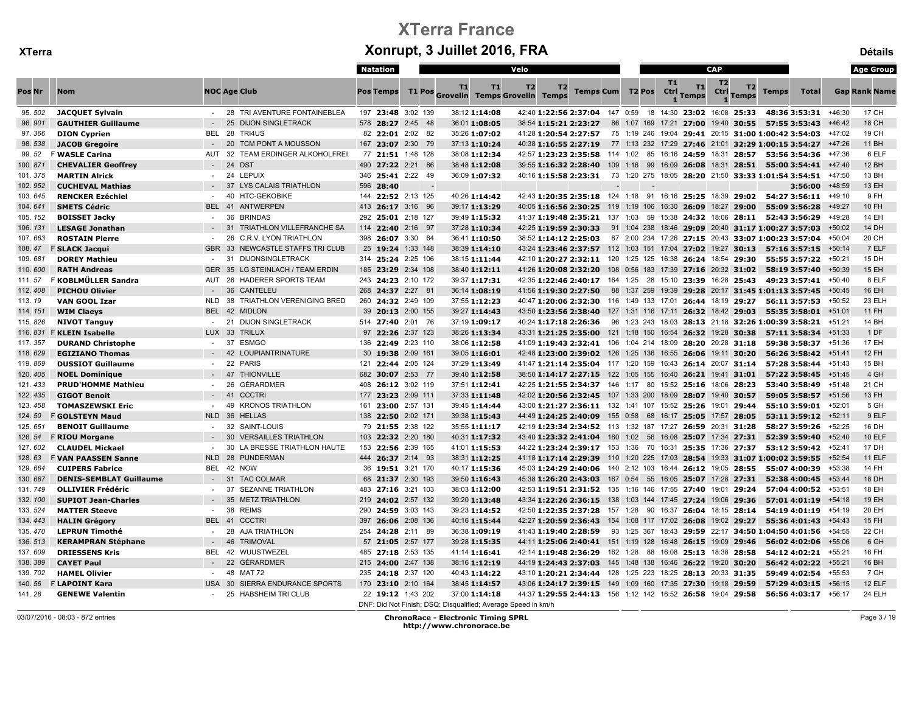# XTerra France

## Xonrupt, 3 Juillet 2016, FRA

XTerra — Détails

| Pos | Nr | | Nom | NOC | Age | Club | Natation Pos | Natation Temps | T1 | T1 Pos | Velo T1 Grovelin | Velo T1 Temps | Velo T2 Grovelin | Velo T2 Temps | Velo Temps Cum | T2 Pos | T2 | CAP T1 Ctrl 1 | CAP T1 Temps | CAP T2 Ctrl 1 | CAP T2 Temps | CAP Temps | Total | Gap | Age Group Rank | Age Group Name |
|---|---|---|---|---|---|---|---|---|---|---|---|---|---|---|---|---|---|---|---|---|---|---|---|---|---|---|
| 95. | 502 | | JACQUET Sylvain | - | 28 | TRI AVENTURE FONTAINEBLEA | 197 | 23:48 | 3:02 | 139 | 38:12 | 1:14:08 | 42:40 | 1:22:56 | 2:37:04 | 147 | 0:59 | 18 14:30 | 23:02 | 16:08 | 25:33 | 48:36 | 3:53:31 | +46:30 | 17 | CH |
| 96. | 901 | | GAUTHIER Guillaume | - | 25 | DIJON SINGLETRACK | 578 | 28:27 | 2:45 | 48 | 36:01 | 1:08:05 | 38:54 | 1:15:21 | 2:23:27 | 86 | 1:07 | 169 17:21 | 27:00 | 19:40 | 30:55 | 57:55 | 3:53:43 | +46:42 | 18 | CH |
| 97. | 366 | | DION Cyprien | BEL | 28 | TRI4US | 82 | 22:01 | 2:02 | 82 | 35:26 | 1:07:02 | 41:28 | 1:20:54 | 2:27:57 | 75 | 1:19 | 246 19:04 | 29:41 | 20:15 | 31:00 | 1:00:42 | 3:54:03 | +47:02 | 19 | CH |
| 98. | 538 | | JACOB Gregoire | - | 20 | TCM PONT A MOUSSON | 167 | 23:07 | 2:30 | 79 | 37:13 | 1:10:24 | 40:38 | 1:16:55 | 2:27:19 | 77 | 1:13 | 232 17:29 | 27:46 | 21:01 | 32:29 | 1:00:15 | 3:54:27 | +47:26 | 11 | BH |
| 99. | 52 | F | WASLE Carina | AUT | 32 | TEAM ERDINGER ALKOHOLFREI | 77 | 21:51 | 1:48 | 128 | 38:08 | 1:12:34 | 42:57 | 1:23:23 | 2:35:58 | 114 | 1:02 | 85 16:16 | 24:59 | 18:31 | 28:57 | 53:56 | 3:54:36 | +47:36 | 6 | ELF |
| 100. | 871 | | CHEVALIER Geoffrey | - | 24 | DST | 490 | 27:22 | 2:21 | 86 | 38:48 | 1:12:08 | 39:55 | 1:16:32 | 2:28:40 | 109 | 1:16 | 99 16:09 | 26:08 | 18:31 | 28:51 | 55:00 | 3:54:41 | +47:40 | 12 | BH |
| 101. | 375 | | MARTIN Alrick | - | 24 | LEPUIX | 346 | 25:41 | 2:22 | 49 | 36:09 | 1:07:32 | 40:16 | 1:15:58 | 2:23:31 | 73 | 1:20 | 275 18:05 | 28:20 | 21:50 | 33:33 | 1:01:54 | 3:54:51 | +47:50 | 13 | BH |
| 102. | 952 | | CUCHEVAL Mathias | - | 37 | LYS CALAIS TRIATHLON | 596 | 28:40 | | - | | | | | | - | | - | | | | | 3:56:00 | +48:59 | 13 | EH |
| 103. | 645 | | RENCKER Ezéchiel | - | 40 | HTC-GEKOBIKE | 144 | 22:52 | 2:13 | 125 | 40:26 | 1:14:42 | 42:43 | 1:20:35 | 2:35:18 | 124 | 1:18 | 91 16:16 | 25:25 | 18:39 | 29:02 | 54:27 | 3:56:11 | +49:10 | 9 | FH |
| 104. | 641 | | SMETS Cédric | BEL | 41 | ANTWERPEN | 413 | 26:17 | 3:16 | 96 | 39:17 | 1:13:29 | 40:05 | 1:16:56 | 2:30:25 | 119 | 1:19 | 106 16:30 | 26:09 | 18:27 | 29:00 | 55:09 | 3:56:28 | +49:27 | 10 | FH |
| 105. | 152 | | BOISSET Jacky | - | 36 | BRINDAS | 292 | 25:01 | 2:18 | 127 | 39:49 | 1:15:32 | 41:37 | 1:19:48 | 2:35:21 | 137 | 1:03 | 59 15:38 | 24:32 | 18:06 | 28:11 | 52:43 | 3:56:29 | +49:28 | 14 | EH |
| 106. | 131 | | LESAGE Jonathan | - | 31 | TRIATHLON VILLEFRANCHE SA | 114 | 22:40 | 2:16 | 97 | 37:28 | 1:10:34 | 42:25 | 1:19:59 | 2:30:33 | 91 | 1:04 | 238 18:46 | 29:09 | 20:40 | 31:17 | 1:00:27 | 3:57:03 | +50:02 | 14 | DH |
| 107. | 663 | | ROSTAIN Pierre | - | 26 | C.R.V. LYON TRIATHLON | 398 | 26:07 | 3:30 | 64 | 36:41 | 1:10:50 | 38:52 | 1:14:12 | 2:25:03 | 87 | 2:00 | 234 17:26 | 27:15 | 20:43 | 33:07 | 1:00:23 | 3:57:04 | +50:04 | 20 | CH |
| 108. | 47 | F | SLACK Jacqui | GBR | 33 | NEWCASTLE STAFFS TRI CLUB | 25 | 19:24 | 1:33 | 148 | 38:39 | 1:14:10 | 43:24 | 1:23:46 | 2:37:57 | 112 | 1:03 | 151 17:04 | 27:02 | 19:27 | 30:13 | 57:16 | 3:57:15 | +50:14 | 7 | ELF |
| 109. | 681 | | DOREY Mathieu | - | 31 | DIJONSINGLETRACK | 314 | 25:24 | 2:25 | 106 | 38:15 | 1:11:44 | 42:10 | 1:20:27 | 2:32:11 | 120 | 1:25 | 125 16:38 | 26:24 | 18:54 | 29:30 | 55:55 | 3:57:22 | +50:21 | 15 | DH |
| 110. | 600 | | RATH Andreas | GER | 35 | LG STEINLACH / TEAM ERDIN | 185 | 23:29 | 2:34 | 108 | 38:40 | 1:12:11 | 41:26 | 1:20:08 | 2:32:20 | 108 | 0:56 | 183 17:39 | 27:16 | 20:32 | 31:02 | 58:19 | 3:57:40 | +50:39 | 15 | EH |
| 111. | 57 | F | KOBLMÜLLER Sandra | AUT | 26 | HADERER SPORTS TEAM | 243 | 24:23 | 2:10 | 172 | 39:37 | 1:17:31 | 42:35 | 1:22:46 | 2:40:17 | 164 | 1:25 | 28 15:10 | 23:39 | 16:28 | 25:43 | 49:23 | 3:57:41 | +50:40 | 8 | ELF |
| 112. | 408 | | PICHOU Olivier | - | 36 | CANTELEU | 268 | 24:37 | 2:27 | 81 | 36:14 | 1:08:19 | 41:56 | 1:19:30 | 2:27:50 | 88 | 1:37 | 259 19:39 | 29:28 | 20:17 | 31:45 | 1:01:13 | 3:57:46 | +50:45 | 16 | EH |
| 113. | 19 | | VAN GOOL Izar | NLD | 38 | TRIATHLON VERENIGING BRED | 260 | 24:32 | 2:49 | 109 | 37:55 | 1:12:23 | 40:47 | 1:20:06 | 2:32:30 | 116 | 1:49 | 133 17:01 | 26:44 | 18:19 | 29:27 | 56:11 | 3:57:53 | +50:52 | 23 | ELH |
| 114. | 151 | | WIM Claeys | BEL | 42 | MIDLON | 39 | 20:13 | 2:00 | 155 | 39:27 | 1:14:43 | 43:50 | 1:23:56 | 2:38:40 | 127 | 1:31 | 116 17:11 | 26:32 | 18:42 | 29:03 | 55:35 | 3:58:01 | +51:01 | 11 | FH |
| 115. | 826 | | NIVOT Tanguy | - | 21 | DIJON SINGLETRACK | 514 | 27:40 | 2:01 | 76 | 37:19 | 1:09:17 | 40:24 | 1:17:18 | 2:26:36 | 96 | 1:23 | 243 18:03 | 28:13 | 21:18 | 32:26 | 1:00:39 | 3:58:21 | +51:21 | 14 | BH |
| 116. | 831 | F | KLEIN Isabelle | LUX | 33 | TRILUX | 97 | 22:26 | 2:37 | 123 | 38:26 | 1:13:34 | 43:31 | 1:21:25 | 2:35:00 | 121 | 1:18 | 150 16:54 | 26:32 | 19:28 | 30:38 | 57:11 | 3:58:34 | +51:33 | 1 | DF |
| 117. | 357 | | DURAND Christophe | - | 37 | ESMGO | 136 | 22:49 | 2:23 | 110 | 38:06 | 1:12:58 | 41:09 | 1:19:43 | 2:32:41 | 106 | 1:04 | 214 18:09 | 28:20 | 20:28 | 31:18 | 59:38 | 3:58:37 | +51:36 | 17 | EH |
| 118. | 629 | | EGIZIANO Thomas | - | 42 | LOUPIANTRINATURE | 30 | 19:38 | 2:09 | 161 | 39:05 | 1:16:01 | 42:48 | 1:23:00 | 2:39:02 | 126 | 1:25 | 136 16:55 | 26:06 | 19:11 | 30:20 | 56:26 | 3:58:42 | +51:41 | 12 | FH |
| 119. | 869 | | DUSSIOT Guillaume | - | 22 | PARIS | 121 | 22:44 | 2:05 | 124 | 37:29 | 1:13:49 | 41:47 | 1:21:14 | 2:35:04 | 117 | 1:20 | 159 16:43 | 26:14 | 20:07 | 31:14 | 57:28 | 3:58:44 | +51:43 | 15 | BH |
| 120. | 405 | | NOEL Dominique | - | 47 | THIONVILLE | 682 | 30:07 | 2:53 | 77 | 39:40 | 1:12:58 | 38:50 | 1:14:17 | 2:27:15 | 122 | 1:05 | 155 16:40 | 26:21 | 19:41 | 31:01 | 57:22 | 3:58:45 | +51:45 | 4 | GH |
| 121. | 433 | | PRUD'HOMME Mathieu | - | 26 | GÉRARDMER | 408 | 26:12 | 3:02 | 119 | 37:51 | 1:12:41 | 42:25 | 1:21:55 | 2:34:37 | 146 | 1:17 | 80 15:52 | 25:16 | 18:06 | 28:23 | 53:40 | 3:58:49 | +51:48 | 21 | CH |
| 122. | 435 | | GIGOT Benoit | - | 41 | CCCTRI | 177 | 23:23 | 2:09 | 111 | 37:33 | 1:11:48 | 42:02 | 1:20:56 | 2:32:45 | 107 | 1:33 | 200 18:09 | 28:07 | 19:40 | 30:57 | 59:05 | 3:58:57 | +51:56 | 13 | FH |
| 123. | 458 | | TOMASZEWSKI Eric | - | 49 | KRONOS TRIATHLON | 161 | 23:00 | 2:57 | 131 | 39:45 | 1:14:44 | 43:00 | 1:21:27 | 2:36:11 | 132 | 1:41 | 107 15:52 | 25:26 | 19:01 | 29:44 | 55:10 | 3:59:01 | +52:01 | 5 | GH |
| 124. | 50 | F | GOLSTEYN Maud | NLD | 36 | HELLAS | 138 | 22:50 | 2:02 | 171 | 39:38 | 1:15:43 | 44:49 | 1:24:25 | 2:40:09 | 155 | 0:58 | 68 16:17 | 25:05 | 17:57 | 28:05 | 53:11 | 3:59:12 | +52:11 | 9 | ELF |
| 125. | 651 | | BENOIT Guillaume | - | 32 | SAINT-LOUIS | 79 | 21:55 | 2:38 | 122 | 35:55 | 1:11:17 | 42:19 | 1:23:34 | 2:34:52 | 113 | 1:32 | 187 17:27 | 26:59 | 20:31 | 31:28 | 58:27 | 3:59:26 | +52:25 | 16 | DH |
| 126. | 54 | F | RIOU Morgane | - | 30 | VERSAILLES TRIATHLON | 103 | 22:32 | 2:20 | 180 | 40:31 | 1:17:32 | 43:40 | 1:23:33 | 2:41:04 | 160 | 1:02 | 56 16:08 | 25:07 | 17:34 | 27:31 | 52:39 | 3:59:40 | +52:40 | 10 | ELF |
| 127. | 602 | | CLAUDEL Mickael | - | 30 | LA BRESSE TRIATHLON HAUTE | 153 | 22:56 | 2:39 | 165 | 41:01 | 1:15:53 | 44:22 | 1:23:24 | 2:39:17 | 153 | 1:36 | 70 16:31 | 25:35 | 17:36 | 27:37 | 53:12 | 3:59:42 | +52:41 | 17 | DH |
| 128. | 63 | F | VAN PAASSEN Sanne | NLD | 28 | PUNDERMAN | 444 | 26:37 | 2:14 | 93 | 38:31 | 1:12:25 | 41:18 | 1:17:14 | 2:29:39 | 110 | 1:20 | 225 17:03 | 28:54 | 19:33 | 31:07 | 1:00:02 | 3:59:55 | +52:54 | 11 | ELF |
| 129. | 664 | | CUIPERS Fabrice | BEL | 42 | NOW | 36 | 19:51 | 3:21 | 170 | 40:17 | 1:15:36 | 45:03 | 1:24:29 | 2:40:06 | 140 | 2:12 | 103 16:44 | 26:12 | 19:05 | 28:55 | 55:07 | 4:00:39 | +53:38 | 14 | FH |
| 130. | 687 | | DENIS-SEMBLAT Guillaume | - | 31 | TAC COLMAR | 68 | 21:37 | 2:30 | 193 | 39:50 | 1:16:43 | 45:38 | 1:26:20 | 2:43:03 | 167 | 0:54 | 55 16:05 | 25:07 | 17:28 | 27:31 | 52:38 | 4:00:45 | +53:44 | 18 | DH |
| 131. | 749 | | OLLIVIER Frédéric | - | 37 | SEZANNE TRIATHLON | 483 | 27:16 | 3:21 | 103 | 38:03 | 1:12:00 | 42:53 | 1:19:51 | 2:31:52 | 135 | 1:16 | 146 17:55 | 27:40 | 19:01 | 29:24 | 57:04 | 4:00:52 | +53:51 | 18 | EH |
| 132. | 100 | | SUPIOT Jean-Charles | - | 35 | METZ TRIATHLON | 219 | 24:02 | 2:57 | 132 | 39:20 | 1:13:48 | 43:34 | 1:22:26 | 2:36:15 | 138 | 1:03 | 144 17:45 | 27:24 | 19:06 | 29:36 | 57:01 | 4:01:19 | +54:18 | 19 | EH |
| 133. | 524 | | MATTER Steeve | - | 38 | REIMS | 290 | 24:59 | 3:03 | 143 | 39:23 | 1:14:52 | 42:50 | 1:22:35 | 2:37:28 | 157 | 1:28 | 90 16:37 | 26:04 | 18:15 | 28:14 | 54:19 | 4:01:19 | +54:19 | 20 | EH |
| 134. | 443 | | HALIN Grégory | BEL | 41 | CCCTRI | 397 | 26:06 | 2:08 | 136 | 40:16 | 1:15:44 | 42:27 | 1:20:59 | 2:36:43 | 154 | 1:08 | 117 17:02 | 26:08 | 19:02 | 29:27 | 55:36 | 4:01:43 | +54:43 | 15 | FH |
| 135. | 470 | | LEPRUN Timothé | - | 28 | AJA TRIATHLON | 254 | 24:28 | 2:11 | 89 | 36:38 | 1:09:19 | 41:43 | 1:19:40 | 2:28:59 | 93 | 1:25 | 367 18:43 | 29:59 | 22:17 | 34:50 | 1:04:50 | 4:01:56 | +54:55 | 22 | CH |
| 136. | 513 | | KERAMPRAN Stéphane | - | 46 | TRIMOVAL | 57 | 21:05 | 2:57 | 177 | 39:28 | 1:15:35 | 44:11 | 1:25:06 | 2:40:41 | 151 | 1:19 | 128 16:48 | 26:15 | 19:09 | 29:46 | 56:02 | 4:02:06 | +55:06 | 6 | GH |
| 137. | 609 | | DRIESSENS Kris | BEL | 42 | WUUSTWEZEL | 485 | 27:18 | 2:53 | 135 | 41:14 | 1:16:41 | 42:14 | 1:19:48 | 2:36:29 | 162 | 1:28 | 88 16:08 | 25:13 | 18:38 | 28:58 | 54:12 | 4:02:21 | +55:21 | 16 | FH |
| 138. | 389 | | CAYET Paul | - | 22 | GÉRARDMER | 215 | 24:00 | 2:47 | 138 | 38:16 | 1:12:19 | 44:19 | 1:24:43 | 2:37:03 | 145 | 1:48 | 138 16:46 | 26:22 | 19:20 | 30:20 | 56:42 | 4:02:22 | +55:21 | 16 | BH |
| 139. | 702 | | HAMEL Olivier | - | 48 | MAT 72 | 235 | 24:18 | 2:37 | 120 | 40:43 | 1:14:22 | 43:10 | 1:20:21 | 2:34:44 | 128 | 1:25 | 223 18:25 | 28:13 | 20:33 | 31:35 | 59:49 | 4:02:54 | +55:53 | 7 | GH |
| 140. | 56 | F | LAPOINT Kara | USA | 30 | SIERRA ENDURANCE SPORTS | 170 | 23:10 | 2:10 | 164 | 38:45 | 1:14:57 | 43:06 | 1:24:17 | 2:39:15 | 149 | 1:09 | 160 17:35 | 27:30 | 19:18 | 29:59 | 57:29 | 4:03:15 | +56:15 | 12 | ELF |
| 141. | 28 | | GENEWE Valentin | - | 25 | HABSHEIM TRI CLUB | 22 | 19:12 | 1:43 | 202 | 37:00 | 1:14:18 | 44:37 | 1:29:55 | 2:44:13 | 156 | 1:12 | 142 16:52 | 26:58 | 19:04 | 29:58 | 56:56 | 4:03:17 | +56:17 | 24 | ELH |

DNF: Did Not Finish; DSQ: Disqualified; Average Speed in km/h

03/07/2016 - 08:03 - 872 entries

**ChronoRace - Electronic Timing SPRL**
**http://www.chronorace.be**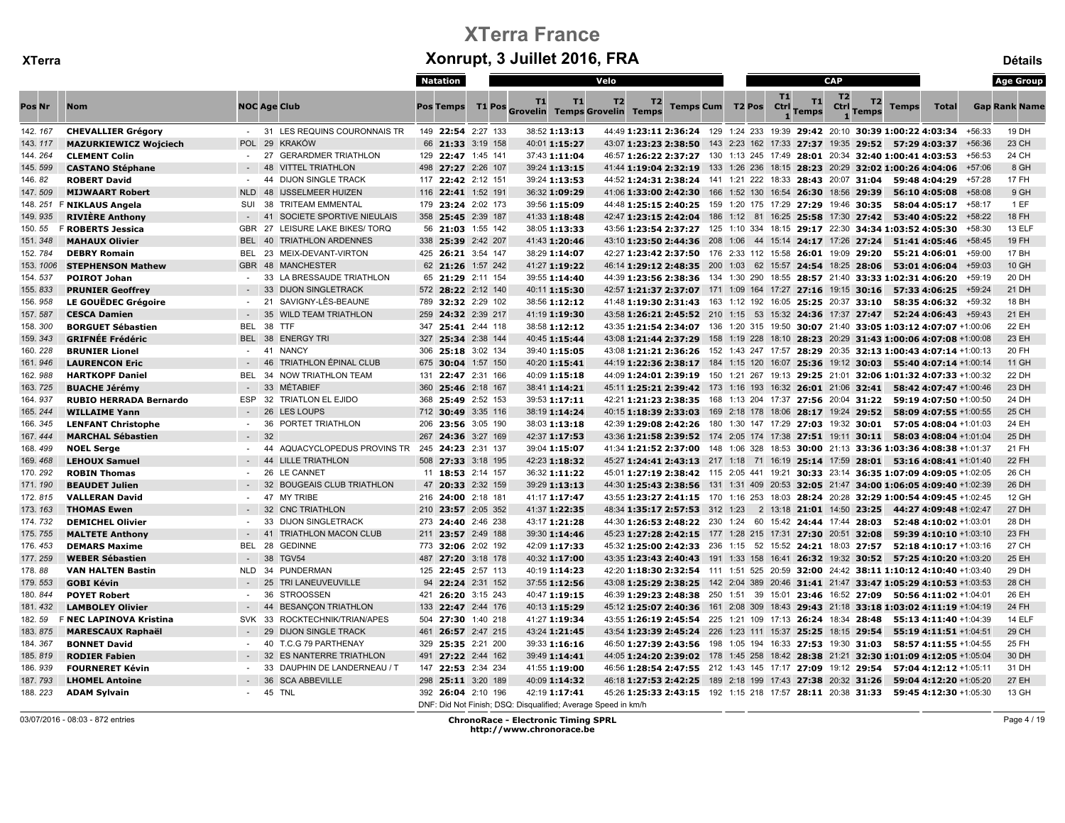# XTerra France

## Xonrupt, 3 Juillet 2016, FRA

XTerra — Détails

| Pos | Nr | | Nom | NOC | Age | Club | Natation Pos | Natation Temps | T1 | T1 Pos | Velo T1 Grovelin | Velo T1 Temps | Velo T2 Grovelin | Velo T2 Temps | Velo Temps Cum | Velo Pos | T2 | T2 Pos | CAP T1 Ctrl 1 | CAP T1 Temps | CAP T2 Ctrl 1 | CAP T2 Temps | CAP Temps | Total | Gap | Age Group Rank Name |
|---|---|---|---|---|---|---|---|---|---|---|---|---|---|---|---|---|---|---|---|---|---|---|---|---|---|---|
| 142. | 167 | | **CHEVALLIER Grégory** | - | 31 | LES REQUINS COURONNAIS TR | 149 | **22:54** | 2:27 | 133 | 38:52 | **1:13:13** | 44:49 | **1:23:11** | **2:36:24** | 129 | 1:24 | 233 | 19:39 | **29:42** | 20:10 | **30:39** | **1:00:22** | **4:03:34** | +56:33 | 19 DH |
| 143. | 117 | | **MAZURKIEWICZ Wojciech** | POL | 29 | KRAKÓW | 66 | **21:33** | 3:19 | 158 | 40:01 | **1:15:27** | 43:07 | **1:23:23** | **2:38:50** | 143 | 2:23 | 162 | 17:33 | **27:37** | 19:35 | **29:52** | **57:29** | **4:03:37** | +56:36 | 23 CH |
| 144. | 264 | | **CLEMENT Colin** | - | 27 | GERARDMER TRIATHLON | 129 | **22:47** | 1:45 | 141 | 37:43 | **1:11:04** | 46:57 | **1:26:22** | **2:37:27** | 130 | 1:13 | 245 | 17:49 | **28:01** | 20:34 | **32:40** | **1:00:41** | **4:03:53** | +56:53 | 24 CH |
| 145. | 599 | | **CASTANO Stéphane** | - | 48 | VITTEL TRIATHLON | 498 | **27:27** | 2:26 | 107 | 39:24 | **1:13:15** | 41:44 | **1:19:04** | **2:32:19** | 133 | 1:26 | 236 | 18:15 | **28:23** | 20:29 | **32:02** | **1:00:26** | **4:04:06** | +57:06 | 8 GH |
| 146. | 82 | | **ROBERT David** | - | 44 | DIJON SINGLE TRACK | 117 | **22:42** | 2:12 | 151 | 39:24 | **1:13:53** | 44:52 | **1:24:31** | **2:38:24** | 141 | 1:21 | 222 | 18:33 | **28:43** | 20:07 | **31:04** | **59:48** | **4:04:29** | +57:28 | 17 FH |
| 147. | 509 | | **MIJWAART Robert** | NLD | 48 | IJSSELMEER HUIZEN | 116 | **22:41** | 1:52 | 191 | 36:32 | **1:09:29** | 41:06 | **1:33:00** | **2:42:30** | 166 | 1:52 | 130 | 16:54 | **26:30** | 18:56 | **29:39** | **56:10** | **4:05:08** | +58:08 | 9 GH |
| 148. | 251 | F | **NIKLAUS Angela** | SUI | 38 | TRITEAM EMMENTAL | 179 | **23:24** | 2:02 | 173 | 39:56 | **1:15:09** | 44:48 | **1:25:15** | **2:40:25** | 159 | 1:20 | 175 | 17:29 | **27:29** | 19:46 | **30:35** | **58:04** | **4:05:17** | +58:17 | 1 EF |
| 149. | 935 | | **RIVIÈRE Anthony** | - | 41 | SOCIETE SPORTIVE NIEULAIS | 358 | **25:45** | 2:39 | 187 | 41:33 | **1:18:48** | 42:47 | **1:23:15** | **2:42:04** | 186 | 1:12 | 81 | 16:25 | **25:58** | 17:30 | **27:42** | **53:40** | **4:05:22** | +58:22 | 18 FH |
| 150. | 55 | F | **ROBERTS Jessica** | GBR | 27 | LEISURE LAKE BIKES/ TORQ | 56 | **21:03** | 1:55 | 142 | 38:05 | **1:13:33** | 43:56 | **1:23:54** | **2:37:27** | 125 | 1:10 | 334 | 18:15 | **29:17** | 22:30 | **34:34** | **1:03:52** | **4:05:30** | +58:30 | 13 ELF |
| 151. | 348 | | **MAHAUX Olivier** | BEL | 40 | TRIATHLON ARDENNES | 338 | **25:39** | 2:42 | 207 | 41:43 | **1:20:46** | 43:10 | **1:23:50** | **2:44:36** | 208 | 1:06 | 44 | 15:14 | **24:17** | 17:26 | **27:24** | **51:41** | **4:05:46** | +58:45 | 19 FH |
| 152. | 784 | | **DEBRY Romain** | BEL | 23 | MEIX-DEVANT-VIRTON | 425 | **26:21** | 3:54 | 147 | 38:29 | **1:14:07** | 42:27 | **1:23:42** | **2:37:50** | 176 | 2:33 | 112 | 15:58 | **26:01** | 19:09 | **29:20** | **55:21** | **4:06:01** | +59:00 | 17 BH |
| 153. | 1006 | | **STEPHENSON Mathew** | GBR | 48 | MANCHESTER | 62 | **21:26** | 1:57 | 242 | 41:27 | **1:19:22** | 46:14 | **1:29:12** | **2:48:35** | 200 | 1:03 | 62 | 15:57 | **24:54** | 18:25 | **28:06** | **53:01** | **4:06:04** | +59:03 | 10 GH |
| 154. | 537 | | **POIROT Johan** | - | 33 | LA BRESSAUDE TRIATHLON | 65 | **21:29** | 2:11 | 154 | 39:55 | **1:14:40** | 44:39 | **1:23:56** | **2:38:36** | 134 | 1:30 | 290 | 18:55 | **28:57** | 21:40 | **33:33** | **1:02:31** | **4:06:20** | +59:19 | 20 DH |
| 155. | 833 | | **PRUNIER Geoffrey** | - | 33 | DIJON SINGLETRACK | 572 | **28:22** | 2:12 | 140 | 40:11 | **1:15:30** | 42:57 | **1:21:37** | **2:37:07** | 171 | 1:09 | 164 | 17:27 | **27:16** | 19:15 | **30:16** | **57:33** | **4:06:25** | +59:24 | 21 DH |
| 156. | 958 | | **LE GOUËDEC Grégoire** | - | 21 | SAVIGNY-LÈS-BEAUNE | 789 | **32:32** | 2:29 | 102 | 38:56 | **1:12:12** | 41:48 | **1:19:30** | **2:31:43** | 163 | 1:12 | 192 | 16:05 | **25:25** | 20:37 | **33:10** | **58:35** | **4:06:32** | +59:32 | 18 BH |
| 157. | 587 | | **CESCA Damien** | - | 35 | WILD TEAM TRIATHLON | 259 | **24:32** | 2:39 | 217 | 41:19 | **1:19:30** | 43:58 | **1:26:21** | **2:45:52** | 210 | 1:15 | 53 | 15:32 | **24:36** | 17:37 | **27:47** | **52:24** | **4:06:43** | +59:43 | 21 EH |
| 158. | 300 | | **BORGUET Sébastien** | BEL | 38 | TTF | 347 | **25:41** | 2:44 | 118 | 38:58 | **1:12:12** | 43:35 | **1:21:54** | **2:34:07** | 136 | 1:20 | 315 | 19:50 | **30:07** | 21:40 | **33:05** | **1:03:12** | **4:07:07** | +1:00:06 | 22 EH |
| 159. | 343 | | **GRIFNÉE Frédéric** | BEL | 38 | ENERGY TRI | 327 | **25:34** | 2:38 | 144 | 40:45 | **1:15:44** | 43:08 | **1:21:44** | **2:37:29** | 158 | 1:19 | 228 | 18:10 | **28:23** | 20:29 | **31:43** | **1:00:06** | **4:07:08** | +1:00:08 | 23 EH |
| 160. | 228 | | **BRUNIER Lionel** | - | 41 | NANCY | 306 | **25:18** | 3:02 | 134 | 39:40 | **1:15:05** | 43:08 | **1:21:21** | **2:36:26** | 152 | 1:43 | 247 | 17:57 | **28:29** | 20:35 | **32:13** | **1:00:43** | **4:07:14** | +1:00:13 | 20 FH |
| 161. | 946 | | **LAURENCON Eric** | - | 46 | TRIATHLON ÉPINAL CLUB | 675 | **30:04** | 1:57 | 150 | 40:20 | **1:15:41** | 44:19 | **1:22:36** | **2:38:17** | 184 | 1:15 | 120 | 16:07 | **25:36** | 19:12 | **30:03** | **55:40** | **4:07:14** | +1:00:14 | 11 GH |
| 162. | 988 | | **HARTKOPF Daniel** | BEL | 34 | NOW TRIATHLON TEAM | 131 | **22:47** | 2:31 | 166 | 40:09 | **1:15:18** | 44:09 | **1:24:01** | **2:39:19** | 150 | 1:21 | 267 | 19:13 | **29:25** | 21:01 | **32:06** | **1:01:32** | **4:07:33** | +1:00:32 | 22 DH |
| 163. | 725 | | **BUACHE Jérémy** | - | 33 | MÉTABIEF | 360 | **25:46** | 2:18 | 167 | 38:41 | **1:14:21** | 45:11 | **1:25:21** | **2:39:42** | 173 | 1:16 | 193 | 16:32 | **26:01** | 21:06 | **32:41** | **58:42** | **4:07:47** | +1:00:46 | 23 DH |
| 164. | 937 | | **RUBIO HERRADA Bernardo** | ESP | 32 | TRIATLON EL EJIDO | 368 | **25:49** | 2:52 | 153 | 39:53 | **1:17:11** | 42:21 | **1:21:23** | **2:38:35** | 168 | 1:13 | 204 | 17:37 | **27:56** | 20:04 | **31:22** | **59:19** | **4:07:50** | +1:00:50 | 24 DH |
| 165. | 244 | | **WILLAIME Yann** | - | 26 | LES LOUPS | 712 | **30:49** | 3:35 | 116 | 38:19 | **1:14:24** | 40:15 | **1:18:39** | **2:33:03** | 169 | 2:18 | 178 | 18:06 | **28:17** | 19:24 | **29:52** | **58:09** | **4:07:55** | +1:00:55 | 25 CH |
| 166. | 345 | | **LENFANT Christophe** | - | 36 | PORTET TRIATHLON | 206 | **23:56** | 3:05 | 190 | 38:03 | **1:13:18** | 42:39 | **1:29:08** | **2:42:26** | 180 | 1:30 | 147 | 17:29 | **27:03** | 19:32 | **30:01** | **57:05** | **4:08:04** | +1:01:03 | 24 EH |
| 167. | 444 | | **MARCHAL Sébastien** | - | 32 | | 267 | **24:36** | 3:27 | 169 | 42:37 | **1:17:53** | 43:36 | **1:21:58** | **2:39:52** | 174 | 2:05 | 174 | 17:38 | **27:51** | 19:11 | **30:11** | **58:03** | **4:08:04** | +1:01:04 | 25 DH |
| 168. | 499 | | **NOEL Serge** | - | 44 | AQUACYCLOPEDUS PROVINS TR | 245 | **24:23** | 2:31 | 137 | 39:04 | **1:15:07** | 41:34 | **1:21:52** | **2:37:00** | 148 | 1:06 | 328 | 18:53 | **30:00** | 21:13 | **33:36** | **1:03:36** | **4:08:38** | +1:01:37 | 21 FH |
| 169. | 468 | | **LEHOUX Samuel** | - | 44 | LILLE TRIATHLON | 508 | **27:33** | 3:18 | 195 | 42:23 | **1:18:32** | 45:27 | **1:24:41** | **2:43:13** | 217 | 1:18 | 71 | 16:19 | **25:14** | 17:59 | **28:01** | **53:16** | **4:08:41** | +1:01:40 | 22 FH |
| 170. | 292 | | **ROBIN Thomas** | - | 26 | LE CANNET | 11 | **18:53** | 2:14 | 157 | 36:32 | **1:11:22** | 45:01 | **1:27:19** | **2:38:42** | 115 | 2:05 | 441 | 19:21 | **30:33** | 23:14 | **36:35** | **1:07:09** | **4:09:05** | +1:02:05 | 26 CH |
| 171. | 190 | | **BEAUDET Julien** | - | 32 | BOUGEAIS CLUB TRIATHLON | 47 | **20:33** | 2:32 | 159 | 39:29 | **1:13:13** | 44:30 | **1:25:43** | **2:38:56** | 131 | 1:31 | 409 | 20:53 | **32:05** | 21:47 | **34:00** | **1:06:05** | **4:09:40** | +1:02:39 | 26 DH |
| 172. | 815 | | **VALLERAN David** | - | 47 | MY TRIBE | 216 | **24:00** | 2:18 | 181 | 41:17 | **1:17:47** | 43:55 | **1:23:27** | **2:41:15** | 170 | 1:16 | 253 | 18:03 | **28:24** | 20:28 | **32:29** | **1:00:54** | **4:09:45** | +1:02:45 | 12 GH |
| 173. | 163 | | **THOMAS Ewen** | - | 32 | CNC TRIATHLON | 210 | **23:57** | 2:05 | 352 | 41:37 | **1:22:35** | 48:34 | **1:35:17** | **2:57:53** | 312 | 1:23 | 2 | 13:18 | **21:01** | 14:50 | **23:25** | **44:27** | **4:09:48** | +1:02:47 | 27 DH |
| 174. | 732 | | **DEMICHEL Olivier** | - | 33 | DIJON SINGLETRACK | 273 | **24:40** | 2:46 | 238 | 43:17 | **1:21:28** | 44:30 | **1:26:53** | **2:48:22** | 230 | 1:24 | 60 | 15:42 | **24:44** | 17:44 | **28:03** | **52:48** | **4:10:02** | +1:03:01 | 28 DH |
| 175. | 755 | | **MALTETE Anthony** | - | 41 | TRIATHLON MACON CLUB | 211 | **23:57** | 2:49 | 188 | 39:30 | **1:14:46** | 45:23 | **1:27:28** | **2:42:15** | 177 | 1:28 | 215 | 17:31 | **27:30** | 20:51 | **32:08** | **59:39** | **4:10:10** | +1:03:10 | 23 FH |
| 176. | 453 | | **DEMARS Maxime** | BEL | 28 | GEDINNE | 773 | **32:06** | 2:02 | 192 | 42:09 | **1:17:33** | 45:32 | **1:25:00** | **2:42:33** | 236 | 1:15 | 52 | 15:52 | **24:21** | 18:03 | **27:57** | **52:18** | **4:10:17** | +1:03:16 | 27 CH |
| 177. | 259 | | **WEBER Sébastien** | - | 38 | TGV54 | 487 | **27:20** | 3:18 | 178 | 40:32 | **1:17:00** | 43:35 | **1:26:43** | **2:40:43** | 191 | 1:33 | 158 | 16:41 | **26:32** | 19:32 | **30:52** | **57:25** | **4:10:21** | +1:03:20 | 25 EH |
| 178. | 88 | | **VAN HALTEN Bastin** | NLD | 34 | PUNDERMAN | 125 | **22:45** | 2:57 | 113 | 40:19 | **1:14:23** | 42:20 | **1:18:30** | **2:32:54** | 111 | 1:51 | 525 | 20:59 | **32:00** | 24:42 | **38:11** | **1:10:12** | **4:10:40** | +1:03:40 | 29 DH |
| 179. | 553 | | **GOBI Kévin** | - | 25 | TRI LANEUVEUVILLE | 94 | **22:24** | 2:31 | 152 | 37:55 | **1:12:56** | 43:08 | **1:25:29** | **2:38:25** | 142 | 2:04 | 389 | 20:46 | **31:41** | 21:47 | **33:47** | **1:05:29** | **4:10:53** | +1:03:53 | 28 CH |
| 180. | 844 | | **POYET Robert** | - | 36 | STROOSSEN | 421 | **26:20** | 3:15 | 243 | 40:47 | **1:19:15** | 46:39 | **1:29:23** | **2:48:38** | 250 | 1:51 | 39 | 15:01 | **23:46** | 16:52 | **27:09** | **50:56** | **4:11:02** | +1:04:01 | 26 EH |
| 181. | 432 | | **LAMBOLEY Olivier** | - | 44 | BESANÇON TRIATHLON | 133 | **22:47** | 2:44 | 176 | 40:13 | **1:15:29** | 45:12 | **1:25:07** | **2:40:36** | 161 | 2:08 | 309 | 18:43 | **29:43** | 21:18 | **33:18** | **1:03:02** | **4:11:19** | +1:04:19 | 24 FH |
| 182. | 59 | F | **NEC LAPINOVA Kristina** | SVK | 33 | ROCKTECHNIK/TRIAN/APES | 504 | **27:30** | 1:40 | 218 | 41:27 | **1:19:34** | 43:55 | **1:26:19** | **2:45:54** | 225 | 1:21 | 109 | 17:13 | **26:24** | 18:34 | **28:48** | **55:13** | **4:11:40** | +1:04:39 | 14 ELF |
| 183. | 875 | | **MARESCAUX Raphaël** | - | 29 | DIJON SINGLE TRACK | 461 | **26:57** | 2:47 | 215 | 43:24 | **1:21:45** | 43:54 | **1:23:39** | **2:45:24** | 226 | 1:23 | 111 | 15:37 | **25:25** | 18:15 | **29:54** | **55:19** | **4:11:51** | +1:04:51 | 29 CH |
| 184. | 367 | | **BONNET David** | - | 40 | T.C.G 79 PARTHENAY | 329 | **25:35** | 2:21 | 200 | 39:33 | **1:16:16** | 46:50 | **1:27:39** | **2:43:56** | 198 | 1:05 | 194 | 16:33 | **27:53** | 19:30 | **31:03** | **58:57** | **4:11:55** | +1:04:55 | 25 FH |
| 185. | 819 | | **RODIER Fabien** | - | 32 | ES NANTERRE TRIATHLON | 491 | **27:22** | 2:44 | 162 | 39:49 | **1:14:41** | 44:05 | **1:24:20** | **2:39:02** | 178 | 1:45 | 258 | 18:42 | **28:38** | 21:21 | **32:30** | **1:01:09** | **4:12:05** | +1:05:04 | 30 DH |
| 186. | 939 | | **FOURNERET Kévin** | - | 33 | DAUPHIN DE LANDERNEAU / T | 147 | **22:53** | 2:34 | 234 | 41:55 | **1:19:00** | 46:56 | **1:28:54** | **2:47:55** | 212 | 1:43 | 145 | 17:17 | **27:09** | 19:12 | **29:54** | **57:04** | **4:12:12** | +1:05:11 | 31 DH |
| 187. | 793 | | **LHOMEL Antoine** | - | 36 | SCA ABBEVILLE | 298 | **25:11** | 3:20 | 189 | 40:09 | **1:14:32** | 46:18 | **1:27:53** | **2:42:25** | 189 | 2:18 | 199 | 17:43 | **27:38** | 20:32 | **31:26** | **59:04** | **4:12:20** | +1:05:20 | 27 EH |
| 188. | 223 | | **ADAM Sylvain** | - | 45 | TNL | 392 | **26:04** | 2:10 | 196 | 42:19 | **1:17:41** | 45:26 | **1:25:33** | **2:43:15** | 192 | 1:15 | 218 | 17:57 | **28:11** | 20:38 | **31:33** | **59:45** | **4:12:30** | +1:05:30 | 13 GH |

DNF: Did Not Finish; DSQ: Disqualified; Average Speed in km/h

03/07/2016 - 08:03 - 872 entries

**ChronoRace - Electronic Timing SPRL**
**http://www.chronorace.be**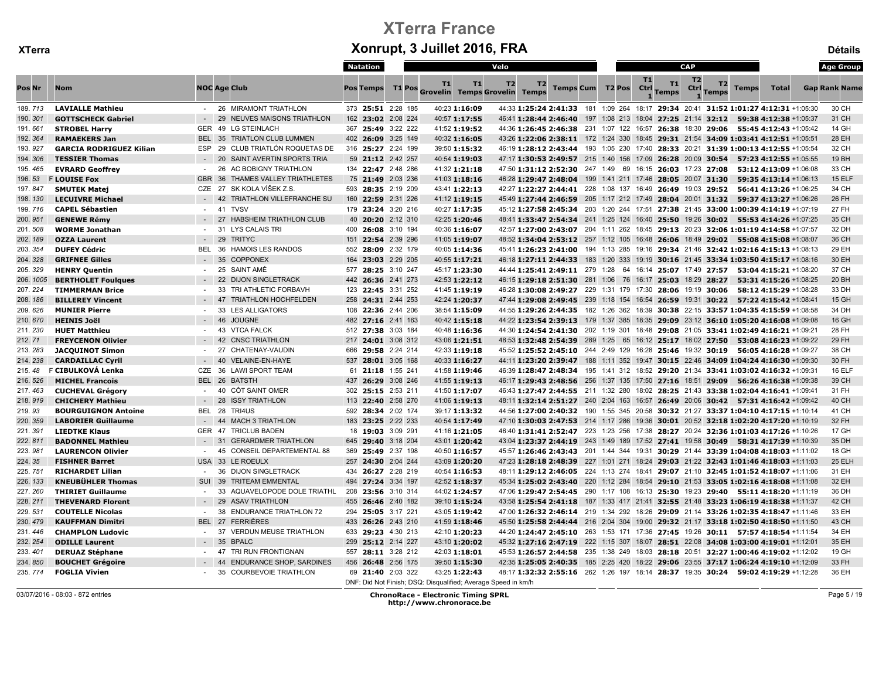# XTerra France

## Xonrupt, 3 Juillet 2016, FRA

XTerra — Détails

| Pos | Nr | | Nom | NOC | Age | Club | Natation Pos | Natation Temps | T1 | T1 Pos | Velo T1 Grovelin | Velo T1 Temps | Velo T2 Grovelin | Velo T2 Temps | Velo Temps Cum | Velo Pos | T2 | T2 Pos | CAP T1 Ctrl 1 | CAP T1 Temps | CAP T2 Ctrl 1 | CAP T2 Temps | CAP Temps | Total | Gap | Age Group Rank | Age Group Name |
|---|---|---|---|---|---|---|---|---|---|---|---|---|---|---|---|---|---|---|---|---|---|---|---|---|---|---|---|
| 189. | 713 | | LAVIALLE Mathieu | - | 26 | MIRAMONT TRIATHLON | 373 | 25:51 | 2:28 | 185 | 40:23 | 1:16:09 | 44:33 | 1:25:24 | 2:41:33 | 181 | 1:09 | 264 | 18:17 | 29:34 | 20:41 | 31:52 | 1:01:27 | 4:12:31 | +1:05:30 | 30 | CH |
| 190. | 301 | | GOTTSCHECK Gabriel | - | 29 | NEUVES MAISONS TRIATHLON | 162 | 23:02 | 2:08 | 224 | 40:57 | 1:17:55 | 46:41 | 1:28:44 | 2:46:40 | 197 | 1:08 | 213 | 18:04 | 27:25 | 21:14 | 32:12 | 59:38 | 4:12:38 | +1:05:37 | 31 | CH |
| 191. | 661 | | STROBEL Harry | GER | 49 | LG STEINLACH | 367 | 25:49 | 3:22 | 222 | 41:52 | 1:19:52 | 44:36 | 1:26:45 | 2:46:38 | 231 | 1:07 | 122 | 16:57 | 26:38 | 18:30 | 29:06 | 55:45 | 4:12:43 | +1:05:42 | 14 | GH |
| 192. | 364 | | RAMAEKERS Jan | BEL | 35 | TRIATLON CLUB LUMMEN | 402 | 26:09 | 3:25 | 149 | 40:32 | 1:16:05 | 43:26 | 1:22:06 | 2:38:11 | 172 | 1:24 | 330 | 18:45 | 29:31 | 21:54 | 34:09 | 1:03:41 | 4:12:51 | +1:05:51 | 28 | EH |
| 193. | 927 | | GARCIA RODRIGUEZ Kilian | ESP | 29 | CLUB TRIATLÓN ROQUETAS DE | 316 | 25:27 | 2:24 | 199 | 39:50 | 1:15:32 | 46:19 | 1:28:12 | 2:43:44 | 193 | 1:05 | 230 | 17:40 | 28:33 | 20:21 | 31:39 | 1:00:13 | 4:12:55 | +1:05:54 | 32 | CH |
| 194. | 306 | | TESSIER Thomas | - | 20 | SAINT AVERTIN SPORTS TRIA | 59 | 21:12 | 2:42 | 257 | 40:54 | 1:19:03 | 47:17 | 1:30:53 | 2:49:57 | 215 | 1:40 | 156 | 17:09 | 26:28 | 20:09 | 30:54 | 57:23 | 4:12:55 | +1:05:55 | 19 | BH |
| 195. | 465 | | EVRARD Geoffrey | - | 26 | AC BOBIGNY TRIATHLON | 134 | 22:47 | 2:48 | 286 | 41:32 | 1:21:18 | 47:50 | 1:31:12 | 2:52:30 | 247 | 1:49 | 69 | 16:15 | 26:03 | 17:23 | 27:08 | 53:12 | 4:13:09 | +1:06:08 | 33 | CH |
| 196. | 53 | F | LOUISE Fox | GBR | 36 | THAMES VALLEY TRIATHLETES | 75 | 21:49 | 2:03 | 236 | 41:03 | 1:18:16 | 46:28 | 1:29:47 | 2:48:04 | 199 | 1:41 | 211 | 17:46 | 28:05 | 20:07 | 31:30 | 59:35 | 4:13:14 | +1:06:13 | 15 | ELF |
| 197. | 847 | | SMUTEK Matej | CZE | 27 | SK KOLA VÍŠEK Z.S. | 593 | 28:35 | 2:19 | 209 | 43:41 | 1:22:13 | 42:27 | 1:22:27 | 2:44:41 | 228 | 1:08 | 137 | 16:49 | 26:49 | 19:03 | 29:52 | 56:41 | 4:13:26 | +1:06:25 | 34 | CH |
| 198. | 130 | | LECUIVRE Michael | - | 42 | TRIATHLON VILLEFRANCHE SU | 160 | 22:59 | 2:31 | 226 | 41:12 | 1:19:15 | 45:49 | 1:27:44 | 2:46:59 | 205 | 1:17 | 212 | 17:49 | 28:04 | 20:01 | 31:32 | 59:37 | 4:13:27 | +1:06:26 | 26 | FH |
| 199. | 716 | | CAPEL Sébastien | - | 41 | TVSV | 179 | 23:24 | 3:20 | 216 | 40:27 | 1:17:35 | 45:12 | 1:27:58 | 2:45:34 | 203 | 1:20 | 244 | 17:51 | 27:38 | 21:45 | 33:00 | 1:00:39 | 4:14:19 | +1:07:19 | 27 | FH |
| 200. | 951 | | GENEWE Rémy | - | 27 | HABSHEIM TRIATHLON CLUB | 40 | 20:20 | 2:12 | 310 | 42:25 | 1:20:46 | 48:41 | 1:33:47 | 2:54:34 | 241 | 1:25 | 124 | 16:40 | 25:50 | 19:26 | 30:02 | 55:53 | 4:14:26 | +1:07:25 | 35 | CH |
| 201. | 508 | | WORME Jonathan | - | 31 | LYS CALAIS TRI | 400 | 26:08 | 3:10 | 194 | 40:36 | 1:16:07 | 42:57 | 1:27:00 | 2:43:07 | 204 | 1:11 | 262 | 18:45 | 29:13 | 20:23 | 32:06 | 1:01:19 | 4:14:58 | +1:07:58 | 32 | DH |
| 202. | 189 | | OZZA Laurent | - | 29 | TRITYC | 151 | 22:54 | 2:39 | 296 | 41:05 | 1:19:07 | 48:52 | 1:34:04 | 2:53:12 | 257 | 1:12 | 105 | 16:48 | 26:06 | 18:49 | 29:02 | 55:08 | 4:15:08 | +1:08:07 | 36 | CH |
| 203. | 354 | | DUFEY Cédric | BEL | 36 | HAMOIS LES RANDOS | 552 | 28:09 | 2:32 | 179 | 40:05 | 1:14:36 | 45:41 | 1:26:23 | 2:41:00 | 194 | 1:13 | 285 | 19:16 | 29:34 | 21:46 | 32:42 | 1:02:16 | 4:15:13 | +1:08:13 | 29 | EH |
| 204. | 328 | | GRIFNEE Gilles | - | 35 | COPPONEX | 164 | 23:03 | 2:29 | 205 | 40:55 | 1:17:21 | 46:18 | 1:27:11 | 2:44:33 | 183 | 1:20 | 333 | 19:19 | 30:16 | 21:45 | 33:34 | 1:03:50 | 4:15:17 | +1:08:16 | 30 | EH |
| 205. | 329 | | HENRY Quentin | - | 25 | SAINT AMÉ | 577 | 28:25 | 3:10 | 247 | 45:17 | 1:23:30 | 44:44 | 1:25:41 | 2:49:11 | 279 | 1:28 | 64 | 16:14 | 25:07 | 17:49 | 27:57 | 53:04 | 4:15:21 | +1:08:20 | 37 | CH |
| 206. | 1005 | | BERTHOLET Foulques | - | 22 | DIJON SINGLETRACK | 442 | 26:36 | 2:41 | 273 | 42:53 | 1:22:12 | 46:15 | 1:29:18 | 2:51:30 | 281 | 1:06 | 76 | 16:17 | 25:03 | 18:29 | 28:27 | 53:31 | 4:15:26 | +1:08:25 | 20 | BH |
| 207. | 224 | | TIMMERMAN Brice | - | 33 | TRI ATHLETIC FORBAVH | 123 | 22:45 | 3:31 | 252 | 41:45 | 1:19:19 | 46:28 | 1:30:08 | 2:49:27 | 229 | 1:31 | 179 | 17:30 | 28:06 | 19:19 | 30:06 | 58:12 | 4:15:29 | +1:08:28 | 33 | DH |
| 208. | 186 | | BILLEREY Vincent | - | 47 | TRIATHLON HOCHFELDEN | 258 | 24:31 | 2:44 | 253 | 42:24 | 1:20:37 | 47:44 | 1:29:08 | 2:49:45 | 239 | 1:18 | 154 | 16:54 | 26:59 | 19:31 | 30:22 | 57:22 | 4:15:42 | +1:08:41 | 15 | GH |
| 209. | 626 | | MUNIER Pierre | - | 33 | LES ALLIGATORS | 108 | 22:36 | 2:44 | 206 | 38:54 | 1:15:09 | 44:55 | 1:29:26 | 2:44:35 | 182 | 1:26 | 362 | 18:39 | 30:38 | 22:15 | 33:57 | 1:04:35 | 4:15:59 | +1:08:58 | 34 | DH |
| 210. | 670 | | HEINIS Joël | - | 46 | JOUGNE | 482 | 27:16 | 2:41 | 163 | 40:42 | 1:15:18 | 44:22 | 1:23:54 | 2:39:13 | 179 | 1:37 | 385 | 18:35 | 29:09 | 23:12 | 36:10 | 1:05:20 | 4:16:08 | +1:09:08 | 16 | GH |
| 211. | 230 | | HUET Matthieu | - | 43 | VTCA FALCK | 512 | 27:38 | 3:03 | 184 | 40:48 | 1:16:36 | 44:30 | 1:24:54 | 2:41:30 | 202 | 1:19 | 301 | 18:48 | 29:08 | 21:05 | 33:41 | 1:02:49 | 4:16:21 | +1:09:21 | 28 | FH |
| 212. | 71 | | FREYCENON Olivier | - | 42 | CNSC TRIATHLON | 217 | 24:01 | 3:08 | 312 | 43:06 | 1:21:51 | 48:53 | 1:32:48 | 2:54:39 | 289 | 1:25 | 65 | 16:12 | 25:17 | 18:02 | 27:50 | 53:08 | 4:16:23 | +1:09:22 | 29 | FH |
| 213. | 283 | | JACQUINOT Simon | - | 27 | CHATENAY-VAUDIN | 666 | 29:58 | 2:24 | 214 | 42:33 | 1:19:18 | 45:52 | 1:25:52 | 2:45:10 | 244 | 2:49 | 129 | 16:28 | 25:46 | 19:32 | 30:19 | 56:05 | 4:16:28 | +1:09:27 | 38 | CH |
| 214. | 238 | | CARDAILLAC Cyril | - | 40 | VELAINE-EN-HAYE | 537 | 28:01 | 3:05 | 168 | 40:33 | 1:16:27 | 44:11 | 1:23:20 | 2:39:47 | 188 | 1:11 | 352 | 19:47 | 30:15 | 22:46 | 34:09 | 1:04:24 | 4:16:30 | +1:09:30 | 30 | FH |
| 215. | 48 | F | CIBULKOVÁ Lenka | CZE | 36 | LAWI SPORT TEAM | 61 | 21:18 | 1:55 | 241 | 41:58 | 1:19:46 | 46:39 | 1:28:47 | 2:48:34 | 195 | 1:41 | 312 | 18:52 | 29:20 | 21:34 | 33:41 | 1:03:02 | 4:16:32 | +1:09:31 | 16 | ELF |
| 216. | 526 | | MICHEL Francois | BEL | 26 | BATSTH | 437 | 26:29 | 3:08 | 246 | 41:55 | 1:19:13 | 46:17 | 1:29:43 | 2:48:56 | 256 | 1:37 | 135 | 17:50 | 27:16 | 18:51 | 29:09 | 56:26 | 4:16:38 | +1:09:38 | 39 | CH |
| 217. | 463 | | CUCHEVAL Grégory | - | 40 | CÔT SAINT OMER | 302 | 25:15 | 2:53 | 211 | 41:50 | 1:17:07 | 46:43 | 1:27:45 | 2:44:55 | 211 | 1:32 | 280 | 18:02 | 28:25 | 21:43 | 33:38 | 1:02:04 | 4:16:41 | +1:09:41 | 31 | FH |
| 218. | 919 | | CHICHERY Mathieu | - | 28 | ISSY TRIATHLON | 113 | 22:40 | 2:58 | 270 | 41:06 | 1:19:13 | 48:11 | 1:32:14 | 2:51:27 | 240 | 2:04 | 163 | 16:57 | 26:49 | 20:06 | 30:42 | 57:31 | 4:16:42 | +1:09:42 | 40 | CH |
| 219. | 93 | | BOURGUIGNON Antoine | BEL | 28 | TRI4US | 592 | 28:34 | 2:02 | 174 | 39:17 | 1:13:32 | 44:56 | 1:27:00 | 2:40:32 | 190 | 1:55 | 345 | 20:58 | 30:32 | 21:27 | 33:37 | 1:04:10 | 4:17:15 | +1:10:14 | 41 | CH |
| 220. | 359 | | LABORIER Guillaume | - | 44 | MACH 3 TRIATHLON | 183 | 23:25 | 2:22 | 233 | 40:54 | 1:17:49 | 47:10 | 1:30:03 | 2:47:53 | 214 | 1:17 | 286 | 19:36 | 30:01 | 20:52 | 32:18 | 1:02:20 | 4:17:20 | +1:10:19 | 32 | FH |
| 221. | 391 | | LIEDTKE Klaus | GER | 47 | TRICLUB BADEN | 18 | 19:03 | 3:09 | 291 | 41:16 | 1:21:05 | 46:40 | 1:31:41 | 2:52:47 | 223 | 1:23 | 256 | 17:38 | 28:27 | 20:24 | 32:36 | 1:01:03 | 4:17:26 | +1:10:26 | 17 | GH |
| 222. | 811 | | BADONNEL Mathieu | - | 31 | GERARDMER TRIATHLON | 645 | 29:40 | 3:18 | 204 | 43:01 | 1:20:42 | 43:04 | 1:23:37 | 2:44:19 | 243 | 1:49 | 189 | 17:52 | 27:41 | 19:58 | 30:49 | 58:31 | 4:17:39 | +1:10:39 | 35 | DH |
| 223. | 981 | | LAURENCON Olivier | - | 45 | CONSEIL DEPARTEMENTAL 88 | 369 | 25:49 | 2:37 | 198 | 40:50 | 1:16:57 | 45:57 | 1:26:46 | 2:43:43 | 201 | 1:44 | 344 | 19:31 | 30:29 | 21:44 | 33:39 | 1:04:08 | 4:18:03 | +1:11:02 | 18 | GH |
| 224. | 35 | | FISHNER Barret | USA | 33 | LE ROEULX | 257 | 24:30 | 2:04 | 244 | 43:09 | 1:20:20 | 47:23 | 1:28:18 | 2:48:39 | 227 | 1:01 | 271 | 18:24 | 29:03 | 21:22 | 32:43 | 1:01:46 | 4:18:03 | +1:11:03 | 25 | ELH |
| 225. | 751 | | RICHARDET Lilian | - | 36 | DIJON SINGLETRACK | 434 | 26:27 | 2:28 | 219 | 40:54 | 1:16:53 | 48:11 | 1:29:12 | 2:46:05 | 224 | 1:13 | 274 | 18:41 | 29:07 | 21:10 | 32:45 | 1:01:52 | 4:18:07 | +1:11:06 | 31 | EH |
| 226. | 133 | | KNEUBÜHLER Thomas | SUI | 39 | TRITEAM EMMENTAL | 494 | 27:24 | 3:34 | 197 | 42:52 | 1:18:37 | 45:34 | 1:25:02 | 2:43:40 | 220 | 1:12 | 284 | 18:54 | 29:10 | 21:53 | 33:05 | 1:02:16 | 4:18:08 | +1:11:07 | 32 | EH |
| 227. | 260 | | THIRIET Guillaume | - | 33 | AQUAVELOPODE DOLE TRIATHL | 208 | 23:56 | 3:10 | 314 | 44:02 | 1:24:57 | 47:06 | 1:29:47 | 2:54:45 | 290 | 1:17 | 108 | 16:13 | 25:30 | 19:23 | 29:40 | 55:11 | 4:18:20 | +1:11:19 | 36 | DH |
| 228. | 211 | | THEVENARD Florent | - | 29 | ASAV TRIATHLON | 455 | 26:46 | 2:40 | 182 | 39:10 | 1:15:24 | 43:58 | 1:25:54 | 2:41:18 | 187 | 1:33 | 417 | 21:41 | 32:55 | 21:48 | 33:23 | 1:06:19 | 4:18:38 | +1:11:37 | 42 | CH |
| 229. | 531 | | COUTELLE Nicolas | - | 38 | ENDURANCE TRIATHLON 72 | 294 | 25:05 | 3:17 | 221 | 43:05 | 1:19:42 | 47:00 | 1:26:32 | 2:46:14 | 219 | 1:34 | 292 | 18:26 | 29:09 | 21:14 | 33:26 | 1:02:35 | 4:18:47 | +1:11:46 | 33 | EH |
| 230. | 479 | | KAUFFMAN Dimitri | BEL | 27 | FERRIÈRES | 433 | 26:26 | 2:43 | 210 | 41:59 | 1:18:46 | 45:50 | 1:25:58 | 2:44:44 | 216 | 2:04 | 304 | 19:00 | 29:32 | 21:17 | 33:18 | 1:02:50 | 4:18:50 | +1:11:50 | 43 | CH |
| 231. | 446 | | CHAMPLON Ludovic | - | 37 | VERDUN MEUSE TRIATHLON | 633 | 29:23 | 4:30 | 213 | 42:10 | 1:20:23 | 44:20 | 1:24:47 | 2:45:10 | 263 | 1:53 | 171 | 17:36 | 27:45 | 19:26 | 30:11 | 57:57 | 4:18:54 | +1:11:54 | 34 | EH |
| 232. | 254 | | ODILLE Laurent | - | 35 | BPALC | 299 | 25:12 | 2:14 | 227 | 43:10 | 1:20:02 | 45:32 | 1:27:16 | 2:47:19 | 222 | 1:15 | 307 | 18:07 | 28:51 | 22:08 | 34:08 | 1:03:00 | 4:19:01 | +1:12:01 | 35 | EH |
| 233. | 401 | | DERUAZ Stéphane | - | 47 | TRI RUN FRONTIGNAN | 557 | 28:11 | 3:28 | 212 | 42:03 | 1:18:01 | 45:53 | 1:26:57 | 2:44:58 | 235 | 1:38 | 249 | 18:03 | 28:18 | 20:51 | 32:27 | 1:00:46 | 4:19:02 | +1:12:02 | 19 | GH |
| 234. | 850 | | BOUCHET Grégoire | - | 44 | ENDURANCE SHOP, SARDINES | 456 | 26:48 | 2:56 | 175 | 39:50 | 1:15:30 | 42:35 | 1:25:05 | 2:40:35 | 185 | 2:25 | 420 | 18:22 | 29:06 | 23:55 | 37:17 | 1:06:24 | 4:19:10 | +1:12:09 | 33 | FH |
| 235. | 774 | | FOGLIA Vivien | - | 35 | COURBEVOIE TRIATHLON | 69 | 21:40 | 2:03 | 322 | 43:25 | 1:22:43 | 48:17 | 1:32:32 | 2:55:16 | 262 | 1:26 | 197 | 18:14 | 28:37 | 19:35 | 30:24 | 59:02 | 4:19:29 | +1:12:28 | 36 | EH |

DNF: Did Not Finish; DSQ: Disqualified; Average Speed in km/h

03/07/2016 - 08:03 - 872 entries

ChronoRace - Electronic Timing SPRL
http://www.chronorace.be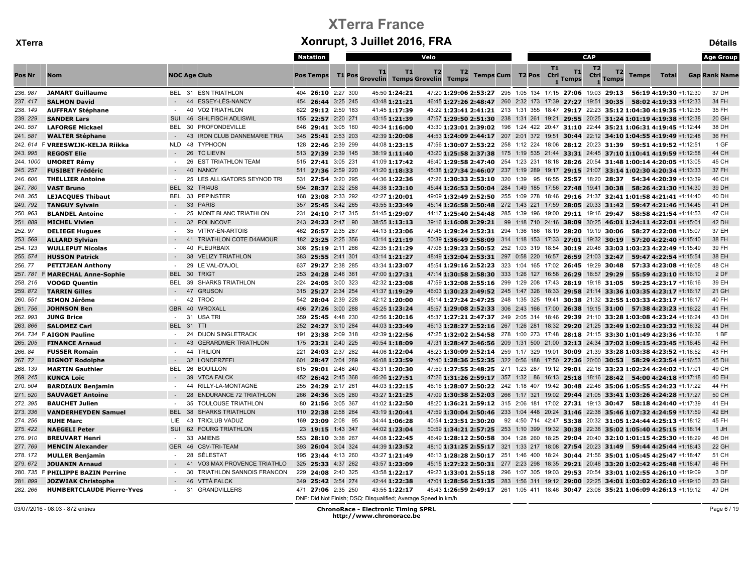# XTerra France

**XTerra**

## Xonrupt, 3 Juillet 2016, FRA

**Détails**

| Pos | Nr | | Nom | NOC | Age | Club | Natation Pos | Natation Temps | T1 | T1 Pos | Velo T1 Grovelin | Velo T1 Temps | Velo T2 Grovelin | Velo T2 Temps | Temps Cum | Pos | T2 | T2 Pos | CAP T1 Ctrl 1 | CAP T1 Temps | CAP T2 Ctrl 1 | CAP T2 Temps | CAP Temps | Total | Gap | Age Group Rank | Age Group Name |
|---|---|---|---|---|---|---|---|---|---|---|---|---|---|---|---|---|---|---|---|---|---|---|---|---|---|---|---|
| 236. | 987 | | **JAMART Guillaume** | BEL | 31 | ESN TRIATHLON | 404 | **26:10** | 2:27 | 300 | 45:50 | **1:24:21** | 47:20 | **1:29:06** | **2:53:27** | 295 | 1:05 | 134 | 17:15 | **27:06** | 19:03 | **29:13** | **56:19** | **4:19:30** | +1:12:30 | 37 | DH |
| 237. | 417 | | **SALMON David** | - | 44 | ESSEY-LÈS-NANCY | 454 | **26:44** | 3:25 | 245 | 43:48 | **1:21:21** | 46:45 | **1:27:26** | **2:48:47** | 260 | 2:32 | 173 | 17:39 | **27:27** | 19:51 | **30:35** | **58:02** | **4:19:33** | +1:12:33 | 34 | FH |
| 238. | 149 | | **AUFFRAY Stéphane** | - | 40 | VO2 TRIATHLON | 622 | **29:12** | 2:59 | 183 | 41:45 | **1:17:39** | 43:22 | **1:23:41** | **2:41:21** | 213 | 1:31 | 355 | 18:47 | **29:17** | 22:23 | **35:12** | **1:04:30** | **4:19:35** | +1:12:35 | 35 | FH |
| 239. | 229 | | **SANDER Lars** | SUI | 46 | SIHLFISCH ADLISWIL | 155 | **22:57** | 2:20 | 271 | 43:15 | **1:21:39** | 47:57 | **1:29:50** | **2:51:30** | 238 | 1:31 | 261 | 19:21 | **29:55** | 20:25 | **31:24** | **1:01:19** | **4:19:38** | +1:12:38 | 20 | GH |
| 240. | 557 | | **LAFORGE Mickael** | BEL | 30 | PROFONDEVILLE | 646 | **29:41** | 3:05 | 160 | 40:34 | **1:16:00** | 43:30 | **1:23:01** | **2:39:02** | 196 | 1:24 | 422 | 20:47 | **31:10** | 22:44 | **35:21** | **1:06:31** | **4:19:45** | +1:12:44 | 38 | DH |
| 241. | 581 | | **WALTER Stéphane** | - | 43 | IRON CLUB DANNEMARIE TRIA | 345 | **25:41** | 2:53 | 203 | 42:39 | **1:20:08** | 44:53 | **1:24:09** | **2:44:17** | 207 | 2:01 | 372 | 19:51 | **30:44** | 22:12 | **34:10** | **1:04:55** | **4:19:49** | +1:12:48 | 36 | FH |
| 242. | 614 | F | **VREESWIJK-KELJA Riikka** | NLD | 48 | TYPHOON | 128 | **22:46** | 2:39 | 299 | 44:08 | **1:23:15** | 47:56 | **1:30:07** | **2:53:22** | 258 | 1:12 | 224 | 18:06 | **28:12** | 20:23 | **31:39** | **59:51** | **4:19:52** | +1:12:51 | 1 | GF |
| 243. | 995 | | **REGOST Elie** | - | 26 | TC LIEVIN | 513 | **27:39** | 2:39 | 145 | 38:19 | **1:11:40** | 43:20 | **1:25:58** | **2:37:38** | 175 | 1:19 | 535 | 21:44 | **33:31** | 24:45 | **37:10** | **1:10:41** | **4:19:59** | +1:12:58 | 44 | CH |
| 244. | 1000 | | **UMORET Rémy** | - | 26 | EST TRIATHLON TEAM | 515 | **27:41** | 3:05 | 231 | 41:09 | **1:17:42** | 46:40 | **1:29:58** | **2:47:40** | 254 | 1:23 | 231 | 18:18 | **28:26** | 20:54 | **31:48** | **1:00:14** | **4:20:05** | +1:13:05 | 45 | CH |
| 245. | 257 | | **FUSIBET Frédéric** | - | 40 | NANCY | 511 | **27:36** | 2:59 | 220 | 41:20 | **1:18:33** | 45:38 | **1:27:34** | **2:46:07** | 237 | 1:19 | 289 | 19:17 | **29:15** | 21:07 | **33:14** | **1:02:30** | **4:20:34** | +1:13:33 | 37 | FH |
| 246. | 606 | | **THELLIER Antoine** | - | 25 | LES ALLIGATORS SEYNOD TRI | 531 | **27:54** | 3:20 | 295 | 44:36 | **1:22:36** | 47:26 | **1:30:33** | **2:53:10** | 320 | 1:39 | 95 | 16:55 | **25:57** | 18:20 | **28:37** | **54:34** | **4:20:39** | +1:13:39 | 46 | CH |
| 247. | 780 | | **VAST Bruno** | BEL | 32 | TRI4US | 594 | **28:37** | 2:32 | 258 | 44:38 | **1:23:10** | 45:44 | **1:26:53** | **2:50:04** | 284 | 1:49 | 185 | 17:56 | **27:48** | 19:41 | **30:38** | **58:26** | **4:21:30** | +1:14:30 | 39 | DH |
| 248. | 365 | | **LEJACQUES Thibaut** | BEL | 33 | PEPINSTER | 168 | **23:08** | 2:33 | 292 | 42:27 | **1:20:01** | 49:09 | **1:32:49** | **2:52:50** | 255 | 1:09 | 278 | 18:46 | **29:16** | 21:37 | **32:41** | **1:01:58** | **4:21:41** | +1:14:40 | 40 | DH |
| 249. | 792 | | **TANGUY Sylvain** | - | 33 | PARIS | 357 | **25:45** | 3:42 | 265 | 43:55 | **1:23:49** | 45:14 | **1:26:58** | **2:50:48** | 272 | 1:43 | 221 | 17:59 | **28:05** | 20:33 | **31:42** | **59:47** | **4:21:46** | +1:14:45 | 41 | DH |
| 250. | 963 | | **BLANDEL Antoine** | - | 25 | MONT BLANC TRIATHLON | 231 | **24:10** | 2:17 | 315 | 51:45 | **1:29:07** | 44:17 | **1:25:40** | **2:54:48** | 285 | 1:35 | 196 | 19:00 | **29:11** | 19:16 | **29:47** | **58:58** | **4:21:54** | +1:14:53 | 47 | CH |
| 251. | 889 | | **MICHEL Vivien** | - | 32 | POLINCOVE | 243 | **24:23** | 2:47 | 90 | 38:55 | **1:13:13** | 39:16 | **1:16:08** | **2:29:21** | 99 | 1:18 | 710 | 24:16 | **38:09** | 30:25 | **46:01** | **1:24:11** | **4:22:01** | +1:15:01 | 42 | DH |
| 252. | 97 | | **DELIEGE Hugues** | - | 35 | VITRY-EN-ARTOIS | 462 | **26:57** | 2:35 | 287 | 44:13 | **1:23:06** | 47:45 | **1:29:24** | **2:52:31** | 294 | 1:36 | 186 | 18:19 | **28:20** | 19:19 | **30:06** | **58:27** | **4:22:08** | +1:15:07 | 37 | EH |
| 253. | 569 | | **ALLARD Sylvian** | - | 41 | TRIATHLON COTE D4AMOUR | 182 | **23:25** | 2:25 | 356 | 43:14 | **1:21:19** | 50:39 | **1:36:49** | **2:58:09** | 314 | 1:18 | 153 | 17:33 | **27:01** | 19:32 | **30:19** | **57:20** | **4:22:40** | +1:15:40 | 38 | FH |
| 254. | 123 | | **WULLEPUT Nicolas** | - | 40 | FLEURBAIX | 308 | **25:19** | 2:11 | 266 | 42:35 | **1:21:29** | 47:08 | **1:29:23** | **2:50:52** | 252 | 1:03 | 319 | 18:54 | **30:19** | 20:46 | **33:03** | **1:03:23** | **4:22:49** | +1:15:49 | 39 | FH |
| 255. | 574 | | **HUSSON Patrick** | - | 38 | VELIZY TRIATHLON | 383 | **25:55** | 2:41 | 301 | 43:14 | **1:21:27** | 48:49 | **1:32:04** | **2:53:31** | 297 | 0:58 | 220 | 16:57 | **26:59** | 21:03 | **32:47** | **59:47** | **4:22:55** | +1:15:54 | 38 | EH |
| 256. | 77 | | **PETITJEAN Anthony** | - | 29 | LE VAL-D'AJOL | 637 | **29:27** | 2:38 | 285 | 43:34 | **1:23:07** | 45:54 | **1:29:16** | **2:52:23** | 323 | 1:04 | 165 | 17:02 | **26:45** | 19:29 | **30:48** | **57:33** | **4:23:08** | +1:16:08 | 48 | CH |
| 257. | 781 | F | **MARECHAL Anne-Sophie** | BEL | 30 | TRIGT | 253 | **24:28** | 2:46 | 361 | 47:00 | **1:27:31** | 47:14 | **1:30:58** | **2:58:30** | 333 | 1:26 | 127 | 16:58 | **26:29** | 18:57 | **29:29** | **55:59** | **4:23:10** | +1:16:10 | 2 | DF |
| 258. | 216 | | **VOOGD Quentin** | BEL | 39 | SHARKS TRIATHLON | 224 | **24:05** | 3:00 | 323 | 42:32 | **1:23:08** | 47:59 | **1:32:08** | **2:55:16** | 299 | 1:29 | 208 | 17:43 | **28:19** | 19:18 | **31:05** | **59:25** | **4:23:17** | +1:16:16 | 39 | EH |
| 259. | 872 | | **TARRIN Gilles** | - | 47 | GRUSON | 315 | **25:27** | 2:34 | 254 | 41:37 | **1:19:29** | 46:03 | **1:30:23** | **2:49:52** | 245 | 1:47 | 326 | 18:33 | **29:58** | 21:14 | **33:36** | **1:03:35** | **4:23:17** | +1:16:17 | 21 | GH |
| 260. | 551 | | **SIMON Jérôme** | - | 42 | TROC | 542 | **28:04** | 2:39 | 228 | 42:12 | **1:20:00** | 45:14 | **1:27:24** | **2:47:25** | 248 | 1:35 | 325 | 19:41 | **30:38** | 21:32 | **32:55** | **1:03:33** | **4:23:17** | +1:16:17 | 40 | FH |
| 261. | 756 | | **JOHNSON Ben** | GBR | 40 | WROXALL | 496 | **27:26** | 3:00 | 288 | 45:25 | **1:23:24** | 45:57 | **1:29:08** | **2:52:33** | 306 | 2:43 | 166 | 17:00 | **26:38** | 19:15 | **31:00** | **57:38** | **4:23:23** | +1:16:22 | 41 | FH |
| 262. | 993 | | **JUNG Brice** | - | 31 | USA TRI | 359 | **25:45** | 4:48 | 230 | 42:56 | **1:20:16** | 45:37 | **1:27:21** | **2:47:37** | 249 | 2:05 | 314 | 18:46 | **29:39** | 21:10 | **33:28** | **1:03:08** | **4:23:24** | +1:16:24 | 43 | DH |
| 263. | 866 | | **SALOMEZ Carl** | BEL | 31 | TTI | 252 | **24:27** | 3:10 | 284 | 44:03 | **1:23:49** | 46:13 | **1:28:27** | **2:52:16** | 267 | 1:26 | 281 | 18:32 | **29:20** | 21:25 | **32:49** | **1:02:10** | **4:23:32** | +1:16:32 | 44 | DH |
| 264. | 734 | F | **AIGON Pauline** | - | 24 | DIJON SINGLETRACK | 191 | **23:38** | 2:09 | 318 | 42:39 | **1:22:56** | 47:25 | **1:32:02** | **2:54:58** | 278 | 1:00 | 273 | 17:48 | **28:18** | 21:15 | **33:30** | **1:01:49** | **4:23:36** | +1:16:36 | 1 | BF |
| 265. | 205 | | **FINANCE Arnaud** | - | 43 | GERARDMER TRIATHLON | 175 | **23:21** | 2:40 | 225 | 40:54 | **1:18:09** | 47:31 | **1:28:47** | **2:46:56** | 209 | 1:31 | 500 | 21:00 | **32:13** | 24:34 | **37:02** | **1:09:15** | **4:23:45** | +1:16:45 | 42 | FH |
| 266. | 84 | | **FUSSER Romain** | - | 44 | TRILION | 221 | **24:03** | 2:37 | 282 | 44:06 | **1:22:04** | 48:23 | **1:30:09** | **2:52:14** | 259 | 1:17 | 329 | 19:01 | **30:09** | 21:39 | **33:28** | **1:03:38** | **4:23:52** | +1:16:52 | 43 | FH |
| 267. | 72 | | **BIGNOT Rodolphe** | - | 32 | LONDERZEEL | 601 | **28:47** | 3:04 | 289 | 46:08 | **1:23:59** | 47:40 | **1:28:36** | **2:52:35** | 322 | 0:56 | 188 | 17:50 | **27:36** | 20:00 | **30:53** | **58:29** | **4:23:54** | +1:16:53 | 45 | DH |
| 268. | 139 | | **MARTIN Gauthier** | BEL | 26 | BOUILLON | 615 | **29:01** | 2:46 | 240 | 43:31 | **1:20:30** | 47:59 | **1:27:55** | **2:48:25** | 271 | 1:23 | 287 | 19:12 | **29:01** | 22:16 | **33:23** | **1:02:24** | **4:24:02** | +1:17:01 | 49 | CH |
| 269. | 245 | | **KUNCA Loic** | - | 39 | VTCA FALCK | 452 | **26:42** | 2:45 | 368 | 46:26 | **1:27:51** | 47:26 | **1:31:26** | **2:59:17** | 357 | 1:32 | 86 | 16:13 | **25:18** | 18:16 | **28:42** | **54:00** | **4:24:18** | +1:17:18 | 40 | EH |
| 270. | 504 | | **BARDIAUX Benjamin** | - | 44 | RILLY-LA-MONTAGNE | 255 | **24:29** | 2:17 | 261 | 44:03 | **1:22:15** | 46:16 | **1:28:07** | **2:50:22** | 242 | 1:18 | 407 | 19:42 | **30:48** | 22:46 | **35:06** | **1:05:55** | **4:24:23** | +1:17:22 | 44 | FH |
| 271. | 520 | | **SAUVAGET Antoine** | - | 28 | ENDURANCE 72 TRIATHLON | 266 | **24:36** | 3:05 | 280 | 43:27 | **1:21:25** | 47:09 | **1:30:38** | **2:52:03** | 266 | 1:17 | 321 | 19:02 | **29:44** | 21:05 | **33:41** | **1:03:26** | **4:24:28** | +1:17:27 | 50 | CH |
| 272. | 395 | | **BAUCHET Julien** | - | 35 | TOULOUSE TRIATHLON | 80 | **21:56** | 3:05 | 367 | 41:02 | **1:22:50** | 48:20 | **1:36:21** | **2:59:12** | 315 | 2:06 | 181 | 17:02 | **27:31** | 19:13 | **30:47** | **58:18** | **4:24:40** | +1:17:39 | 41 | EH |
| 273. | 336 | | **VANDERHEYDEN Samuel** | BEL | 38 | SHARKS TRIATHLON | 110 | **22:38** | 2:58 | 264 | 43:19 | **1:20:41** | 47:59 | **1:30:04** | **2:50:46** | 233 | 1:04 | 448 | 20:24 | **31:46** | 22:38 | **35:46** | **1:07:32** | **4:24:59** | +1:17:59 | 42 | EH |
| 274. | 256 | | **RUHE Marc** | LIE | 43 | TRICLUB VADUZ | 169 | **23:09** | 2:08 | 95 | 34:44 | **1:06:28** | 40:54 | **1:23:51** | **2:30:20** | 92 | 4:50 | 714 | 42:47 | **53:38** | 20:32 | **31:05** | **1:24:44** | **4:25:13** | +1:18:12 | 45 | FH |
| 275. | 422 | | **NAEGELI Peter** | SUI | 62 | FOURG TRIATHLON | 23 | **19:15** | 1:43 | 347 | 44:02 | **1:23:04** | 50:59 | **1:34:21** | **2:57:25** | 253 | 1:10 | 399 | 19:32 | **30:38** | 22:38 | **35:02** | **1:05:40** | **4:25:15** | +1:18:14 | 1 | JH |
| 276. | 910 | | **BREUVART Henri** | - | 33 | AMIENS | 553 | **28:10** | 3:38 | 267 | 44:08 | **1:22:45** | 46:49 | **1:28:12** | **2:50:58** | 304 | 1:28 | 260 | 18:25 | **29:04** | 20:40 | **32:10** | **1:01:15** | **4:25:30** | +1:18:29 | 46 | DH |
| 277. | 769 | | **MENCIN Alexander** | GER | 46 | CSV-TRI-TEAM | 393 | **26:04** | 3:04 | 324 | 44:39 | **1:23:52** | 48:10 | **1:31:25** | **2:55:17** | 321 | 1:33 | 217 | 18:08 | **27:54** | 20:23 | **31:49** | **59:44** | **4:25:44** | +1:18:43 | 22 | GH |
| 278. | 172 | | **MULLER Benjamin** | - | 28 | SÉLESTAT | 195 | **23:44** | 4:13 | 260 | 43:27 | **1:21:49** | 46:13 | **1:28:28** | **2:50:17** | 251 | 1:46 | 400 | 18:24 | **30:44** | 21:56 | **35:01** | **1:05:45** | **4:25:47** | +1:18:47 | 51 | CH |
| 279. | 672 | | **JOUANIN Arnaud** | - | 41 | VO3 MAX PROVENCE TRIATHLO | 325 | **25:33** | 4:37 | 262 | 43:57 | **1:23:09** | 45:15 | **1:27:22** | **2:50:31** | 277 | 2:23 | 298 | 18:35 | **29:21** | 20:48 | **33:20** | **1:02:42** | **4:25:48** | +1:18:47 | 46 | FH |
| 280. | 735 | F | **PHILIPPE BAZIN Perrine** | - | 30 | TRIATHLON SANNOIS FRANCON | 229 | **24:08** | 2:40 | 325 | 43:58 | **1:22:17** | 49:23 | **1:33:01** | **2:55:18** | 296 | 1:07 | 305 | 19:03 | **29:53** | 20:54 | **33:01** | **1:02:55** | **4:26:10** | +1:19:09 | 3 | DF |
| 281. | 899 | | **JOZWIAK Christophe** | - | 46 | VTTÀ FALCK | 349 | **25:42** | 3:54 | 274 | 42:44 | **1:22:38** | 47:01 | **1:28:56** | **2:51:35** | 283 | 1:56 | 311 | 19:12 | **29:00** | 22:25 | **34:01** | **1:03:01** | **4:26:10** | +1:19:10 | 23 | GH |
| 282. | 266 | | **HUMBERTCLAUDE Pierre-Yves** | - | 31 | GRANDVILLERS | 471 | **27:06** | 2:35 | 250 | 43:55 | **1:22:17** | 45:43 | **1:26:59** | **2:49:17** | 261 | 1:05 | 411 | 18:46 | **30:47** | 23:08 | **35:21** | **1:06:09** | **4:26:13** | +1:19:12 | 47 | DH |

DNF: Did Not Finish; DSQ: Disqualified; Average Speed in km/h

03/07/2016 - 08:03 - 872 entries

**ChronoRace - Electronic Timing SPRL**
**http://www.chronorace.be**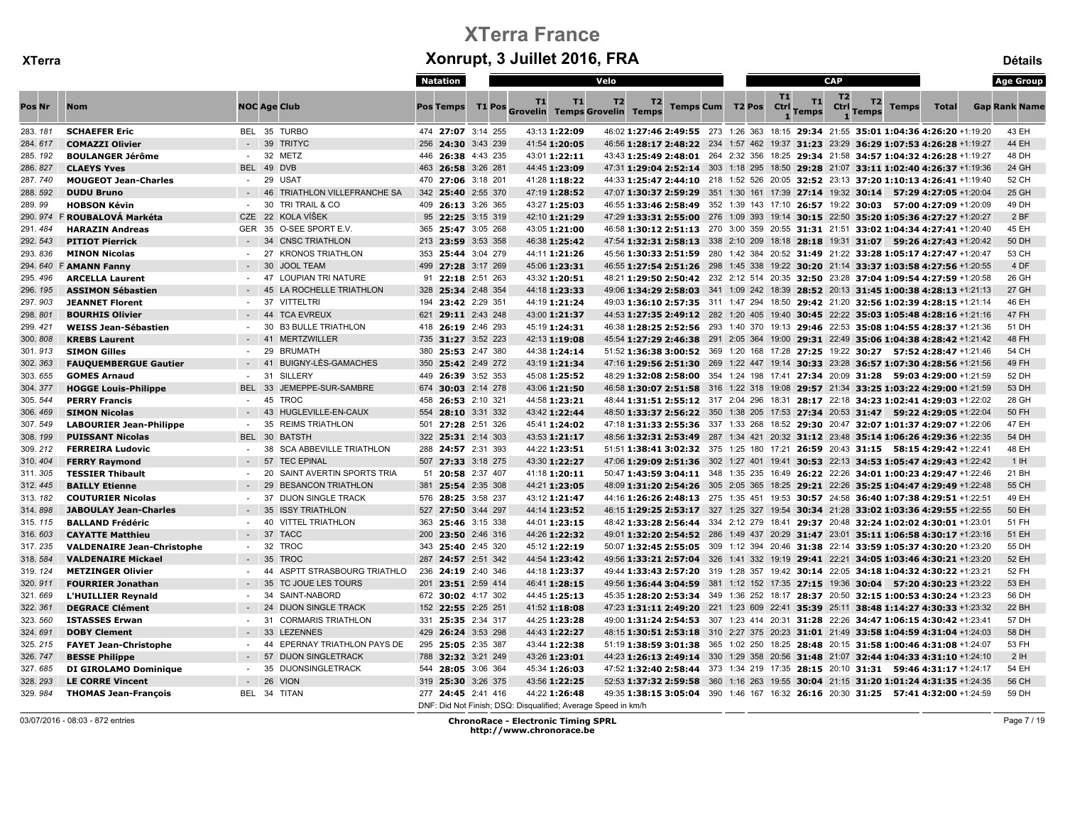# XTerra France

## Xonrupt, 3 Juillet 2016, FRA

XTerra — Détails

| Pos | Nr | | Nom | NOC | Age | Club | Natation Pos | Natation Temps | T1 | T1 Pos | Velo T1 Grovelin | Velo T1 Temps | Velo T2 Grovelin | Velo T2 Temps | Velo Temps | Cum | T2 | T2 Pos | CAP T1 Ctrl 1 | CAP T1 Temps | CAP T2 Ctrl 1 | CAP T2 Temps | CAP Temps | Total | Gap | Age Group Rank | Age Group Name |
|---|---|---|---|---|---|---|---|---|---|---|---|---|---|---|---|---|---|---|---|---|---|---|---|---|---|---|---|
| 283. | 181 | | SCHAEFER Eric | BEL | 35 | TURBO | 474 | 27:07 | 3:14 | 255 | 43:13 | 1:22:09 | 46:02 | 1:27:46 | 2:49:55 | 273 | 1:26 | 363 | 18:15 | 29:34 | 21:55 | 35:01 | 1:04:36 | 4:26:20 | +1:19:20 | 43 | EH |
| 284. | 617 | | COMAZZI Olivier | - | 39 | TRITYC | 256 | 24:30 | 3:43 | 239 | 41:54 | 1:20:05 | 46:56 | 1:28:17 | 2:48:22 | 234 | 1:57 | 462 | 19:37 | 31:23 | 23:29 | 36:29 | 1:07:53 | 4:26:28 | +1:19:27 | 44 | EH |
| 285. | 192 | | BOULANGER Jérôme | - | 32 | METZ | 446 | 26:38 | 4:43 | 235 | 43:01 | 1:22:11 | 43:43 | 1:25:49 | 2:48:01 | 264 | 2:32 | 356 | 18:25 | 29:34 | 21:58 | 34:57 | 1:04:32 | 4:26:28 | +1:19:27 | 48 | DH |
| 286. | 827 | | CLAEYS Yves | BEL | 49 | DVB | 463 | 26:58 | 3:26 | 281 | 44:45 | 1:23:09 | 47:31 | 1:29:04 | 2:52:14 | 303 | 1:18 | 295 | 18:50 | 29:28 | 21:07 | 33:11 | 1:02:40 | 4:26:37 | +1:19:36 | 24 | GH |
| 287. | 740 | | MOUGEOT Jean-Charles | - | 29 | USAT | 470 | 27:06 | 3:18 | 201 | 41:28 | 1:18:22 | 44:33 | 1:25:47 | 2:44:10 | 218 | 1:52 | 526 | 20:05 | 32:52 | 23:13 | 37:20 | 1:10:13 | 4:26:41 | +1:19:40 | 52 | CH |
| 288. | 592 | | DUDU Bruno | - | 46 | TRIATHLON VILLEFRANCHE SA | 342 | 25:40 | 2:55 | 370 | 47:19 | 1:28:52 | 47:07 | 1:30:37 | 2:59:29 | 351 | 1:30 | 161 | 17:39 | 27:14 | 19:32 | 30:14 | 57:29 | 4:27:05 | +1:20:04 | 25 | GH |
| 289. | 99 | | HOBSON Kévin | - | 30 | TRI TRAIL & CO | 409 | 26:13 | 3:26 | 365 | 43:27 | 1:25:03 | 46:55 | 1:33:46 | 2:58:49 | 352 | 1:39 | 143 | 17:10 | 26:57 | 19:22 | 30:03 | 57:00 | 4:27:09 | +1:20:09 | 49 | DH |
| 290. | 974 | F | ROUBALOVÁ Markéta | CZE | 22 | KOLA VÍŠEK | 95 | 22:25 | 3:15 | 319 | 42:10 | 1:21:29 | 47:29 | 1:33:31 | 2:55:00 | 276 | 1:09 | 393 | 19:14 | 30:15 | 22:50 | 35:20 | 1:05:36 | 4:27:27 | +1:20:27 | 2 | BF |
| 291. | 484 | | HARAZIN Andreas | GER | 35 | O-SEE SPORT E.V. | 365 | 25:47 | 3:05 | 268 | 43:05 | 1:21:00 | 46:58 | 1:30:12 | 2:51:13 | 270 | 3:00 | 359 | 20:55 | 31:31 | 21:51 | 33:02 | 1:04:34 | 4:27:41 | +1:20:40 | 45 | EH |
| 292. | 543 | | PITIOT Pierrick | - | 34 | CNSC TRIATHLON | 213 | 23:59 | 3:53 | 358 | 46:38 | 1:25:42 | 47:54 | 1:32:21 | 2:58:13 | 338 | 2:10 | 209 | 18:18 | 28:18 | 19:31 | 31:07 | 59:26 | 4:27:43 | +1:20:42 | 50 | DH |
| 293. | 836 | | MINON Nicolas | - | 27 | KRONOS TRIATHLON | 353 | 25:44 | 3:04 | 279 | 44:11 | 1:21:26 | 45:56 | 1:30:33 | 2:51:59 | 280 | 1:42 | 384 | 20:52 | 31:49 | 21:22 | 33:28 | 1:05:17 | 4:27:47 | +1:20:47 | 53 | CH |
| 294. | 640 | F | AMANN Fanny | - | 30 | JOOL TEAM | 499 | 27:28 | 3:17 | 269 | 45:06 | 1:23:31 | 46:55 | 1:27:54 | 2:51:26 | 298 | 1:45 | 338 | 19:22 | 30:20 | 21:14 | 33:37 | 1:03:58 | 4:27:56 | +1:20:55 | 4 | DF |
| 295. | 496 | | ARCELLA Laurent | - | 47 | LOUPIAN TRI NATURE | 91 | 22:18 | 2:51 | 263 | 43:32 | 1:20:51 | 48:21 | 1:29:50 | 2:50:42 | 232 | 2:12 | 514 | 20:35 | 32:50 | 23:28 | 37:04 | 1:09:54 | 4:27:59 | +1:20:58 | 26 | GH |
| 296. | 195 | | ASSIMON Sébastien | - | 45 | LA ROCHELLE TRIATHLON | 328 | 25:34 | 2:48 | 354 | 44:18 | 1:23:33 | 49:06 | 1:34:29 | 2:58:03 | 341 | 1:09 | 242 | 18:39 | 28:52 | 20:13 | 31:45 | 1:00:38 | 4:28:13 | +1:21:13 | 27 | GH |
| 297. | 903 | | JEANNET Florent | - | 37 | VITTELTRI | 194 | 23:42 | 2:29 | 351 | 44:19 | 1:21:24 | 49:03 | 1:36:10 | 2:57:35 | 311 | 1:47 | 294 | 18:50 | 29:42 | 21:20 | 32:56 | 1:02:39 | 4:28:15 | +1:21:14 | 46 | EH |
| 298. | 801 | | BOURHIS Olivier | - | 44 | TCA EVREUX | 621 | 29:11 | 2:43 | 248 | 43:00 | 1:21:37 | 44:53 | 1:27:35 | 2:49:12 | 282 | 1:20 | 405 | 19:40 | 30:45 | 22:22 | 35:03 | 1:05:48 | 4:28:16 | +1:21:16 | 47 | FH |
| 299. | 421 | | WEISS Jean-Sébastien | - | 30 | B3 BULLE TRIATHLON | 418 | 26:19 | 2:46 | 293 | 45:19 | 1:24:31 | 46:38 | 1:28:25 | 2:52:56 | 293 | 1:40 | 370 | 19:13 | 29:46 | 22:53 | 35:08 | 1:04:55 | 4:28:37 | +1:21:36 | 51 | DH |
| 300. | 808 | | KREBS Laurent | - | 41 | MERTZWILLER | 735 | 31:27 | 3:52 | 223 | 42:13 | 1:19:08 | 45:54 | 1:27:29 | 2:46:38 | 291 | 2:05 | 364 | 19:00 | 29:31 | 22:49 | 35:06 | 1:04:38 | 4:28:42 | +1:21:42 | 48 | FH |
| 301. | 913 | | SIMON Gilles | - | 29 | BRUMATH | 380 | 25:53 | 2:47 | 380 | 44:38 | 1:24:14 | 51:52 | 1:36:38 | 3:00:52 | 369 | 1:20 | 168 | 17:28 | 27:25 | 19:22 | 30:27 | 57:52 | 4:28:47 | +1:21:46 | 54 | CH |
| 302. | 363 | | FAUQUEMBERGUE Gautier | - | 41 | BUIGNY-LÈS-GAMACHES | 350 | 25:42 | 2:49 | 272 | 43:19 | 1:21:34 | 47:16 | 1:29:56 | 2:51:30 | 269 | 1:22 | 447 | 19:14 | 30:33 | 23:28 | 36:57 | 1:07:30 | 4:28:56 | +1:21:56 | 49 | FH |
| 303. | 655 | | GOMES Arnaud | - | 31 | SILLERY | 449 | 26:39 | 3:52 | 353 | 45:08 | 1:25:52 | 48:29 | 1:32:08 | 2:58:00 | 354 | 1:24 | 198 | 17:41 | 27:34 | 20:09 | 31:28 | 59:03 | 4:29:00 | +1:21:59 | 52 | DH |
| 304. | 377 | | HOGGE Louis-Philippe | BEL | 33 | JEMEPPE-SUR-SAMBRE | 674 | 30:03 | 2:14 | 278 | 43:06 | 1:21:50 | 46:58 | 1:30:07 | 2:51:58 | 316 | 1:22 | 318 | 19:08 | 29:57 | 21:34 | 33:25 | 1:03:22 | 4:29:00 | +1:21:59 | 53 | DH |
| 305. | 544 | | PERRY Francis | - | 45 | TROC | 458 | 26:53 | 2:10 | 321 | 44:58 | 1:23:21 | 48:44 | 1:31:51 | 2:55:12 | 317 | 2:04 | 296 | 18:31 | 28:17 | 22:18 | 34:23 | 1:02:41 | 4:29:03 | +1:22:02 | 28 | GH |
| 306. | 469 | | SIMON Nicolas | - | 43 | HUGLEVILLE-EN-CAUX | 554 | 28:10 | 3:31 | 332 | 43:42 | 1:22:44 | 48:50 | 1:33:37 | 2:56:22 | 350 | 1:38 | 205 | 17:53 | 27:34 | 20:53 | 31:47 | 59:22 | 4:29:05 | +1:22:04 | 50 | FH |
| 307. | 549 | | LABOURIER Jean-Philippe | - | 35 | REIMS TRIATHLON | 501 | 27:28 | 2:51 | 326 | 45:41 | 1:24:02 | 47:18 | 1:31:33 | 2:55:36 | 337 | 1:33 | 268 | 18:52 | 29:30 | 20:47 | 32:07 | 1:01:37 | 4:29:07 | +1:22:06 | 47 | EH |
| 308. | 199 | | PUISSANT Nicolas | BEL | 30 | BATSTH | 322 | 25:31 | 2:14 | 303 | 43:53 | 1:21:17 | 48:56 | 1:32:31 | 2:53:49 | 287 | 1:34 | 421 | 20:32 | 31:12 | 23:48 | 35:14 | 1:06:26 | 4:29:36 | +1:22:35 | 54 | DH |
| 309. | 212 | | FERREIRA Ludovic | - | 38 | SCA ABBEVILLE TRIATHLON | 288 | 24:57 | 2:31 | 393 | 44:22 | 1:23:51 | 51:51 | 1:38:41 | 3:02:32 | 375 | 1:25 | 180 | 17:21 | 26:59 | 20:43 | 31:15 | 58:15 | 4:29:42 | +1:22:41 | 48 | EH |
| 310. | 404 | | FERRY Raymond | - | 57 | TEC EPINAL | 507 | 27:33 | 3:18 | 275 | 43:30 | 1:22:27 | 47:06 | 1:29:09 | 2:51:36 | 302 | 1:27 | 401 | 19:41 | 30:53 | 22:13 | 34:53 | 1:05:47 | 4:29:43 | +1:22:42 | 1 | IH |
| 311. | 305 | | TESSIER Thibault | - | 20 | SAINT AVERTIN SPORTS TRIA | 51 | 20:58 | 2:37 | 407 | 41:18 | 1:20:11 | 50:47 | 1:43:59 | 3:04:11 | 348 | 1:35 | 235 | 16:49 | 26:22 | 22:26 | 34:01 | 1:00:23 | 4:29:47 | +1:22:46 | 21 | BH |
| 312. | 445 | | BAILLY Etienne | - | 29 | BESANCON TRIATHLON | 381 | 25:54 | 2:35 | 308 | 44:21 | 1:23:05 | 48:09 | 1:31:20 | 2:54:26 | 305 | 2:05 | 365 | 18:25 | 29:21 | 22:26 | 35:25 | 1:04:47 | 4:29:49 | +1:22:48 | 55 | CH |
| 313. | 182 | | COUTURIER Nicolas | - | 37 | DIJON SINGLE TRACK | 576 | 28:25 | 3:58 | 237 | 43:12 | 1:21:47 | 44:16 | 1:26:26 | 2:48:13 | 275 | 1:35 | 451 | 19:53 | 30:57 | 24:58 | 36:40 | 1:07:38 | 4:29:51 | +1:22:51 | 49 | EH |
| 314. | 898 | | JABOULAY Jean-Charles | - | 35 | ISSY TRIATHLON | 527 | 27:50 | 3:44 | 297 | 44:14 | 1:23:52 | 46:15 | 1:29:25 | 2:53:17 | 327 | 1:25 | 327 | 19:54 | 30:34 | 21:28 | 33:02 | 1:03:36 | 4:29:55 | +1:22:55 | 50 | EH |
| 315. | 115 | | BALLAND Frédéric | - | 40 | VITTEL TRIATHLON | 363 | 25:46 | 3:15 | 338 | 44:01 | 1:23:15 | 48:42 | 1:33:28 | 2:56:44 | 334 | 2:12 | 279 | 18:41 | 29:37 | 20:48 | 32:24 | 1:02:02 | 4:30:01 | +1:23:01 | 51 | FH |
| 316. | 603 | | CAYATTE Matthieu | - | 37 | TACC | 200 | 23:50 | 2:46 | 316 | 44:26 | 1:22:32 | 49:01 | 1:32:20 | 2:54:52 | 286 | 1:49 | 437 | 20:29 | 31:47 | 23:01 | 35:11 | 1:06:58 | 4:30:17 | +1:23:16 | 51 | EH |
| 317. | 235 | | VALDENAIRE Jean-Christophe | - | 32 | TROC | 343 | 25:40 | 2:45 | 320 | 45:12 | 1:22:19 | 50:07 | 1:32:45 | 2:55:05 | 309 | 1:12 | 394 | 20:46 | 31:38 | 22:14 | 33:59 | 1:05:37 | 4:30:20 | +1:23:20 | 55 | DH |
| 318. | 584 | | VALDENAIRE Mickael | - | 35 | TROC | 287 | 24:57 | 2:51 | 342 | 44:54 | 1:23:42 | 49:56 | 1:33:21 | 2:57:04 | 326 | 1:41 | 332 | 19:19 | 29:41 | 22:21 | 34:05 | 1:03:46 | 4:30:21 | +1:23:20 | 52 | EH |
| 319. | 124 | | METZINGER Olivier | - | 44 | ASPTT STRASBOURG TRIATHLO | 236 | 24:19 | 2:40 | 346 | 44:18 | 1:23:37 | 49:44 | 1:33:43 | 2:57:20 | 319 | 1:28 | 357 | 19:42 | 30:14 | 22:05 | 34:18 | 1:04:32 | 4:30:22 | +1:23:21 | 52 | FH |
| 320. | 911 | | FOURRIER Jonathan | - | 35 | TC JOUE LES TOURS | 201 | 23:51 | 2:59 | 414 | 46:41 | 1:28:15 | 49:56 | 1:36:44 | 3:04:59 | 381 | 1:12 | 152 | 17:35 | 27:15 | 19:36 | 30:04 | 57:20 | 4:30:23 | +1:23:22 | 53 | EH |
| 321. | 669 | | L'HUILLIER Reynald | - | 34 | SAINT-NABORD | 672 | 30:02 | 4:17 | 302 | 44:45 | 1:25:13 | 45:35 | 1:28:20 | 2:53:34 | 349 | 1:36 | 252 | 18:17 | 28:37 | 20:50 | 32:15 | 1:00:53 | 4:30:24 | +1:23:23 | 56 | DH |
| 322. | 361 | | DEGRACE Clément | - | 24 | DIJON SINGLE TRACK | 152 | 22:55 | 2:25 | 251 | 41:52 | 1:18:08 | 47:23 | 1:31:11 | 2:49:20 | 221 | 1:23 | 609 | 22:41 | 35:39 | 25:11 | 38:48 | 1:14:27 | 4:30:33 | +1:23:32 | 22 | BH |
| 323. | 560 | | ISTASSES Erwan | - | 31 | CORMARIS TRIATHLON | 331 | 25:35 | 2:34 | 317 | 44:25 | 1:23:28 | 49:00 | 1:31:24 | 2:54:53 | 307 | 1:23 | 414 | 20:31 | 31:28 | 22:26 | 34:47 | 1:06:15 | 4:30:42 | +1:23:41 | 57 | DH |
| 324. | 691 | | DOBY Clement | - | 33 | LEZENNES | 429 | 26:24 | 3:53 | 298 | 44:43 | 1:22:27 | 48:15 | 1:30:51 | 2:53:18 | 310 | 2:27 | 375 | 20:23 | 31:01 | 21:49 | 33:58 | 1:04:59 | 4:31:04 | +1:24:03 | 58 | DH |
| 325. | 215 | | FAYET Jean-Christophe | - | 44 | EPERNAY TRIATHLON PAYS DE | 295 | 25:05 | 2:35 | 387 | 43:44 | 1:22:38 | 51:19 | 1:38:59 | 3:01:38 | 365 | 1:02 | 250 | 18:25 | 28:48 | 20:15 | 31:58 | 1:00:46 | 4:31:08 | +1:24:07 | 53 | FH |
| 326. | 747 | | BESSE Philippe | - | 57 | DIJON SINGLETRACK | 788 | 32:32 | 3:21 | 249 | 43:26 | 1:23:01 | 44:23 | 1:26:13 | 2:49:14 | 330 | 1:29 | 358 | 20:56 | 31:48 | 21:07 | 32:44 | 1:04:33 | 4:31:10 | +1:24:10 | 2 | IH |
| 327. | 685 | | DI GIROLAMO Dominique | - | 35 | DIJONSINGLETRACK | 544 | 28:05 | 3:06 | 364 | 45:34 | 1:26:03 | 47:52 | 1:32:40 | 2:58:44 | 373 | 1:34 | 219 | 17:35 | 28:15 | 20:10 | 31:31 | 59:46 | 4:31:17 | +1:24:17 | 54 | EH |
| 328. | 293 | | LE CORRE Vincent | - | 26 | VION | 319 | 25:30 | 3:26 | 375 | 43:56 | 1:22:25 | 52:53 | 1:37:32 | 2:59:58 | 360 | 1:16 | 263 | 19:55 | 30:04 | 21:15 | 31:20 | 1:01:24 | 4:31:35 | +1:24:35 | 56 | CH |
| 329. | 984 | | THOMAS Jean-François | BEL | 34 | TITAN | 277 | 24:45 | 2:41 | 416 | 44:22 | 1:26:48 | 49:35 | 1:38:15 | 3:05:04 | 390 | 1:46 | 167 | 16:32 | 26:16 | 20:30 | 31:25 | 57:41 | 4:32:00 | +1:24:59 | 59 | DH |

DNF: Did Not Finish; DSQ: Disqualified; Average Speed in km/h

03/07/2016 - 08:03 - 872 entries

**ChronoRace - Electronic Timing SPRL**
http://www.chronorace.be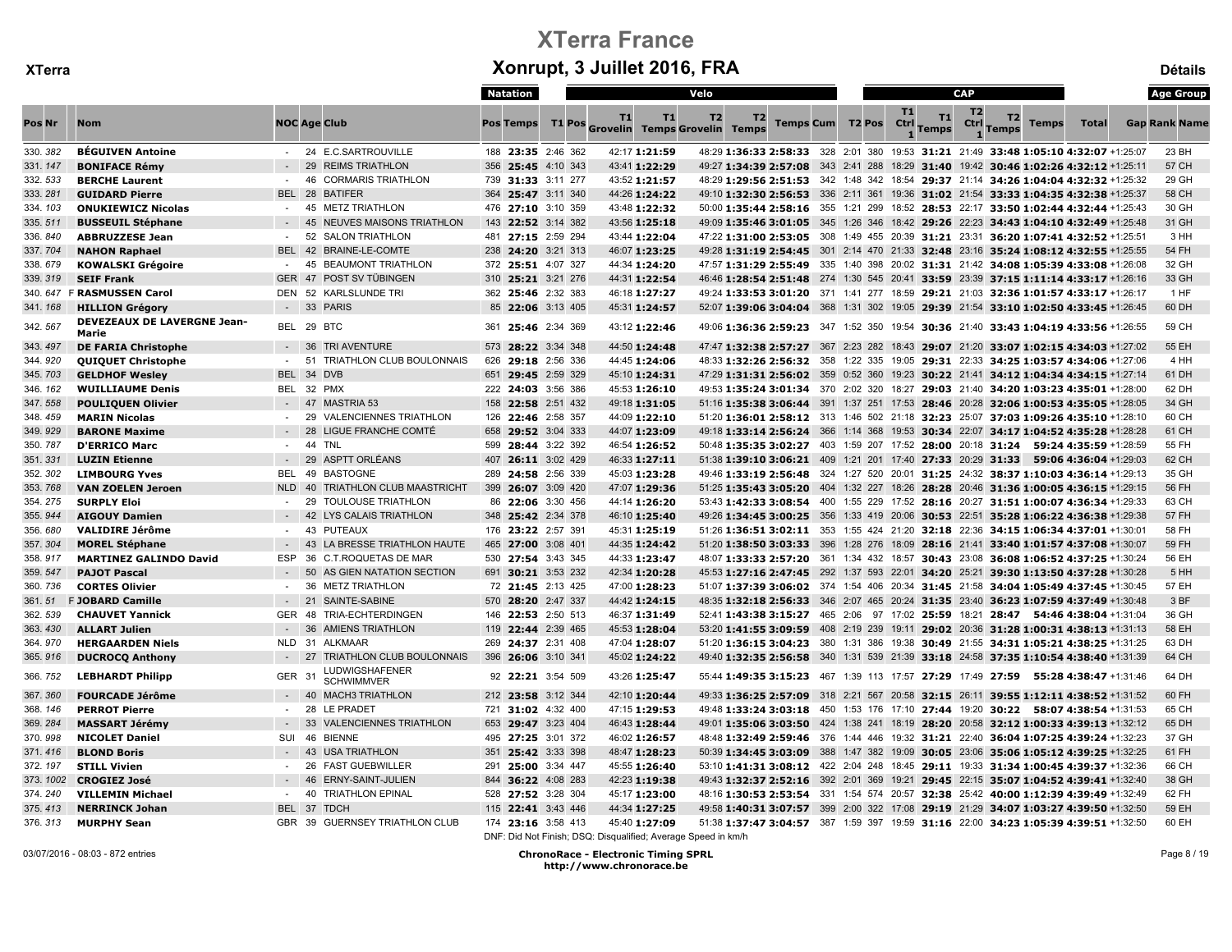| Pos | Nr | | Nom | NOC | Age | Club | Natation Pos | Natation Temps | T1 | Velo Pos | T1 Grovelin | T1 Temps | T2 Grovelin | T2 Temps | Temps | Cum | T2 | CAP Pos | T1 Ctrl 1 | T1 Temps | T2 Ctrl 1 | T2 Temps | Temps | Total | Gap | Rank | Name |
|---|---|---|---|---|---|---|---|---|---|---|---|---|---|---|---|---|---|---|---|---|---|---|---|---|---|---|---|
| 330. | 382 | | **BÉGUIVEN Antoine** | - | 24 | E.C.SARTROUVILLE | 188 | **23:35** | 2:46 | 362 | 42:17 | **1:21:59** | 48:29 | **1:36:33** | **2:58:33** | 328 | 2:01 | 380 | 19:53 | **31:21** | 21:49 | **33:48** | **1:05:10** | **4:32:07** | +1:25:07 | 23 | BH |
| 331. | 147 | | **BONIFACE Rémy** | - | 29 | REIMS TRIATHLON | 356 | **25:45** | 4:10 | 343 | 43:41 | **1:22:29** | 49:27 | **1:34:39** | **2:57:08** | 343 | 2:41 | 288 | 18:29 | **31:40** | 19:42 | **30:46** | **1:02:26** | **4:32:12** | +1:25:11 | 57 | CH |
| 332. | 533 | | **BERCHE Laurent** | - | 46 | CORMARIS TRIATHLON | 739 | **31:33** | 3:11 | 277 | 43:52 | **1:21:57** | 48:29 | **1:29:56** | **2:51:53** | 342 | 1:48 | 342 | 18:54 | **29:37** | 21:14 | **34:26** | **1:04:04** | **4:32:32** | +1:25:32 | 29 | GH |
| 333. | 281 | | **GUIDARD Pierre** | BEL | 28 | BATIFER | 364 | **25:47** | 3:11 | 340 | 44:26 | **1:24:22** | 49:10 | **1:32:30** | **2:56:53** | 336 | 2:11 | 361 | 19:36 | **31:02** | 21:54 | **33:33** | **1:04:35** | **4:32:38** | +1:25:37 | 58 | CH |
| 334. | 103 | | **ONUKIEWICZ Nicolas** | - | 45 | METZ TRIATHLON | 476 | **27:10** | 3:10 | 359 | 43:48 | **1:22:32** | 50:00 | **1:35:44** | **2:58:16** | 355 | 1:21 | 299 | 18:52 | **28:53** | 22:17 | **33:50** | **1:02:44** | **4:32:44** | +1:25:43 | 30 | GH |
| 335. | 511 | | **BUSSEUIL Stéphane** | - | 45 | NEUVES MAISONS TRIATHLON | 143 | **22:52** | 3:14 | 382 | 43:56 | **1:25:18** | 49:09 | **1:35:46** | **3:01:05** | 345 | 1:26 | 346 | 18:42 | **29:26** | 22:23 | **34:43** | **1:04:10** | **4:32:49** | +1:25:48 | 31 | GH |
| 336. | 840 | | **ABBRUZZESE Jean** | - | 52 | SALON TRIATHLON | 481 | **27:15** | 2:59 | 294 | 43:44 | **1:22:04** | 47:22 | **1:31:00** | **2:53:05** | 308 | 1:49 | 455 | 20:39 | **31:21** | 23:31 | **36:20** | **1:07:41** | **4:32:52** | +1:25:51 | 3 | HH |
| 337. | 704 | | **NAHON Raphael** | BEL | 42 | BRAINE-LE-COMTE | 238 | **24:20** | 3:21 | 313 | 46:07 | **1:23:25** | 49:28 | **1:31:19** | **2:54:45** | 301 | 2:14 | 470 | 21:33 | **32:48** | 23:16 | **35:24** | **1:08:12** | **4:32:55** | +1:25:55 | 54 | FH |
| 338. | 679 | | **KOWALSKI Grégoire** | - | 45 | BEAUMONT TRIATHLON | 372 | **25:51** | 4:07 | 327 | 44:34 | **1:24:20** | 47:57 | **1:31:29** | **2:55:49** | 335 | 1:40 | 398 | 20:02 | **31:31** | 21:42 | **34:08** | **1:05:39** | **4:33:08** | +1:26:08 | 32 | GH |
| 339. | 319 | | **SEIF Frank** | GER | 47 | POST SV TÜBINGEN | 310 | **25:21** | 3:21 | 276 | 44:31 | **1:22:54** | 46:46 | **1:28:54** | **2:51:48** | 274 | 1:30 | 545 | 20:41 | **33:59** | 23:39 | **37:15** | **1:11:14** | **4:33:17** | +1:26:16 | 33 | GH |
| 340. | 647 | F | **RASMUSSEN Carol** | DEN | 52 | KARLSLUNDE TRI | 362 | **25:46** | 2:32 | 383 | 46:18 | **1:27:27** | 49:24 | **1:33:53** | **3:01:20** | 371 | 1:41 | 277 | 18:59 | **29:21** | 21:03 | **32:36** | **1:01:57** | **4:33:17** | +1:26:17 | 1 | HF |
| 341. | 168 | | **HILLION Grégory** | - | 33 | PARIS | 85 | **22:06** | 3:13 | 405 | 45:31 | **1:24:57** | 52:07 | **1:39:06** | **3:04:04** | 368 | 1:31 | 302 | 19:05 | **29:39** | 21:54 | **33:10** | **1:02:50** | **4:33:45** | +1:26:45 | 60 | DH |
| 342. | 567 | | **DEVEZEAUX DE LAVERGNE Jean-Marie** | BEL | 29 | BTC | 361 | **25:46** | 2:34 | 369 | 43:12 | **1:22:46** | 49:06 | **1:36:36** | **2:59:23** | 347 | 1:52 | 350 | 19:54 | **30:36** | 21:40 | **33:43** | **1:04:19** | **4:33:56** | +1:26:55 | 59 | CH |
| 343. | 497 | | **DE FARIA Christophe** | - | 36 | TRI AVENTURE | 573 | **28:22** | 3:34 | 348 | 44:50 | **1:24:48** | 47:47 | **1:32:38** | **2:57:27** | 367 | 2:23 | 282 | 18:43 | **29:07** | 21:20 | **33:07** | **1:02:15** | **4:34:03** | +1:27:02 | 55 | EH |
| 344. | 920 | | **QUIQUET Christophe** | - | 51 | TRIATHLON CLUB BOULONNAIS | 626 | **29:18** | 2:56 | 336 | 44:45 | **1:24:06** | 48:33 | **1:32:26** | **2:56:32** | 358 | 1:22 | 335 | 19:05 | **29:31** | 22:33 | **34:25** | **1:03:57** | **4:34:06** | +1:27:06 | 4 | HH |
| 345. | 703 | | **GELDHOF Wesley** | BEL | 34 | DVB | 651 | **29:45** | 2:59 | 329 | 45:10 | **1:24:31** | 47:29 | **1:31:31** | **2:56:02** | 359 | 0:52 | 360 | 19:23 | **30:22** | 21:41 | **34:12** | **1:04:34** | **4:34:15** | +1:27:14 | 61 | DH |
| 346. | 162 | | **WUILLIAUME Denis** | BEL | 32 | PMX | 222 | **24:03** | 3:56 | 386 | 45:53 | **1:26:10** | 49:53 | **1:35:24** | **3:01:34** | 370 | 2:02 | 320 | 18:27 | **29:03** | 21:40 | **34:20** | **1:03:23** | **4:35:01** | +1:28:00 | 62 | DH |
| 347. | 558 | | **POULIQUEN Olivier** | - | 47 | MASTRIA 53 | 158 | **22:58** | 2:51 | 432 | 49:18 | **1:31:05** | 51:16 | **1:35:38** | **3:06:44** | 391 | 1:37 | 251 | 17:53 | **28:46** | 20:28 | **32:06** | **1:00:53** | **4:35:05** | +1:28:05 | 34 | GH |
| 348. | 459 | | **MARIN Nicolas** | - | 29 | VALENCIENNES TRIATHLON | 126 | **22:46** | 2:58 | 357 | 44:09 | **1:22:10** | 51:20 | **1:36:01** | **2:58:12** | 313 | 1:46 | 502 | 21:18 | **32:23** | 25:07 | **37:03** | **1:09:26** | **4:35:10** | +1:28:10 | 60 | CH |
| 349. | 929 | | **BARONE Maxime** | - | 28 | LIGUE FRANCHE COMTÉ | 658 | **29:52** | 3:04 | 333 | 44:07 | **1:23:09** | 49:18 | **1:33:14** | **2:56:24** | 366 | 1:14 | 368 | 19:53 | **30:34** | 22:07 | **34:17** | **1:04:52** | **4:35:28** | +1:28:28 | 61 | CH |
| 350. | 787 | | **D'ERRICO Marc** | - | 44 | TNL | 599 | **28:44** | 3:22 | 392 | 46:54 | **1:26:52** | 50:48 | **1:35:35** | **3:02:27** | 403 | 1:59 | 207 | 17:52 | **28:00** | 20:18 | **31:24** | **59:24** | **4:35:59** | +1:28:59 | 55 | FH |
| 351. | 331 | | **LUZIN Etienne** | - | 29 | ASPTT ORLÉANS | 407 | **26:11** | 3:02 | 429 | 46:33 | **1:27:11** | 51:38 | **1:39:10** | **3:06:21** | 409 | 1:21 | 201 | 17:40 | **27:33** | 20:29 | **31:33** | **59:06** | **4:36:04** | +1:29:03 | 62 | CH |
| 352. | 302 | | **LIMBOURG Yves** | BEL | 49 | BASTOGNE | 289 | **24:58** | 2:56 | 339 | 45:03 | **1:23:28** | 49:46 | **1:33:19** | **2:56:48** | 324 | 1:27 | 520 | 20:01 | **31:25** | 24:32 | **38:37** | **1:10:03** | **4:36:14** | +1:29:13 | 35 | GH |
| 353. | 768 | | **VAN ZOELEN Jeroen** | NLD | 40 | TRIATHLON CLUB MAASTRICHT | 399 | **26:07** | 3:09 | 420 | 47:07 | **1:29:36** | 51:25 | **1:35:43** | **3:05:20** | 404 | 1:32 | 227 | 18:26 | **28:28** | 20:46 | **31:36** | **1:00:05** | **4:36:15** | +1:29:15 | 56 | FH |
| 354. | 275 | | **SURPLY Eloi** | - | 29 | TOULOUSE TRIATHLON | 86 | **22:06** | 3:30 | 456 | 44:14 | **1:26:20** | 53:43 | **1:42:33** | **3:08:54** | 400 | 1:55 | 229 | 17:52 | **28:16** | 20:27 | **31:51** | **1:00:07** | **4:36:34** | +1:29:33 | 63 | CH |
| 355. | 944 | | **AIGOUY Damien** | - | 42 | LYS CALAIS TRIATHLON | 348 | **25:42** | 2:34 | 378 | 46:10 | **1:25:40** | 49:26 | **1:34:45** | **3:00:25** | 356 | 1:33 | 419 | 20:06 | **30:53** | 22:51 | **35:28** | **1:06:22** | **4:36:38** | +1:29:38 | 57 | FH |
| 356. | 680 | | **VALIDIRE Jérôme** | - | 43 | PUTEAUX | 176 | **23:22** | 2:57 | 391 | 45:31 | **1:25:19** | 51:26 | **1:36:52** | **3:02:11** | 353 | 1:55 | 424 | 21:20 | **32:18** | 22:36 | **34:15** | **1:06:34** | **4:37:01** | +1:30:01 | 58 | FH |
| 357. | 304 | | **MOREL Stéphane** | - | 43 | LA BRESSE TRIATHLON HAUTE | 465 | **27:00** | 3:08 | 401 | 44:35 | **1:24:42** | 51:20 | **1:38:50** | **3:03:33** | 396 | 1:28 | 276 | 18:09 | **28:16** | 21:41 | **33:40** | **1:01:57** | **4:37:08** | +1:30:07 | 59 | FH |
| 358. | 917 | | **MARTINEZ GALINDO David** | ESP | 36 | C.T.ROQUETAS DE MAR | 530 | **27:54** | 3:43 | 345 | 44:33 | **1:23:47** | 48:07 | **1:33:33** | **2:57:20** | 361 | 1:34 | 432 | 18:57 | **30:43** | 23:08 | **36:08** | **1:06:52** | **4:37:25** | +1:30:24 | 56 | EH |
| 359. | 547 | | **PAJOT Pascal** | - | 50 | AS GIEN NATATION SECTION | 691 | **30:21** | 3:53 | 232 | 42:34 | **1:20:28** | 45:53 | **1:27:16** | **2:47:45** | 292 | 1:37 | 593 | 22:01 | **34:20** | 25:21 | **39:30** | **1:13:50** | **4:37:28** | +1:30:28 | 5 | HH |
| 360. | 736 | | **CORTES Olivier** | - | 36 | METZ TRIATHLON | 72 | **21:45** | 2:13 | 425 | 47:00 | **1:28:23** | 51:07 | **1:37:39** | **3:06:02** | 374 | 1:54 | 406 | 20:34 | **31:45** | 21:58 | **34:04** | **1:05:49** | **4:37:45** | +1:30:45 | 57 | EH |
| 361. | 51 | F | **JOBARD Camille** | - | 21 | SAINTE-SABINE | 570 | **28:20** | 2:47 | 337 | 44:42 | **1:24:15** | 48:35 | **1:32:18** | **2:56:33** | 346 | 2:07 | 465 | 20:24 | **31:35** | 23:40 | **36:23** | **1:07:59** | **4:37:49** | +1:30:48 | 3 | BF |
| 362. | 539 | | **CHAUVET Yannick** | GER | 48 | TRIA-ECHTERDINGEN | 146 | **22:53** | 2:50 | 513 | 46:37 | **1:31:49** | 52:41 | **1:43:38** | **3:15:27** | 465 | 2:06 | 97 | 17:02 | **25:59** | 18:21 | **28:47** | **54:46** | **4:38:04** | +1:31:04 | 36 | GH |
| 363. | 430 | | **ALLART Julien** | - | 36 | AMIENS TRIATHLON | 119 | **22:44** | 2:39 | 465 | 45:53 | **1:28:04** | 53:20 | **1:41:55** | **3:09:59** | 408 | 2:19 | 239 | 19:11 | **29:02** | 20:36 | **31:28** | **1:00:31** | **4:38:13** | +1:31:13 | 58 | EH |
| 364. | 970 | | **HERGAARDEN Niels** | NLD | 31 | ALKMAAR | 269 | **24:37** | 2:31 | 408 | 47:04 | **1:28:07** | 51:20 | **1:36:15** | **3:04:23** | 380 | 1:31 | 386 | 19:38 | **30:49** | 21:55 | **34:31** | **1:05:21** | **4:38:25** | +1:31:25 | 63 | DH |
| 365. | 916 | | **DUCROCQ Anthony** | - | 27 | TRIATHLON CLUB BOULONNAIS | 396 | **26:06** | 3:10 | 341 | 45:02 | **1:24:22** | 49:40 | **1:32:35** | **2:56:58** | 340 | 1:31 | 539 | 21:39 | **33:18** | 24:58 | **37:35** | **1:10:54** | **4:38:40** | +1:31:39 | 64 | CH |
| 366. | 752 | | **LEBHARDT Philipp** | GER | 31 | LUDWIGSHAFENER SCHWIMMVER | 92 | **22:21** | 3:54 | 509 | 43:26 | **1:25:47** | 55:44 | **1:49:35** | **3:15:23** | 467 | 1:39 | 113 | 17:57 | **27:29** | 17:49 | **27:59** | **55:28** | **4:38:47** | +1:31:46 | 64 | DH |
| 367. | 360 | | **FOURCADE Jérôme** | - | 40 | MACH3 TRIATHLON | 212 | **23:58** | 3:12 | 344 | 42:10 | **1:20:44** | 49:33 | **1:36:25** | **2:57:09** | 318 | 2:21 | 567 | 20:58 | **32:15** | 26:11 | **39:55** | **1:12:11** | **4:38:52** | +1:31:52 | 60 | FH |
| 368. | 146 | | **PERROT Pierre** | - | 28 | LE PRADET | 721 | **31:02** | 4:32 | 400 | 47:15 | **1:29:53** | 49:48 | **1:33:24** | **3:03:18** | 450 | 1:53 | 176 | 17:10 | **27:44** | 19:20 | **30:22** | **58:07** | **4:38:54** | +1:31:53 | 65 | CH |
| 369. | 284 | | **MASSART Jérémy** | - | 33 | VALENCIENNES TRIATHLON | 653 | **29:47** | 3:23 | 404 | 46:43 | **1:28:44** | 49:01 | **1:35:06** | **3:03:50** | 424 | 1:38 | 241 | 18:19 | **28:20** | 20:58 | **32:12** | **1:00:33** | **4:39:13** | +1:32:12 | 65 | DH |
| 370. | 998 | | **NICOLET Daniel** | SUI | 46 | BIENNE | 495 | **27:25** | 3:01 | 372 | 46:02 | **1:26:57** | 48:48 | **1:32:49** | **2:59:46** | 376 | 1:44 | 446 | 19:32 | **31:21** | 22:40 | **36:04** | **1:07:25** | **4:39:24** | +1:32:23 | 37 | GH |
| 371. | 416 | | **BLOND Boris** | - | 43 | USA TRIATHLON | 351 | **25:42** | 3:33 | 398 | 48:47 | **1:28:23** | 50:39 | **1:34:45** | **3:03:09** | 388 | 1:47 | 382 | 19:09 | **30:05** | 23:06 | **35:06** | **1:05:12** | **4:39:25** | +1:32:25 | 61 | FH |
| 372. | 197 | | **STILL Vivien** | - | 26 | FAST GUEBWILLER | 291 | **25:00** | 3:34 | 447 | 45:55 | **1:26:40** | 53:10 | **1:41:31** | **3:08:12** | 422 | 2:04 | 248 | 18:45 | **29:11** | 19:33 | **31:34** | **1:00:45** | **4:39:37** | +1:32:36 | 66 | CH |
| 373. | 1002 | | **CROGIEZ José** | - | 46 | ERNY-SAINT-JULIEN | 844 | **36:22** | 4:08 | 283 | 42:23 | **1:19:38** | 49:43 | **1:32:37** | **2:52:16** | 392 | 2:01 | 369 | 19:21 | **29:45** | 22:15 | **35:07** | **1:04:52** | **4:39:41** | +1:32:40 | 38 | GH |
| 374. | 240 | | **VILLEMIN Michael** | - | 40 | TRIATHLON EPINAL | 528 | **27:52** | 3:28 | 304 | 45:17 | **1:23:00** | 48:16 | **1:30:53** | **2:53:54** | 331 | 1:54 | 574 | 20:57 | **32:38** | 25:42 | **40:00** | **1:12:39** | **4:39:49** | +1:32:49 | 62 | FH |
| 375. | 413 | | **NERRINCK Johan** | BEL | 37 | TDCH | 115 | **22:41** | 3:43 | 446 | 44:34 | **1:27:25** | 49:58 | **1:40:31** | **3:07:57** | 399 | 2:00 | 322 | 17:08 | **29:19** | 21:29 | **34:07** | **1:03:27** | **4:39:50** | +1:32:50 | 59 | EH |
| 376. | 313 | | **MURPHY Sean** | GBR | 39 | GUERNSEY TRIATHLON CLUB | 174 | **23:16** | 3:58 | 413 | 45:40 | **1:27:09** | 51:38 | **1:37:47** | **3:04:57** | 387 | 1:59 | 397 | 19:59 | **31:16** | 22:00 | **34:23** | **1:05:39** | **4:39:51** | +1:32:50 | 60 | EH |

DNF: Did Not Finish; DSQ: Disqualified; Average Speed in km/h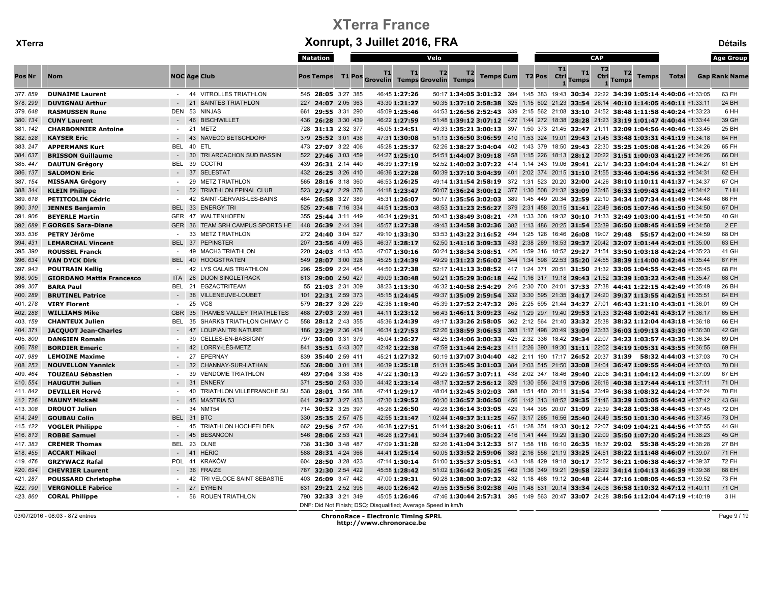# XTerra France

## Xonrupt, 3 Juillet 2016, FRA

XTerra — Détails

| | | | | | | Natation | | | | Velo | | | | | | | | | CAP | | | | | | | | Age Group | |
|---|---|---|---|---|---|---|---|---|---|---|---|---|---|---|---|---|---|---|---|---|---|---|---|---|---|---|---|---|
| Pos | Nr | Nom | NOC | Age | Club | Pos | Temps | T1 | Pos | T1 Grovelin | T1 Temps | T2 Grovelin | T2 Temps | Temps | Cum | T2 | Pos | T1 Ctrl 1 | T1 Temps | T2 Ctrl 1 | T2 Temps | Temps | Total | Gap | Rank | Name |
| 377. | 859 | **DUNAIME Laurent** | - | 44 | VITROLLES TRIATHLON | 545 | **28:05** | 3:27 | 385 | 46:45 | **1:27:26** | 50:17 | **1:34:05** | **3:01:32** | 394 | 1:45 | 383 | 19:43 | **30:34** | 22:22 | **34:39** | **1:05:14** | **4:40:06** | +1:33:05 | 63 | FH |
| 378. | 299 | **DUVIGNAU Arthur** | - | 21 | SAINTES TRIATHLON | 227 | **24:07** | 2:05 | 363 | 43:30 | **1:21:27** | 50:35 | **1:37:10** | **2:58:38** | 325 | 1:15 | 602 | 21:23 | **33:54** | 26:14 | **40:10** | **1:14:05** | **4:40:11** | +1:33:11 | 24 | BH |
| 379. | 648 | **RASMUSSEN Rune** | DEN | 53 | NINJAS | 661 | **29:55** | 3:31 | 290 | 45:09 | **1:25:46** | 44:53 | **1:26:56** | **2:52:43** | 339 | 2:15 | 562 | 21:08 | **33:10** | 24:52 | **38:48** | **1:11:58** | **4:40:24** | +1:33:23 | 6 | HH |
| 380. | 134 | **CUNY Laurent** | - | 46 | BISCHWILLET | 436 | **26:28** | 3:30 | 439 | 46:22 | **1:27:59** | 51:48 | **1:39:12** | **3:07:12** | 427 | 1:44 | 272 | 18:38 | **28:28** | 21:23 | **33:19** | **1:01:47** | **4:40:44** | +1:33:44 | 39 | GH |
| 381. | 142 | **CHARBONNIER Antoine** | - | 21 | METZ | 728 | **31:13** | 2:32 | 377 | 45:05 | **1:24:51** | 49:33 | **1:35:21** | **3:00:13** | 397 | 1:50 | 373 | 21:45 | **32:47** | 21:11 | **32:09** | **1:04:56** | **4:40:46** | +1:33:45 | 25 | BH |
| 382. | 528 | **KAYSER Eric** | - | 43 | NAVECO BETSCHDORF | 379 | **25:52** | 3:01 | 436 | 47:31 | **1:30:08** | 51:13 | **1:36:50** | **3:06:59** | 410 | 1:53 | 324 | 19:01 | **29:43** | 21:45 | **33:48** | **1:03:31** | **4:41:19** | +1:34:18 | 64 | FH |
| 383. | 247 | **APPERMANS Kurt** | BEL | 40 | ETL | 473 | **27:07** | 3:22 | 406 | 45:28 | **1:25:37** | 52:26 | **1:38:27** | **3:04:04** | 402 | 1:43 | 379 | 18:50 | **29:43** | 22:30 | **35:25** | **1:05:08** | **4:41:26** | +1:34:26 | 65 | FH |
| 384. | 637 | **BRISSON Guillaume** | - | 30 | TRI ARCACHON SUD BASSIN | 522 | **27:46** | 3:03 | 459 | 44:27 | **1:25:10** | 54:51 | **1:44:07** | **3:09:18** | 458 | 1:15 | 226 | 18:13 | **28:12** | 20:22 | **31:51** | **1:00:03** | **4:41:27** | +1:34:26 | 66 | DH |
| 385. | 447 | **DAUTUN Grégory** | BEL | 39 | CCCTRI | 439 | **26:31** | 2:14 | 440 | 46:39 | **1:27:19** | 52:52 | **1:40:02** | **3:07:22** | 414 | 1:14 | 343 | 19:06 | **29:41** | 22:17 | **34:23** | **1:04:04** | **4:41:28** | +1:34:27 | 61 | EH |
| 386. | 137 | **SALOMON Eric** | - | 37 | SELESTAT | 432 | **26:25** | 3:26 | 410 | 46:36 | **1:27:28** | 50:39 | **1:37:10** | **3:04:39** | 401 | 2:02 | 374 | 20:15 | **31:10** | 21:55 | **33:46** | **1:04:56** | **4:41:32** | +1:34:31 | 62 | EH |
| 387. | 154 | **MISSANA Grégory** | - | 29 | METZ TRIATHLON | 565 | **28:16** | 3:18 | 360 | 46:53 | **1:26:25** | 49:14 | **1:31:54** | **2:58:19** | 372 | 1:31 | 523 | 20:20 | **32:00** | 24:26 | **38:10** | **1:10:11** | **4:41:37** | +1:34:37 | 67 | CH |
| 388. | 344 | **KLEIN Philippe** | - | 52 | TRIATHLON EPINAL CLUB | 523 | **27:47** | 2:29 | 376 | 44:18 | **1:23:47** | 50:07 | **1:36:24** | **3:00:12** | 377 | 1:30 | 508 | 21:32 | **33:09** | 23:46 | **36:33** | **1:09:43** | **4:41:42** | +1:34:42 | 7 | HH |
| 389. | 618 | **PETITCOLIN Cédric** | - | 42 | SAINT-GERVAIS-LES-BAINS | 464 | **26:58** | 3:27 | 389 | 45:31 | **1:26:07** | 50:17 | **1:35:56** | **3:02:03** | 389 | 1:45 | 449 | 20:34 | **32:59** | 22:10 | **34:34** | **1:07:34** | **4:41:49** | +1:34:48 | 66 | FH |
| 390. | 310 | **JENNES Benjamin** | BEL | 33 | ENERGY TRI | 525 | **27:48** | 7:16 | 334 | 44:51 | **1:25:03** | 48:53 | **1:31:23** | **2:56:27** | 379 | 2:31 | 458 | 20:15 | **31:41** | 22:49 | **36:05** | **1:07:46** | **4:41:50** | +1:34:50 | 67 | DH |
| 391. | 906 | **BEYERLE Martin** | GER | 47 | WALTENHOFEN | 355 | **25:44** | 3:11 | 449 | 46:34 | **1:29:31** | 50:43 | **1:38:49** | **3:08:21** | 428 | 1:33 | 308 | 19:32 | **30:10** | 21:33 | **32:49** | **1:03:00** | **4:41:51** | +1:34:50 | 40 | GH |
| 392. | 689 F | **GORGES Sara-Diane** | GER | 36 | TEAM SRH CAMPUS SPORTS HE | 448 | **26:39** | 2:44 | 394 | 45:57 | **1:27:38** | 49:43 | **1:34:58** | **3:02:36** | 382 | 1:13 | 486 | 20:25 | **31:54** | 23:39 | **36:50** | **1:08:45** | **4:41:59** | +1:34:58 | 2 | EF |
| 393. | 536 | **PETRY Jérôme** | - | 33 | METZ TRIATHLON | 272 | **24:40** | 3:04 | 527 | 49:10 | **1:33:30** | 53:53 | **1:43:22** | **3:16:52** | 494 | 1:25 | 126 | 16:46 | **26:08** | 19:07 | **29:48** | **55:57** | **4:42:00** | +1:34:59 | 68 | DH |
| 394. | 431 | **LEMARCHAL Vincent** | BEL | 37 | PEPINSTER | 207 | **23:56** | 4:09 | 463 | 46:37 | **1:28:17** | 52:50 | **1:41:16** | **3:09:33** | 433 | 2:38 | 269 | 18:53 | **29:37** | 20:42 | **32:07** | **1:01:44** | **4:42:01** | +1:35:00 | 63 | EH |
| 395. | 390 | **ROUSSEL Franck** | - | 49 | MACH3 TRIATHLON | 220 | **24:03** | 4:13 | 453 | 47:07 | **1:30:16** | 50:24 | **1:38:34** | **3:08:51** | 426 | 1:59 | 316 | 18:52 | **29:27** | 21:54 | **33:50** | **1:03:18** | **4:42:24** | +1:35:23 | 41 | GH |
| 396. | 634 | **VAN DYCK Dirk** | BEL | 40 | HOOGSTRATEN | 549 | **28:07** | 3:00 | 328 | 45:25 | **1:24:39** | 49:29 | **1:31:23** | **2:56:02** | 344 | 1:34 | 598 | 22:53 | **35:20** | 24:55 | **38:39** | **1:14:00** | **4:42:44** | +1:35:44 | 67 | FH |
| 397. | 943 | **POUTRAIN Kellig** | - | 42 | LYS CALAIS TRIATHLON | 296 | **25:09** | 2:24 | 454 | 44:50 | **1:27:38** | 52:17 | **1:41:13** | **3:08:52** | 417 | 1:24 | 371 | 20:51 | **31:50** | 21:32 | **33:05** | **1:04:55** | **4:42:45** | +1:35:45 | 68 | FH |
| 398. | 905 | **GIORDANO Mattia Francesco** | ITA | 28 | DIJON SINGLETRACK | 613 | **29:00** | 2:50 | 427 | 49:09 | **1:30:48** | 50:21 | **1:35:29** | **3:06:18** | 442 | 1:16 | 317 | 19:18 | **29:43** | 21:52 | **33:39** | **1:03:22** | **4:42:48** | +1:35:47 | 68 | CH |
| 399. | 307 | **BARA Paul** | BEL | 21 | EGZACTRITEAM | 55 | **21:03** | 2:31 | 309 | 38:23 | **1:13:30** | 46:32 | **1:40:58** | **2:54:29** | 246 | 2:30 | 700 | 24:01 | **37:33** | 27:38 | **44:41** | **1:22:15** | **4:42:49** | +1:35:49 | 26 | BH |
| 400. | 289 | **BRUTINEL Patrice** | - | 38 | VILLENEUVE-LOUBET | 101 | **22:31** | 2:59 | 373 | 45:15 | **1:24:45** | 49:37 | **1:35:09** | **2:59:54** | 332 | 3:30 | 595 | 21:35 | **34:17** | 24:20 | **39:37** | **1:13:55** | **4:42:51** | +1:35:51 | 64 | EH |
| 401. | 278 | **VIRY Florent** | - | 25 | VCS | 579 | **28:27** | 3:26 | 229 | 42:38 | **1:19:40** | 45:39 | **1:27:52** | **2:47:32** | 265 | 2:25 | 695 | 21:44 | **34:27** | 27:01 | **46:43** | **1:21:10** | **4:43:01** | +1:36:01 | 69 | CH |
| 402. | 288 | **WILLIAMS Mike** | GBR | 35 | THAMES VALLEY TRIATHLETES | 468 | **27:03** | 2:39 | 461 | 44:11 | **1:23:12** | 56:43 | **1:46:11** | **3:09:23** | 452 | 1:29 | 297 | 19:40 | **29:53** | 21:33 | **32:48** | **1:02:41** | **4:43:17** | +1:36:17 | 65 | EH |
| 403. | 159 | **CHANTEUX Julien** | BEL | 35 | SHARKS TRIATHLON CHIMAY C | 558 | **28:12** | 2:43 | 355 | 45:36 | **1:24:39** | 49:17 | **1:33:26** | **2:58:05** | 362 | 2:12 | 564 | 21:40 | **33:32** | 25:38 | **38:32** | **1:12:04** | **4:43:18** | +1:36:18 | 66 | EH |
| 404. | 371 | **JACQUOT Jean-Charles** | - | 47 | LOUPIAN TRI NATURE | 186 | **23:29** | 2:36 | 434 | 46:34 | **1:27:53** | 52:26 | **1:38:59** | **3:06:53** | 393 | 1:17 | 498 | 20:49 | **33:09** | 23:33 | **36:03** | **1:09:13** | **4:43:30** | +1:36:30 | 42 | GH |
| 405. | 800 | **DANGIEN Romain** | - | 30 | CELLES-EN-BASSIGNY | 797 | **33:00** | 3:31 | 379 | 45:04 | **1:26:27** | 48:25 | **1:34:06** | **3:00:33** | 425 | 2:32 | 336 | 18:42 | **29:34** | 22:07 | **34:23** | **1:03:57** | **4:43:35** | +1:36:34 | 69 | DH |
| 406. | 788 | **BORDIER Emeric** | - | 42 | LORRY-LÈS-METZ | 841 | **35:51** | 5:43 | 307 | 42:42 | **1:22:38** | 47:59 | **1:31:44** | **2:54:23** | 411 | 2:26 | 390 | 19:30 | **31:11** | 22:02 | **34:19** | **1:05:31** | **4:43:55** | +1:36:55 | 69 | FH |
| 407. | 989 | **LEMOINE Maxime** | - | 27 | EPERNAY | 839 | **35:40** | 2:59 | 411 | 45:21 | **1:27:32** | 50:19 | **1:37:07** | **3:04:40** | 482 | 2:11 | 190 | 17:17 | **26:52** | 20:37 | **31:39** | **58:32** | **4:44:03** | +1:37:03 | 70 | CH |
| 408. | 253 | **NOUVELLON Yannick** | - | 32 | CHANNAY-SUR-LATHAN | 536 | **28:00** | 3:01 | 381 | 46:39 | **1:25:18** | 51:31 | **1:35:45** | **3:01:03** | 384 | 2:03 | 515 | 21:50 | **33:08** | 24:04 | **36:47** | **1:09:55** | **4:44:04** | +1:37:03 | 70 | DH |
| 409. | 464 | **TOUZEAU Sébastien** | - | 39 | VENDOME TRIATHLON | 469 | **27:04** | 3:38 | 438 | 47:22 | **1:30:13** | 49:29 | **1:36:57** | **3:07:11** | 438 | 2:02 | 347 | 18:46 | **29:40** | 22:06 | **34:31** | **1:04:12** | **4:44:09** | +1:37:09 | 67 | EH |
| 410. | 554 | **HAUGUTH Julien** | - | 31 | ENNERY | 371 | **25:50** | 2:53 | 330 | 44:42 | **1:23:14** | 48:17 | **1:32:57** | **2:56:12** | 329 | 1:30 | 656 | 24:19 | **37:06** | 26:16 | **40:38** | **1:17:44** | **4:44:11** | +1:37:11 | 71 | DH |
| 411. | 842 | **DEVILLER Hervé** | - | 40 | TRIATHLON VILLEFRANCHE SU | 538 | **28:01** | 3:56 | 388 | 47:41 | **1:29:17** | 48:04 | **1:32:45** | **3:02:03** | 398 | 1:51 | 480 | 20:11 | **31:54** | 23:49 | **36:38** | **1:08:32** | **4:44:24** | +1:37:24 | 70 | FH |
| 412. | 726 | **MAUNY Mickaël** | - | 45 | MASTRIA 53 | 641 | **29:37** | 3:27 | 433 | 47:30 | **1:29:52** | 50:30 | **1:36:57** | **3:06:50** | 456 | 1:42 | 313 | 18:52 | **29:35** | 21:46 | **33:29** | **1:03:05** | **4:44:42** | +1:37:42 | 43 | GH |
| 413. | 308 | **DROUOT Julien** | - | 34 | NMT54 | 714 | **30:52** | 3:25 | 397 | 45:26 | **1:26:50** | 49:28 | **1:36:14** | **3:03:05** | 429 | 1:44 | 395 | 20:07 | **31:09** | 22:39 | **34:28** | **1:05:38** | **4:44:45** | +1:37:45 | 72 | DH |
| 414. | 249 | **GOUBAU Colin** | BEL | 31 | BTC | 330 | **25:35** | 2:57 | 475 | 42:55 | **1:21:47** | 1:02:44 | **1:49:37** | **3:11:25** | 457 | 3:17 | 265 | 16:56 | **25:40** | 24:49 | **35:50** | **1:01:30** | **4:44:46** | +1:37:45 | 73 | DH |
| 415. | 122 | **VOGLER Philippe** | - | 45 | TRIATHLON HOCHFELDEN | 662 | **29:56** | 2:57 | 426 | 46:38 | **1:27:51** | 51:44 | **1:38:20** | **3:06:11** | 451 | 1:28 | 351 | 19:33 | **30:12** | 22:07 | **34:09** | **1:04:21** | **4:44:56** | +1:37:55 | 44 | GH |
| 416. | 813 | **ROBBE Samuel** | - | 45 | BESANCON | 546 | **28:06** | 2:53 | 421 | 46:26 | **1:27:41** | 50:34 | **1:37:40** | **3:05:22** | 416 | 1:41 | 444 | 19:29 | **31:30** | 22:09 | **35:50** | **1:07:20** | **4:45:24** | +1:38:23 | 45 | GH |
| 417. | 383 | **CREMER Thomas** | BEL | 23 | OLNE | 738 | **31:30** | 3:48 | 487 | 47:09 | **1:31:28** | 52:26 | **1:41:04** | **3:12:33** | 517 | 1:58 | 118 | 16:10 | **26:35** | 18:37 | **29:02** | **55:38** | **4:45:29** | +1:38:28 | 27 | BH |
| 418. | 455 | **ACCART Mikael** | - | 41 | HÉRIC | 588 | **28:31** | 4:24 | 366 | 44:41 | **1:25:14** | 50:05 | **1:33:52** | **2:59:06** | 383 | 2:16 | 556 | 21:19 | **33:25** | 24:51 | **38:22** | **1:11:48** | **4:46:07** | +1:39:07 | 71 | FH |
| 419. | 476 | **GRZYWACZ Rafal** | POL | 41 | KRAKÓW | 604 | **28:50** | 3:28 | 423 | 47:14 | **1:30:14** | 51:00 | **1:35:37** | **3:05:51** | 443 | 1:48 | 429 | 19:18 | **30:17** | 23:52 | **36:21** | **1:06:38** | **4:46:37** | +1:39:37 | 72 | FH |
| 420. | 694 | **CHEVRIER Laurent** | - | 36 | FRAIZE | 787 | **32:30** | 2:54 | 422 | 45:58 | **1:28:42** | 51:02 | **1:36:42** | **3:05:25** | 462 | 1:36 | 349 | 19:21 | **29:58** | 22:22 | **34:14** | **1:04:13** | **4:46:39** | +1:39:38 | 68 | EH |
| 421. | 287 | **POUSSARD Christophe** | - | 42 | TRI VELOCE SAINT SEBASTIE | 403 | **26:09** | 3:47 | 442 | 47:00 | **1:29:31** | 50:28 | **1:38:00** | **3:07:32** | 432 | 1:18 | 468 | 19:12 | **30:48** | 22:44 | **37:16** | **1:08:05** | **4:46:53** | +1:39:52 | 73 | FH |
| 422. | 790 | **VERGNOLLE Fabrice** | - | 27 | EYREIN | 631 | **29:21** | 2:52 | 395 | 46:00 | **1:26:42** | 49:55 | **1:35:56** | **3:02:38** | 405 | 1:48 | 531 | 20:14 | **33:34** | 24:08 | **36:58** | **1:10:32** | **4:47:12** | +1:40:11 | 71 | CH |
| 423. | 860 | **CORAL Philippe** | - | 56 | ROUEN TRIATHLON | 790 | **32:33** | 3:21 | 349 | 45:05 | **1:26:46** | 47:46 | **1:30:44** | **2:57:31** | 395 | 1:49 | 563 | 20:47 | **33:07** | 24:28 | **38:56** | **1:12:04** | **4:47:19** | +1:40:19 | 3 | IH |

DNF: Did Not Finish; DSQ: Disqualified; Average Speed in km/h

03/07/2016 - 08:03 - 872 entries

**ChronoRace - Electronic Timing SPRL**
**http://www.chronorace.be**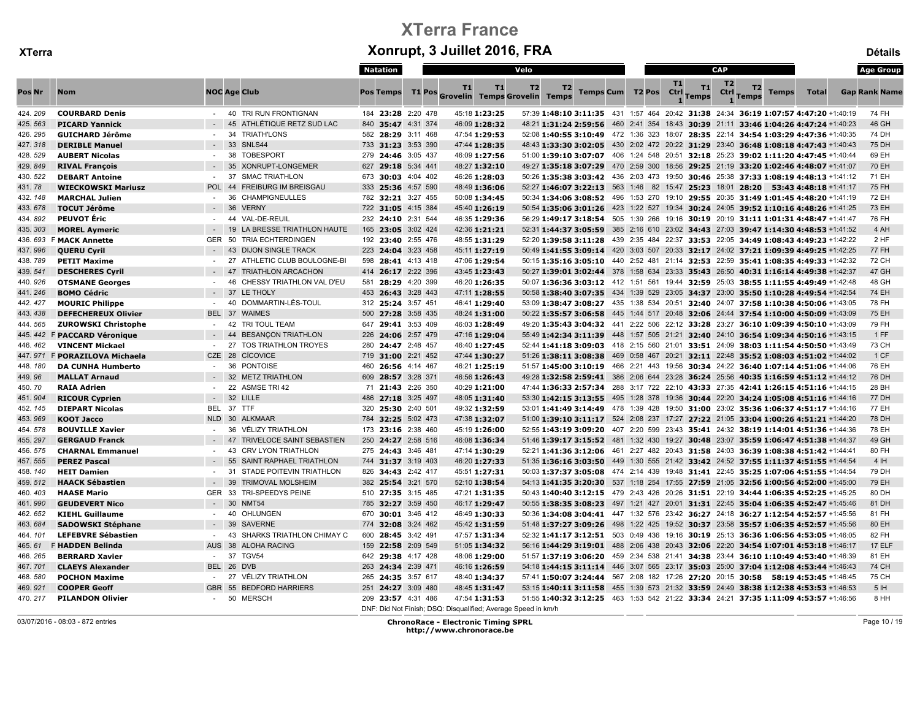# XTerra France

## Xonrupt, 3 Juillet 2016, FRA

XTerra — Détails

| Pos | Nr | | Nom | NOC | Age | Club | Natation Pos | Natation Temps | T1 | T1 Pos | Velo T1 Grovelin | Velo T1 Temps | Velo T2 Grovelin | Velo T2 Temps | Velo Temps Cum | Velo Pos | T2 | T2 Pos | CAP T1 Ctrl 1 | CAP T1 Temps | CAP T2 Ctrl 1 | CAP T2 Temps | CAP Temps | Total | Gap | Age Group Rank | Age Group Name |
|---|---|---|---|---|---|---|---|---|---|---|---|---|---|---|---|---|---|---|---|---|---|---|---|---|---|---|---|
| 424. | 209 | | COURBARD Denis | - | 40 | TRI RUN FRONTIGNAN | 184 | 23:28 | 2:20 | 478 | 45:18 | 1:23:25 | 57:39 | 1:48:10 | 3:11:35 | 431 | 1:57 | 464 | 20:42 | 31:38 | 24:34 | 36:19 | 1:07:57 | 4:47:20 | +1:40:19 | 74 | FH |
| 425. | 563 | | PICARD Yannick | - | 45 | ATHLÉTIQUE RETZ SUD LAC | 840 | 35:47 | 4:31 | 374 | 46:09 | 1:28:32 | 48:21 | 1:31:24 | 2:59:56 | 460 | 2:41 | 354 | 18:43 | 30:39 | 21:11 | 33:46 | 1:04:26 | 4:47:24 | +1:40:23 | 46 | GH |
| 426. | 295 | | GUICHARD Jérôme | - | 34 | TRIATH'LONS | 582 | 28:29 | 3:11 | 468 | 47:54 | 1:29:53 | 52:08 | 1:40:55 | 3:10:49 | 472 | 1:36 | 323 | 18:07 | 28:35 | 22:14 | 34:54 | 1:03:29 | 4:47:36 | +1:40:35 | 74 | DH |
| 427. | 318 | | DERIBLE Manuel | - | 33 | SNLS44 | 733 | 31:23 | 3:53 | 390 | 47:44 | 1:28:35 | 48:43 | 1:33:30 | 3:02:05 | 430 | 2:02 | 472 | 20:22 | 31:29 | 23:40 | 36:48 | 1:08:18 | 4:47:43 | +1:40:43 | 75 | DH |
| 428. | 529 | | AUBERT Nicolas | - | 38 | TOBESPORT | 279 | 24:46 | 3:05 | 437 | 46:09 | 1:27:56 | 51:00 | 1:39:10 | 3:07:07 | 406 | 1:24 | 548 | 20:51 | 32:18 | 25:23 | 39:02 | 1:11:20 | 4:47:45 | +1:40:44 | 69 | EH |
| 429. | 849 | | RIVAL François | - | 35 | XONRUPT-LONGEMER | 627 | 29:18 | 5:34 | 441 | 48:27 | 1:32:10 | 49:27 | 1:35:18 | 3:07:29 | 470 | 2:59 | 300 | 18:56 | 29:25 | 21:19 | 33:20 | 1:02:46 | 4:48:07 | +1:41:07 | 70 | EH |
| 430. | 522 | | DEBART Antoine | - | 37 | SMAC TRIATHLON | 673 | 30:03 | 4:04 | 402 | 46:26 | 1:28:03 | 50:26 | 1:35:38 | 3:03:42 | 436 | 2:03 | 473 | 19:50 | 30:46 | 25:38 | 37:33 | 1:08:19 | 4:48:13 | +1:41:12 | 71 | EH |
| 431. | 78 | | WIECKOWSKI Mariusz | POL | 44 | FREIBURG IM BREISGAU | 333 | 25:36 | 4:57 | 590 | 48:49 | 1:36:06 | 52:27 | 1:46:07 | 3:22:13 | 563 | 1:46 | 82 | 15:47 | 25:23 | 18:01 | 28:20 | 53:43 | 4:48:18 | +1:41:17 | 75 | FH |
| 432. | 148 | | MARCHAL Julien | - | 36 | CHAMPIGNEULLES | 782 | 32:21 | 3:27 | 455 | 50:08 | 1:34:45 | 50:34 | 1:34:06 | 3:08:52 | 496 | 1:53 | 270 | 19:10 | 29:55 | 20:35 | 31:49 | 1:01:45 | 4:48:20 | +1:41:19 | 72 | EH |
| 433. | 678 | | TOCUT Jérôme | - | 36 | VERNY | 722 | 31:05 | 4:15 | 384 | 45:40 | 1:26:19 | 50:54 | 1:35:06 | 3:01:26 | 423 | 1:22 | 527 | 19:34 | 30:24 | 24:05 | 39:52 | 1:10:16 | 4:48:26 | +1:41:25 | 73 | EH |
| 434. | 892 | | PEUVOT Éric | - | 44 | VAL-DE-REUIL | 232 | 24:10 | 2:31 | 544 | 46:35 | 1:29:36 | 56:29 | 1:49:17 | 3:18:54 | 505 | 1:39 | 266 | 19:16 | 30:19 | 20:19 | 31:11 | 1:01:31 | 4:48:47 | +1:41:47 | 76 | FH |
| 435. | 303 | | MOREL Aymeric | - | 19 | LA BRESSE TRIATHLON HAUTE | 165 | 23:05 | 3:02 | 424 | 42:36 | 1:21:21 | 52:31 | 1:44:37 | 3:05:59 | 385 | 2:16 | 610 | 23:02 | 34:43 | 27:03 | 39:47 | 1:14:30 | 4:48:53 | +1:41:52 | 4 | AH |
| 436. | 693 | F | MACK Annette | GER | 50 | TRIA ECHTERDINGEN | 192 | 23:40 | 2:55 | 476 | 48:55 | 1:31:29 | 52:20 | 1:39:58 | 3:11:28 | 439 | 2:35 | 484 | 22:37 | 33:53 | 22:05 | 34:49 | 1:08:43 | 4:49:23 | +1:42:22 | 2 | HF |
| 437. | 996 | | QUERU Cyril | - | 43 | DIJON SINGLE TRACK | 223 | 24:04 | 3:23 | 458 | 45:11 | 1:27:19 | 50:49 | 1:41:55 | 3:09:14 | 420 | 3:03 | 507 | 20:33 | 32:17 | 24:02 | 37:21 | 1:09:39 | 4:49:25 | +1:42:25 | 77 | FH |
| 438. | 789 | | PETIT Maxime | - | 27 | ATHLETIC CLUB BOULOGNE-BI | 598 | 28:41 | 4:13 | 418 | 47:06 | 1:29:54 | 50:15 | 1:35:16 | 3:05:10 | 440 | 2:52 | 481 | 21:14 | 32:53 | 22:59 | 35:41 | 1:08:35 | 4:49:33 | +1:42:32 | 72 | CH |
| 439. | 541 | | DESCHERES Cyril | - | 47 | TRIATHLON ARCACHON | 414 | 26:17 | 2:22 | 396 | 43:45 | 1:23:43 | 50:27 | 1:39:01 | 3:02:44 | 378 | 1:58 | 634 | 23:33 | 35:43 | 26:50 | 40:31 | 1:16:14 | 4:49:38 | +1:42:37 | 47 | GH |
| 440. | 926 | | OTSMANE Georges | - | 46 | CHESSY TRIATHLON VAL D'EU | 581 | 28:29 | 4:20 | 399 | 46:20 | 1:26:35 | 50:07 | 1:36:36 | 3:03:12 | 412 | 1:51 | 561 | 19:44 | 32:59 | 25:03 | 38:55 | 1:11:55 | 4:49:49 | +1:42:48 | 48 | GH |
| 441. | 246 | | BOMO Cédric | - | 37 | LE THOLY | 453 | 26:43 | 3:28 | 443 | 47:11 | 1:28:55 | 50:58 | 1:38:40 | 3:07:35 | 434 | 1:39 | 529 | 23:05 | 34:37 | 23:00 | 35:50 | 1:10:28 | 4:49:54 | +1:42:54 | 74 | EH |
| 442. | 427 | | MOURIC Philippe | - | 40 | DOMMARTIN-LÈS-TOUL | 312 | 25:24 | 3:57 | 451 | 46:41 | 1:29:40 | 53:09 | 1:38:47 | 3:08:27 | 435 | 1:38 | 534 | 20:51 | 32:40 | 24:07 | 37:58 | 1:10:38 | 4:50:06 | +1:43:05 | 78 | FH |
| 443. | 438 | | DEFECHEREUX Olivier | BEL | 37 | WAIMES | 500 | 27:28 | 3:58 | 435 | 48:24 | 1:31:00 | 50:22 | 1:35:57 | 3:06:58 | 445 | 1:44 | 517 | 20:48 | 32:06 | 24:44 | 37:54 | 1:10:00 | 4:50:09 | +1:43:09 | 75 | EH |
| 444. | 565 | | ZUROWSKI Christophe | - | 42 | TRI TOUL TEAM | 647 | 29:41 | 3:53 | 409 | 46:03 | 1:28:49 | 49:20 | 1:35:43 | 3:04:32 | 441 | 2:22 | 506 | 22:12 | 33:28 | 23:27 | 36:10 | 1:09:39 | 4:50:10 | +1:43:09 | 79 | FH |
| 445. | 442 | F | PACCARD Véronique | - | 44 | BESANÇON TRIATHLON | 226 | 24:06 | 2:57 | 479 | 47:16 | 1:29:04 | 55:49 | 1:42:34 | 3:11:39 | 448 | 1:57 | 505 | 21:21 | 32:40 | 24:10 | 36:54 | 1:09:34 | 4:50:16 | +1:43:15 | 1 | FF |
| 446. | 462 | | VINCENT Mickael | - | 27 | TOS TRIATHLON TROYES | 280 | 24:47 | 2:48 | 457 | 46:40 | 1:27:45 | 52:44 | 1:41:18 | 3:09:03 | 418 | 2:15 | 560 | 21:01 | 33:51 | 24:09 | 38:03 | 1:11:54 | 4:50:50 | +1:43:49 | 73 | CH |
| 447. | 971 | F | PORAZILOVA Michaela | CZE | 28 | CÍCOVICE | 719 | 31:00 | 2:21 | 452 | 47:44 | 1:30:27 | 51:26 | 1:38:11 | 3:08:38 | 469 | 0:58 | 467 | 20:21 | 32:11 | 22:48 | 35:52 | 1:08:03 | 4:51:02 | +1:44:02 | 1 | CF |
| 448. | 180 | | DA CUNHA Humberto | - | 36 | PONTOISE | 460 | 26:56 | 4:14 | 467 | 46:21 | 1:25:19 | 51:57 | 1:45:00 | 3:10:19 | 466 | 2:21 | 443 | 19:56 | 30:34 | 24:22 | 36:40 | 1:07:14 | 4:51:06 | +1:44:06 | 76 | EH |
| 449. | 96 | | MALLAT Arnaud | - | 32 | METZ TRIATHLON | 609 | 28:57 | 3:28 | 371 | 46:56 | 1:26:43 | 49:28 | 1:32:58 | 2:59:41 | 386 | 2:06 | 644 | 23:28 | 36:24 | 25:56 | 40:35 | 1:16:59 | 4:51:12 | +1:44:12 | 76 | DH |
| 450. | 70 | | RAIA Adrien | - | 22 | ASMSE TRI 42 | 71 | 21:43 | 2:26 | 350 | 40:29 | 1:21:00 | 47:44 | 1:36:33 | 2:57:34 | 288 | 3:17 | 722 | 22:10 | 43:33 | 27:35 | 42:41 | 1:26:15 | 4:51:16 | +1:44:15 | 28 | BH |
| 451. | 904 | | RICOUR Cyprien | - | 32 | LILLE | 486 | 27:18 | 3:25 | 497 | 48:05 | 1:31:40 | 53:30 | 1:42:15 | 3:13:55 | 495 | 1:28 | 378 | 19:36 | 30:44 | 22:20 | 34:24 | 1:05:08 | 4:51:16 | +1:44:16 | 77 | DH |
| 452. | 145 | | DIEPART Nicolas | BEL | 37 | TTF | 320 | 25:30 | 2:40 | 501 | 49:32 | 1:32:59 | 53:01 | 1:41:49 | 3:14:49 | 478 | 1:39 | 428 | 19:50 | 31:00 | 23:02 | 35:36 | 1:06:37 | 4:51:17 | +1:44:16 | 77 | EH |
| 453. | 969 | | KOOT Jacco | NLD | 30 | ALKMAAR | 784 | 32:25 | 5:02 | 473 | 47:38 | 1:32:07 | 51:00 | 1:39:10 | 3:11:17 | 524 | 2:08 | 237 | 17:27 | 27:22 | 21:05 | 33:04 | 1:00:26 | 4:51:21 | +1:44:20 | 78 | DH |
| 454. | 578 | | BOUVILLE Xavier | - | 36 | VÉLIZY TRIATHLON | 173 | 23:16 | 2:38 | 460 | 45:19 | 1:26:00 | 52:55 | 1:43:19 | 3:09:20 | 407 | 2:20 | 599 | 23:43 | 35:41 | 24:32 | 38:19 | 1:14:01 | 4:51:36 | +1:44:36 | 78 | EH |
| 455. | 297 | | GERGAUD Franck | - | 47 | TRIVELOCE SAINT SEBASTIEN | 250 | 24:27 | 2:58 | 516 | 46:08 | 1:36:34 | 51:46 | 1:39:17 | 3:15:52 | 481 | 1:32 | 430 | 19:27 | 30:48 | 23:07 | 35:59 | 1:06:47 | 4:51:38 | +1:44:37 | 49 | GH |
| 456. | 575 | | CHARNAL Emmanuel | - | 43 | CRV LYON TRIATHLON | 275 | 24:43 | 3:46 | 481 | 47:14 | 1:30:29 | 52:21 | 1:41:36 | 3:12:06 | 461 | 2:27 | 482 | 20:43 | 31:58 | 24:03 | 36:39 | 1:08:38 | 4:51:42 | +1:44:41 | 80 | FH |
| 457. | 555 | | PEREZ Pascal | - | 55 | SAINT RAPHAEL TRIATHLON | 744 | 31:37 | 3:19 | 403 | 46:20 | 1:27:33 | 51:35 | 1:36:16 | 3:03:50 | 449 | 1:30 | 555 | 21:42 | 33:42 | 24:52 | 37:55 | 1:11:37 | 4:51:55 | +1:44:54 | 4 | IH |
| 458. | 140 | | HEIT Damien | - | 31 | STADE POITEVIN TRIATHLON | 826 | 34:43 | 2:42 | 417 | 45:51 | 1:27:31 | 50:03 | 1:37:37 | 3:05:08 | 474 | 2:14 | 439 | 19:48 | 31:41 | 22:45 | 35:25 | 1:07:06 | 4:51:55 | +1:44:54 | 79 | DH |
| 459. | 512 | | HAACK Sébastien | - | 39 | TRIMOVAL MOLSHEIM | 382 | 25:54 | 3:21 | 570 | 52:10 | 1:38:54 | 54:13 | 1:41:35 | 3:20:30 | 537 | 1:18 | 254 | 17:55 | 27:59 | 21:05 | 32:56 | 1:00:56 | 4:52:00 | +1:45:00 | 79 | EH |
| 460. | 403 | | HAASE Mario | GER | 33 | TRI-SPEEDYS PEINE | 510 | 27:35 | 3:15 | 485 | 47:21 | 1:31:35 | 50:43 | 1:40:40 | 3:12:15 | 479 | 2:43 | 426 | 20:26 | 31:51 | 22:19 | 34:44 | 1:06:35 | 4:52:25 | +1:45:25 | 80 | DH |
| 461. | 990 | | GEUDEVERT Nico | - | 30 | NMT54 | 785 | 32:27 | 3:59 | 450 | 46:17 | 1:29:47 | 50:55 | 1:38:35 | 3:08:23 | 497 | 1:21 | 427 | 20:01 | 31:31 | 22:45 | 35:04 | 1:06:35 | 4:52:47 | +1:45:46 | 81 | DH |
| 462. | 652 | | KIEHL Guillaume | - | 40 | OHLUNGEN | 670 | 30:01 | 3:46 | 412 | 46:49 | 1:30:33 | 50:36 | 1:34:08 | 3:04:41 | 447 | 1:32 | 576 | 23:42 | 36:27 | 24:18 | 36:27 | 1:12:54 | 4:52:57 | +1:45:56 | 81 | FH |
| 463. | 684 | | SADOWSKI Stéphane | - | 39 | SAVERNE | 774 | 32:08 | 3:24 | 462 | 45:42 | 1:31:59 | 51:48 | 1:37:27 | 3:09:26 | 498 | 1:22 | 425 | 19:52 | 30:37 | 23:58 | 35:57 | 1:06:35 | 4:52:57 | +1:45:56 | 80 | EH |
| 464. | 101 | | LEFEBVRE Sébastien | - | 43 | SHARKS TRIATHLON CHIMAY C | 600 | 28:45 | 3:42 | 491 | 47:57 | 1:31:34 | 52:32 | 1:41:17 | 3:12:51 | 503 | 0:49 | 436 | 19:16 | 30:19 | 25:13 | 36:36 | 1:06:56 | 4:53:05 | +1:46:05 | 82 | FH |
| 465. | 61 | F | HADDEN Belinda | AUS | 38 | ALOHA RACING | 159 | 22:58 | 2:09 | 549 | 51:05 | 1:34:32 | 56:16 | 1:44:29 | 3:19:01 | 488 | 2:06 | 438 | 20:43 | 32:06 | 22:20 | 34:54 | 1:07:01 | 4:53:18 | +1:46:17 | 17 | ELF |
| 466. | 265 | | BERRARD Xavier | - | 37 | TGV54 | 642 | 29:38 | 4:17 | 428 | 48:06 | 1:29:00 | 51:57 | 1:37:19 | 3:06:20 | 459 | 2:34 | 538 | 21:41 | 34:38 | 23:44 | 36:10 | 1:10:49 | 4:53:40 | +1:46:39 | 81 | EH |
| 467. | 701 | | CLAEYS Alexander | BEL | 26 | DVB | 263 | 24:34 | 2:39 | 471 | 46:16 | 1:26:59 | 54:18 | 1:44:15 | 3:11:14 | 446 | 3:07 | 565 | 23:17 | 35:03 | 25:00 | 37:04 | 1:12:08 | 4:53:44 | +1:46:43 | 74 | CH |
| 468. | 580 | | POCHON Maxime | - | 27 | VÉLIZY TRIATHLON | 265 | 24:35 | 3:57 | 617 | 48:40 | 1:34:37 | 57:41 | 1:50:07 | 3:24:44 | 567 | 2:08 | 182 | 17:26 | 27:20 | 20:15 | 30:58 | 58:19 | 4:53:45 | +1:46:45 | 75 | CH |
| 469. | 921 | | COOPER Geoff | GBR | 55 | BEDFORD HARRIERS | 251 | 24:27 | 3:09 | 480 | 48:45 | 1:31:47 | 53:15 | 1:40:11 | 3:11:58 | 455 | 1:39 | 573 | 21:32 | 33:59 | 24:49 | 38:38 | 1:12:38 | 4:53:53 | +1:46:53 | 5 | IH |
| 470. | 217 | | PILANDON Olivier | - | 50 | MERSCH | 209 | 23:57 | 4:31 | 486 | 47:54 | 1:31:53 | 51:55 | 1:40:32 | 3:12:25 | 463 | 1:53 | 542 | 21:22 | 33:34 | 24:21 | 37:35 | 1:11:09 | 4:53:57 | +1:46:56 | 8 | HH |

DNF: Did Not Finish; DSQ: Disqualified; Average Speed in km/h

03/07/2016 - 08:03 - 872 entries

ChronoRace - Electronic Timing SPRL
http://www.chronorace.be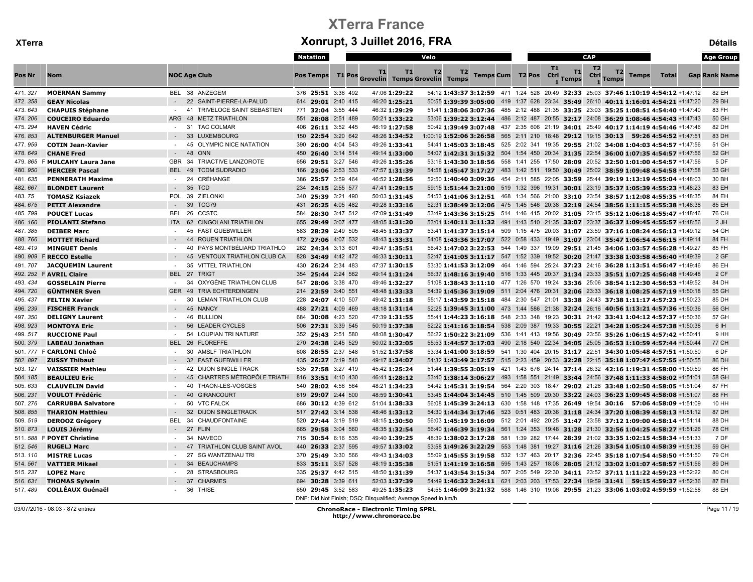# XTerra France

## Xonrupt, 3 Juillet 2016, FRA

XTerra — Détails

| Pos | Nr | Nom | NOC | Age | Club | Natation Pos | Natation Temps | T1 | Velo Pos | T1 Grovelin | T1 Temps | T2 Grovelin | T2 Temps | Temps Cum | Pos | T2 | CAP Pos | T1 Ctrl 1 | T1 Temps | T2 Ctrl 1 | T2 Temps | Temps | Total | Gap | Age Group Rank | Age Group Name |
|---|---|---|---|---|---|---|---|---|---|---|---|---|---|---|---|---|---|---|---|---|---|---|---|---|---|---|
| 471. | 327 | **MOERMAN Sammy** | BEL | 38 | ANZEGEM | 376 | **25:51** | 3:36 | 492 | 47:06 | **1:29:22** | 54:12 | **1:43:37** | **3:12:59** | 471 | 1:24 | 528 | 20:49 | **32:33** | 25:03 | **37:46** | **1:10:19** | **4:54:12** | +1:47:12 | 82 | EH |
| 472. | 358 | **GEAY Nicolas** | - | 22 | SAINT-PIERRE-LA-PALUD | 614 | **29:01** | 2:40 | 415 | 46:20 | **1:25:21** | 50:55 | **1:39:39** | **3:05:00** | 419 | 1:37 | 628 | 23:34 | **35:49** | 26:10 | **40:11** | **1:16:01** | **4:54:21** | +1:47:20 | 29 | BH |
| 473. | 643 | **CHAPUIS Stéphane** | - | 41 | TRIVELOCE SAINT SEBASTIEN | 771 | **32:04** | 3:55 | 444 | 46:32 | **1:29:29** | 51:41 | **1:38:06** | **3:07:36** | 485 | 2:12 | 488 | 21:35 | **33:25** | 23:03 | **35:25** | **1:08:51** | **4:54:40** | +1:47:40 | 83 | FH |
| 474. | 206 | **COUCEIRO Eduardo** | ARG | 48 | METZ TRIATHLON | 551 | **28:08** | 2:51 | 489 | 50:21 | **1:33:22** | 53:06 | **1:39:22** | **3:12:44** | 486 | 2:12 | 487 | 20:55 | **32:17** | 24:08 | **36:29** | **1:08:46** | **4:54:43** | +1:47:42 | 50 | GH |
| 475. | 294 | **HAVEN Cédric** | - | 31 | TAC COLMAR | 406 | **26:11** | 3:52 | 445 | 46:19 | **1:27:58** | 50:42 | **1:39:49** | **3:07:48** | 437 | 2:35 | 606 | 21:19 | **34:01** | 25:49 | **40:17** | **1:14:19** | **4:54:46** | +1:47:46 | 82 | DH |
| 476. | 853 | **ALTENBURGER Manuel** | - | 33 | LUXEMBOURG | 150 | **22:54** | 3:20 | 642 | 48:26 | **1:34:52** | 1:00:19 | **1:52:06** | **3:26:58** | 565 | 2:11 | 210 | 18:48 | **29:12** | 19:15 | **30:13** | **59:26** | **4:54:52** | +1:47:51 | 83 | DH |
| 477. | 959 | **COTIN Jean-Xavier** | - | 45 | OLYMPIC NICE NATATION | 390 | **26:00** | 4:04 | 543 | 49:26 | **1:33:41** | 54:41 | **1:45:03** | **3:18:45** | 525 | 2:02 | 341 | 19:35 | **29:55** | 21:02 | **34:08** | **1:04:03** | **4:54:57** | +1:47:56 | 51 | GH |
| 478. | 649 | **CHANE Fred** | - | 48 | ONN | 450 | **26:40** | 3:14 | 514 | 49:14 | **1:33:00** | 54:07 | **1:42:31** | **3:15:32** | 504 | 1:54 | 450 | 20:34 | **31:35** | 22:54 | **36:00** | **1:07:35** | **4:54:57** | +1:47:56 | 52 | GH |
| 479. | 865 | F **MULCAHY Laura Jane** | GBR | 34 | TRIACTIVE LANZOROTE | 656 | **29:51** | 3:27 | 546 | 49:26 | **1:35:26** | 53:16 | **1:43:30** | **3:18:56** | 558 | 1:41 | 255 | 17:50 | **28:09** | 20:52 | **32:50** | **1:01:00** | **4:54:57** | +1:47:56 | 5 | DF |
| 480. | 950 | **MERCIER Pascal** | BEL | 49 | TCDM SUDRADIO | 166 | **23:06** | 2:53 | 533 | 47:57 | **1:31:39** | 54:58 | **1:45:47** | **3:17:27** | 483 | 1:42 | 511 | 19:50 | **30:49** | 25:02 | **38:59** | **1:09:48** | **4:54:58** | +1:47:58 | 53 | GH |
| 481. | 635 | **PENNERATH Maxime** | - | 24 | CRÉHANGE | 386 | **25:57** | 3:59 | 464 | 46:52 | **1:28:56** | 52:50 | **1:40:40** | **3:09:36** | 454 | 2:11 | 585 | 22:05 | **33:59** | 25:44 | **39:19** | **1:13:19** | **4:55:04** | +1:48:03 | 30 | BH |
| 482. | 667 | **BLONDET Laurent** | - | 35 | TCD | 234 | **24:15** | 2:55 | 577 | 47:41 | **1:29:15** | 59:15 | **1:51:44** | **3:21:00** | 519 | 1:32 | 396 | 19:31 | **30:01** | 23:19 | **35:37** | **1:05:39** | **4:55:23** | +1:48:23 | 83 | EH |
| 483. | 75 | **TOMASZ Ksiazek** | POL | 39 | ZIELONKI | 340 | **25:39** | 3:21 | 490 | 50:03 | **1:31:45** | 54:53 | **1:41:06** | **3:12:51** | 468 | 1:34 | 566 | 21:00 | **33:10** | 23:54 | **38:57** | **1:12:08** | **4:55:35** | +1:48:35 | 84 | EH |
| 484. | 675 | **PETIT Alexandre** | - | 39 | TCG79 | 431 | **26:25** | 4:05 | 482 | 49:28 | **1:33:16** | 52:31 | **1:38:49** | **3:12:06** | 475 | 1:45 | 546 | 20:38 | **32:19** | 24:54 | **38:56** | **1:11:15** | **4:55:38** | +1:48:38 | 85 | EH |
| 485. | 799 | **POUCET Lucas** | BEL | 26 | CCSTC | 584 | **28:30** | 3:47 | 512 | 47:09 | **1:31:49** | 53:49 | **1:43:36** | **3:15:25** | 514 | 1:46 | 415 | 20:02 | **31:05** | 23:15 | **35:12** | **1:06:18** | **4:55:47** | +1:48:46 | 76 | CH |
| 486. | 160 | **PIOLANTI Stefano** | ITA | 62 | CINGOLANI TRIATHLON | 655 | **29:49** | 3:07 | 477 | 48:05 | **1:31:20** | 53:01 | **1:40:11** | **3:11:32** | 491 | 1:43 | 510 | 21:35 | **33:07** | 23:37 | **36:37** | **1:09:45** | **4:55:57** | +1:48:56 | 2 | JH |
| 487. | 385 | **DEIBER Marc** | - | 45 | FAST GUEBWILLER | 583 | **28:29** | 2:49 | 505 | 48:45 | **1:33:37** | 53:41 | **1:41:37** | **3:15:14** | 509 | 1:15 | 475 | 20:03 | **31:07** | 23:59 | **37:16** | **1:08:24** | **4:56:13** | +1:49:12 | 54 | GH |
| 488. | 766 | **MOTTET Richard** | - | 44 | ROUEN TRIATHLON | 472 | **27:06** | 4:07 | 532 | 48:43 | **1:33:31** | 54:08 | **1:43:36** | **3:17:07** | 522 | 0:58 | 433 | 19:49 | **31:07** | 23:04 | **35:47** | **1:06:54** | **4:56:15** | +1:49:14 | 84 | FH |
| 489. | 419 | **MINGUET Denis** | - | 40 | PAYS MONTBÉLIARD TRIATHLO | 262 | **24:34** | 3:13 | 601 | 49:47 | **1:35:51** | 56:43 | **1:47:02** | **3:22:53** | 544 | 1:49 | 337 | 19:09 | **29:51** | 21:45 | **34:06** | **1:03:57** | **4:56:28** | +1:49:27 | 85 | FH |
| 490. | 909 | F **RECCO Estelle** | - | 45 | VENTOUX TRIATHLON CLUB CA | 828 | **34:49** | 4:42 | 472 | 46:33 | **1:30:11** | 52:47 | **1:41:05** | **3:11:17** | 547 | 1:52 | 339 | 19:52 | **30:20** | 21:47 | **33:38** | **1:03:58** | **4:56:40** | +1:49:39 | 2 | GF |
| 491. | 707 | **JACQUEMIN Laurent** | - | 35 | VITTEL TRIATHLON | 430 | **26:24** | 2:34 | 483 | 47:37 | **1:30:15** | 53:30 | **1:41:53** | **3:12:09** | 464 | 1:46 | 594 | 25:24 | **37:23** | 24:16 | **36:28** | **1:13:51** | **4:56:47** | +1:49:46 | 86 | EH |
| 492. | 252 | F **AVRIL Claire** | BEL | 27 | TRIGT | 354 | **25:44** | 2:24 | 562 | 49:14 | **1:31:24** | 56:37 | **1:48:16** | **3:19:40** | 516 | 1:33 | 445 | 20:37 | **31:34** | 23:33 | **35:51** | **1:07:25** | **4:56:48** | +1:49:48 | 2 | CF |
| 493. | 434 | **GOSSELAIN Pierre** | - | 34 | OXYGÈNE TRIATHLON CLUB | 547 | **28:06** | 3:38 | 470 | 49:46 | **1:32:27** | 51:08 | **1:38:43** | **3:11:10** | 477 | 1:26 | 570 | 19:24 | **33:36** | 25:06 | **38:54** | **1:12:30** | **4:56:53** | +1:49:52 | 84 | DH |
| 494. | 720 | **GÜNTHNER Sven** | GER | 49 | TRIA ECHTERDINGEN | 214 | **23:59** | 3:40 | 551 | 48:48 | **1:33:33** | 54:39 | **1:45:36** | **3:19:09** | 511 | 2:04 | 476 | 20:31 | **32:06** | 23:33 | **36:18** | **1:08:25** | **4:57:19** | +1:50:18 | 55 | GH |
| 495. | 437 | **FELTIN Xavier** | - | 30 | LEMAN TRIATHLON CLUB | 228 | **24:07** | 4:10 | 507 | 49:42 | **1:31:18** | 55:17 | **1:43:59** | **3:15:18** | 484 | 2:30 | 547 | 21:01 | **33:38** | 24:43 | **37:38** | **1:11:17** | **4:57:23** | +1:50:23 | 85 | DH |
| 496. | 239 | **FISCHER Franck** | - | 45 | NANCY | 488 | **27:21** | 4:09 | 469 | 48:18 | **1:31:14** | 52:25 | **1:39:45** | **3:11:00** | 473 | 1:44 | 586 | 21:38 | **32:24** | 26:16 | **40:56** | **1:13:21** | **4:57:36** | +1:50:36 | 56 | GH |
| 497. | 350 | **DELIGNY Laurent** | - | 46 | BULLION | 684 | **30:08** | 4:23 | 520 | 47:39 | **1:31:55** | 55:41 | **1:44:23** | **3:16:18** | 548 | 2:33 | 348 | 19:23 | **30:31** | 21:42 | **33:41** | **1:04:12** | **4:57:37** | +1:50:36 | 57 | GH |
| 498. | 923 | **MONTOYA Eric** | - | 56 | LEADER CYCLES | 506 | **27:31** | 3:39 | 545 | 50:19 | **1:37:38** | 52:22 | **1:41:16** | **3:18:54** | 538 | 2:09 | 387 | 19:33 | **30:55** | 22:21 | **34:28** | **1:05:24** | **4:57:38** | +1:50:38 | 6 | IH |
| 499. | 517 | **RUCCIONE Paul** | - | 54 | LOUPIAN TRI NATURE | 352 | **25:43** | 2:51 | 580 | 48:08 | **1:30:47** | 56:22 | **1:50:22** | **3:21:09** | 536 | 1:41 | 413 | 19:56 | **30:49** | 23:56 | **35:26** | **1:06:15** | **4:57:42** | +1:50:41 | 9 | HH |
| 500. | 379 | **LABEAU Jonathan** | BEL | 26 | FLOREFFE | 270 | **24:38** | 2:45 | 529 | 50:02 | **1:32:05** | 55:53 | **1:44:57** | **3:17:03** | 490 | 2:18 | 540 | 22:34 | **34:05** | 25:05 | **36:53** | **1:10:59** | **4:57:44** | +1:50:44 | 77 | CH |
| 501. | 777 | F **CARLONI Chloé** | - | 30 | AMSLF TRIATHLON | 608 | **28:55** | 2:37 | 548 | 51:52 | **1:37:58** | 53:34 | **1:41:00** | **3:18:59** | 541 | 1:30 | 404 | 20:15 | **31:17** | 22:51 | **34:30** | **1:05:48** | **4:57:51** | +1:50:50 | 6 | DF |
| 502. | 897 | **ZUSSY Thibaut** | - | 32 | FAST GUEBWILLER | 435 | **26:27** | 3:19 | 540 | 49:17 | **1:34:07** | 54:32 | **1:43:49** | **3:17:57** | 515 | 2:23 | 459 | 20:33 | **32:28** | 22:15 | **35:18** | **1:07:47** | **4:57:55** | +1:50:55 | 86 | DH |
| 503. | 127 | **VAISSIER Mathieu** | - | 42 | DIJON SINGLE TRACK | 535 | **27:58** | 3:27 | 419 | 45:42 | **1:25:24** | 51:44 | **1:39:55** | **3:05:19** | 421 | 1:43 | 676 | 24:14 | **37:14** | 26:32 | **42:16** | **1:19:31** | **4:58:00** | +1:50:59 | 86 | FH |
| 504. | 185 | **BEAULIEU Eric** | - | 45 | CHARTRES MÉTROPÔLE TRIATH | 816 | **33:51** | 4:10 | 430 | 46:41 | **1:28:12** | 53:40 | **1:38:14** | **3:06:27** | 493 | 1:58 | 551 | 21:49 | **33:44** | 24:56 | **37:48** | **1:11:33** | **4:58:02** | +1:51:01 | 58 | GH |
| 505. | 633 | **CLAUVELIN David** | - | 40 | THAON-LES-VOSGES | 540 | **28:02** | 4:56 | 564 | 48:21 | **1:34:23** | 54:42 | **1:45:31** | **3:19:54** | 564 | 2:20 | 303 | 18:47 | **29:02** | 21:28 | **33:48** | **1:02:50** | **4:58:05** | +1:51:04 | 87 | FH |
| 506. | 231 | **VOULOT Frédéric** | - | 40 | GIRANCOURT | 619 | **29:07** | 2:44 | 500 | 48:59 | **1:30:41** | 53:45 | **1:44:04** | **3:14:45** | 510 | 1:45 | 509 | 20:30 | **33:22** | 24:03 | **36:23** | **1:09:45** | **4:58:08** | +1:51:07 | 88 | FH |
| 507. | 276 | **CARRUBBA Salvatore** | - | 50 | VTC FALCK | 686 | **30:12** | 4:39 | 612 | 51:04 | **1:38:33** | 56:08 | **1:45:39** | **3:24:13** | 630 | 1:58 | 148 | 17:35 | **26:49** | 19:54 | **30:16** | **57:06** | **4:58:09** | +1:51:09 | 10 | HH |
| 508. | 855 | **THARION Matthieu** | - | 32 | DIJON SINGLETRACK | 517 | **27:42** | 3:14 | 538 | 48:46 | **1:33:12** | 54:30 | **1:44:34** | **3:17:46** | 523 | 0:51 | 483 | 20:36 | **31:18** | 24:34 | **37:20** | **1:08:39** | **4:58:13** | +1:51:12 | 87 | DH |
| 509. | 519 | **DEROOZ Grégory** | BEL | 34 | CHAUDFONTAINE | 520 | **27:44** | 3:19 | 519 | 48:15 | **1:30:50** | 56:03 | **1:45:19** | **3:16:09** | 512 | 2:01 | 492 | 20:25 | **31:47** | 23:58 | **37:12** | **1:09:00** | **4:58:14** | +1:51:14 | 88 | DH |
| 510. | 873 | **LOUIS Jérémy** | - | 27 | FLIN | 665 | **29:58** | 3:04 | 560 | 48:35 | **1:32:54** | 56:40 | **1:46:39** | **3:19:34** | 561 | 1:24 | 353 | 19:48 | **31:28** | 21:30 | **32:56** | **1:04:25** | **4:58:27** | +1:51:26 | 78 | CH |
| 511. | 588 | F **POYET Christine** | - | 34 | NAVECO | 715 | **30:54** | 6:16 | 535 | 49:40 | **1:39:25** | 48:39 | **1:38:02** | **3:17:28** | 581 | 1:39 | 282 | 17:44 | **28:39** | 21:02 | **33:35** | **1:02:15** | **4:58:34** | +1:51:33 | 7 | DF |
| 512. | 546 | **RUGELJ Marc** | - | 47 | TRIATHLON CLUB SAINT AVOL | 440 | **26:33** | 2:37 | 595 | 49:57 | **1:33:02** | 53:58 | **1:49:26** | **3:22:29** | 553 | 1:48 | 381 | 19:27 | **31:16** | 21:26 | **33:54** | **1:05:10** | **4:58:39** | +1:51:38 | 59 | GH |
| 513. | 110 | **MISTRE Lucas** | - | 27 | SG WANTZENAU TRI | 370 | **25:49** | 3:30 | 566 | 49:43 | **1:34:03** | 55:09 | **1:45:55** | **3:19:58** | 532 | 1:37 | 463 | 20:17 | **32:36** | 22:45 | **35:18** | **1:07:54** | **4:58:50** | +1:51:50 | 79 | CH |
| 514. | 561 | **VATTIER Mikael** | - | 34 | BEAUCHAMPS | 833 | **35:11** | 3:57 | 528 | 48:19 | **1:35:38** | 51:51 | **1:41:19** | **3:16:58** | 595 | 1:43 | 257 | 18:08 | **28:05** | 21:12 | **33:02** | **1:01:07** | **4:58:57** | +1:51:56 | 89 | DH |
| 515. | 237 | **LOPEZ Marc** | - | 28 | STRASBOURG | 335 | **25:37** | 4:42 | 515 | 48:50 | **1:31:39** | 54:37 | **1:43:54** | **3:15:34** | 507 | 2:05 | 549 | 22:30 | **34:11** | 23:52 | **37:11** | **1:11:22** | **4:59:23** | +1:52:22 | 80 | CH |
| 516. | 631 | **THOMAS Sylvain** | - | 37 | CHARMES | 694 | **30:28** | 3:39 | 611 | 52:03 | **1:37:39** | 54:49 | **1:46:32** | **3:24:11** | 621 | 2:03 | 203 | 17:53 | **27:34** | 19:59 | **31:41** | **59:15** | **4:59:37** | +1:52:36 | 87 | EH |
| 517. | 489 | **COLLÉAUX Guénaël** | - | 36 | THISE | 650 | **29:45** | 3:52 | 583 | 49:25 | **1:35:23** | 54:55 | **1:46:09** | **3:21:32** | 588 | 1:46 | 310 | 19:06 | **29:55** | 21:23 | **33:06** | **1:03:02** | **4:59:59** | +1:52:58 | 88 | EH |

DNF: Did Not Finish; DSQ: Disqualified; Average Speed in km/h

03/07/2016 - 08:03 - 872 entries

**ChronoRace - Electronic Timing SPRL**
**http://www.chronorace.be**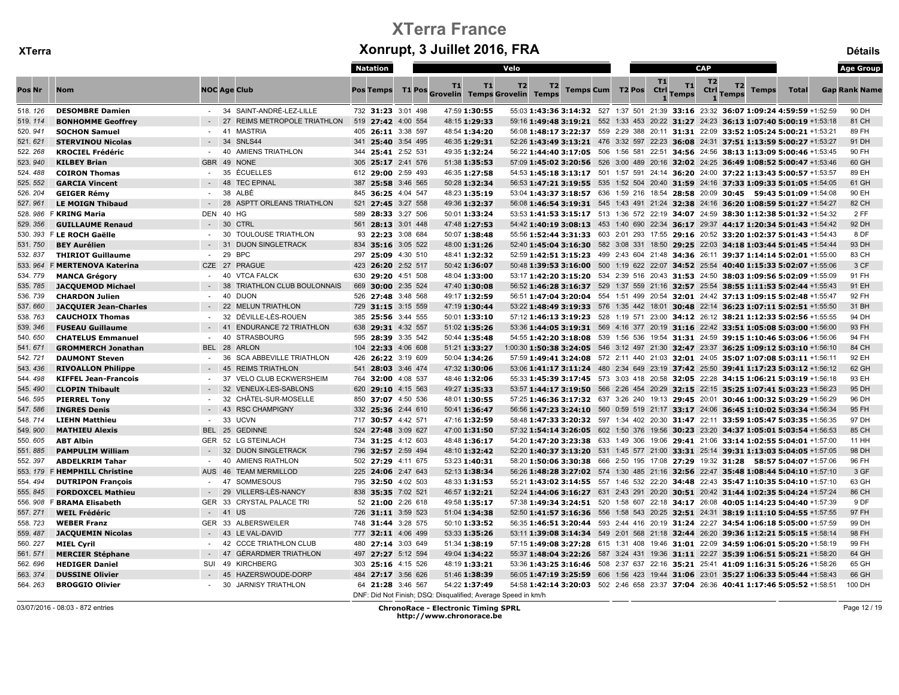# XTerra France

**XTerra**

## Xonrupt, 3 Juillet 2016, FRA

**Détails**

| Pos | Nr | | Nom | NOC | Age | Club | Natation Pos | Natation Temps | T1 | Velo Pos | T1 Grovelin | T1 Temps | T2 Grovelin | T2 Temps | Temps Cum | CAP Pos | T2 | CAP Pos | T1 Ctrl 1 | T1 Temps | T2 Ctrl 1 | T2 Temps | Temps | Total | Gap | Age Group Rank | Age Group Name |
|---|---|---|---|---|---|---|---|---|---|---|---|---|---|---|---|---|---|---|---|---|---|---|---|---|---|---|---|
| 518. | 126 | | DESOMBRE Damien | - | 34 | SAINT-ANDRÉ-LEZ-LILLE | 732 | 31:23 | 3:01 | 498 | 47:59 | 1:30:55 | 55:03 | 1:43:36 | 3:14:32 | 527 | 1:37 | 501 | 21:39 | 33:16 | 23:32 | 36:07 | 1:09:24 | 4:59:59 | +1:52:59 | 90 | DH |
| 519. | 114 | | BONHOMME Geoffrey | - | 27 | REIMS METROPOLE TRIATHLON | 519 | 27:42 | 4:00 | 554 | 48:15 | 1:29:33 | 59:16 | 1:49:48 | 3:19:21 | 552 | 1:33 | 453 | 20:22 | 31:27 | 24:23 | 36:13 | 1:07:40 | 5:00:19 | +1:53:18 | 81 | CH |
| 520. | 941 | | SOCHON Samuel | - | 41 | MASTRIA | 405 | 26:11 | 3:38 | 597 | 48:54 | 1:34:20 | 56:08 | 1:48:17 | 3:22:37 | 559 | 2:29 | 388 | 20:11 | 31:31 | 22:09 | 33:52 | 1:05:24 | 5:00:21 | +1:53:21 | 89 | FH |
| 521. | 621 | | STERVINOU Nicolas | - | 34 | SNLS44 | 341 | 25:40 | 3:54 | 495 | 46:35 | 1:29:31 | 52:26 | 1:43:49 | 3:13:21 | 476 | 3:32 | 597 | 22:23 | 36:08 | 24:31 | 37:51 | 1:13:59 | 5:00:27 | +1:53:27 | 91 | DH |
| 522. | 268 | | KROCIEL Frédéric | - | 40 | AMIENS TRIATHLON | 344 | 25:41 | 2:52 | 531 | 49:35 | 1:32:24 | 56:22 | 1:44:40 | 3:17:05 | 506 | 1:56 | 581 | 22:51 | 34:56 | 24:56 | 38:13 | 1:13:09 | 5:00:46 | +1:53:45 | 90 | FH |
| 523. | 940 | | KILBEY Brian | GBR | 49 | NONE | 305 | 25:17 | 2:41 | 576 | 51:38 | 1:35:53 | 57:09 | 1:45:02 | 3:20:56 | 526 | 3:00 | 489 | 20:16 | 32:02 | 24:25 | 36:49 | 1:08:52 | 5:00:47 | +1:53:46 | 60 | GH |
| 524. | 488 | | COIRON Thomas | - | 35 | ÉCUELLES | 612 | 29:00 | 2:59 | 493 | 46:35 | 1:27:58 | 54:53 | 1:45:18 | 3:13:17 | 501 | 1:57 | 591 | 24:14 | 36:20 | 24:00 | 37:22 | 1:13:43 | 5:00:57 | +1:53:57 | 89 | EH |
| 525. | 552 | | GARCIA Vincent | - | 48 | TEC EPINAL | 387 | 25:58 | 3:46 | 565 | 50:28 | 1:32:34 | 56:53 | 1:47:21 | 3:19:55 | 535 | 1:52 | 504 | 20:40 | 31:59 | 24:16 | 37:33 | 1:09:33 | 5:01:05 | +1:54:05 | 61 | GH |
| 526. | 204 | | GEIGER Rémy | - | 38 | ALBÉ | 845 | 36:25 | 4:04 | 547 | 48:23 | 1:35:19 | 53:04 | 1:43:37 | 3:18:57 | 636 | 1:59 | 216 | 18:54 | 28:58 | 20:09 | 30:45 | 59:43 | 5:01:09 | +1:54:08 | 90 | EH |
| 527. | 961 | | LE MOIGN Thibaud | - | 28 | ASPTT ORLEANS TRIATHLON | 521 | 27:45 | 3:27 | 558 | 49:36 | 1:32:37 | 56:08 | 1:46:54 | 3:19:31 | 545 | 1:43 | 491 | 21:24 | 32:38 | 24:16 | 36:20 | 1:08:59 | 5:01:27 | +1:54:27 | 82 | CH |
| 528. | 986 | F | KRING Maria | DEN | 40 | HG | 589 | 28:33 | 3:27 | 506 | 50:01 | 1:33:24 | 53:53 | 1:41:53 | 3:15:17 | 513 | 1:36 | 572 | 22:19 | 34:07 | 24:59 | 38:30 | 1:12:38 | 5:01:32 | +1:54:32 | 2 | FF |
| 529. | 356 | | GUILLAUME Renaud | - | 30 | CTRL | 561 | 28:13 | 3:01 | 448 | 47:48 | 1:27:53 | 54:42 | 1:40:19 | 3:08:13 | 453 | 1:40 | 690 | 22:34 | 36:17 | 29:37 | 44:17 | 1:20:34 | 5:01:43 | +1:54:42 | 92 | DH |
| 530. | 393 | F | LE ROCH Gaëlle | - | 30 | TOULOUSE TRIATHLON | 93 | 22:23 | 3:08 | 684 | 50:07 | 1:38:48 | 55:56 | 1:52:44 | 3:31:33 | 603 | 2:01 | 293 | 17:55 | 29:16 | 20:52 | 33:20 | 1:02:37 | 5:01:43 | +1:54:43 | 8 | DF |
| 531. | 750 | | BEY Aurélien | - | 31 | DIJON SINGLETRACK | 834 | 35:16 | 3:05 | 522 | 48:00 | 1:31:26 | 52:40 | 1:45:04 | 3:16:30 | 582 | 3:08 | 331 | 18:50 | 29:25 | 22:03 | 34:18 | 1:03:44 | 5:01:45 | +1:54:44 | 93 | DH |
| 532. | 837 | | THIRIOT Guillaume | - | 29 | BPC | 297 | 25:09 | 4:30 | 510 | 48:41 | 1:32:32 | 52:59 | 1:42:51 | 3:15:23 | 499 | 2:43 | 604 | 21:48 | 34:36 | 26:11 | 39:37 | 1:14:14 | 5:02:01 | +1:55:00 | 83 | CH |
| 533. | 964 | F | MERTENOVA Katerina | CZE | 27 | PRAGUE | 423 | 26:20 | 2:52 | 517 | 50:42 | 1:36:07 | 50:48 | 1:39:53 | 3:16:00 | 500 | 1:19 | 622 | 22:07 | 34:52 | 25:54 | 40:40 | 1:15:33 | 5:02:07 | +1:55:06 | 3 | CF |
| 534. | 779 | | MANCA Grégory | - | 40 | VTCA FALCK | 630 | 29:20 | 4:51 | 508 | 48:04 | 1:33:00 | 53:17 | 1:42:20 | 3:15:20 | 534 | 2:39 | 516 | 20:43 | 31:53 | 24:50 | 38:03 | 1:09:56 | 5:02:09 | +1:55:09 | 91 | FH |
| 535. | 785 | | JACQUEMOD Michael | - | 38 | TRIATHLON CLUB BOULONNAIS | 669 | 30:00 | 2:35 | 524 | 47:40 | 1:30:08 | 56:52 | 1:46:28 | 3:16:37 | 529 | 1:37 | 559 | 21:16 | 32:57 | 25:54 | 38:55 | 1:11:53 | 5:02:44 | +1:55:43 | 91 | EH |
| 536. | 739 | | CHARDON Julien | - | 40 | DIJON | 526 | 27:48 | 3:48 | 568 | 49:17 | 1:32:59 | 56:51 | 1:47:04 | 3:20:04 | 554 | 1:51 | 499 | 20:54 | 32:01 | 24:42 | 37:13 | 1:09:15 | 5:02:48 | +1:55:47 | 92 | FH |
| 537. | 660 | | JACQUIER Jean-Charles | - | 22 | MELUN TRIATHLON | 729 | 31:15 | 3:15 | 559 | 47:19 | 1:30:44 | 53:22 | 1:48:49 | 3:19:33 | 576 | 1:35 | 442 | 18:01 | 30:48 | 22:14 | 36:23 | 1:07:11 | 5:02:51 | +1:55:50 | 31 | BH |
| 538. | 763 | | CAUCHOIX Thomas | - | 32 | DÉVILLE-LÈS-ROUEN | 385 | 25:56 | 3:44 | 555 | 50:01 | 1:33:10 | 57:12 | 1:46:13 | 3:19:23 | 528 | 1:19 | 571 | 23:00 | 34:12 | 26:12 | 38:21 | 1:12:33 | 5:02:56 | +1:55:55 | 94 | DH |
| 539. | 346 | | FUSEAU Guillaume | - | 41 | ENDURANCE 72 TRIATHLON | 638 | 29:31 | 4:32 | 557 | 51:02 | 1:35:26 | 53:36 | 1:44:05 | 3:19:31 | 569 | 4:16 | 377 | 20:19 | 31:16 | 22:42 | 33:51 | 1:05:08 | 5:03:00 | +1:56:00 | 93 | FH |
| 540. | 650 | | CHATELUS Emmanuel | - | 40 | STRASBOURG | 595 | 28:39 | 3:35 | 542 | 50:44 | 1:35:48 | 54:55 | 1:42:20 | 3:18:08 | 539 | 1:56 | 536 | 19:54 | 31:31 | 24:59 | 39:15 | 1:10:46 | 5:03:06 | +1:56:06 | 94 | FH |
| 541. | 671 | | GROMMERCH Jonathan | BEL | 28 | ARLON | 104 | 22:33 | 4:06 | 608 | 51:21 | 1:33:27 | 1:00:30 | 1:50:38 | 3:24:05 | 546 | 3:12 | 497 | 21:30 | 32:47 | 23:37 | 36:25 | 1:09:12 | 5:03:10 | +1:56:10 | 84 | CH |
| 542. | 721 | | DAUMONT Steven | - | 36 | SCA ABBEVILLE TRIATHLON | 426 | 26:22 | 3:19 | 609 | 50:04 | 1:34:26 | 57:59 | 1:49:41 | 3:24:08 | 572 | 2:11 | 440 | 21:03 | 32:01 | 24:05 | 35:07 | 1:07:08 | 5:03:11 | +1:56:11 | 92 | EH |
| 543. | 436 | | RIVOALLON Philippe | - | 45 | REIMS TRIATHLON | 541 | 28:03 | 3:46 | 474 | 47:32 | 1:30:06 | 53:06 | 1:41:17 | 3:11:24 | 480 | 2:34 | 649 | 23:19 | 37:42 | 25:50 | 39:41 | 1:17:23 | 5:03:12 | +1:56:12 | 62 | GH |
| 544. | 498 | | KIFFEL Jean-Francois | - | 37 | VELO CLUB ECKWERSHEIM | 764 | 32:00 | 4:08 | 537 | 48:46 | 1:32:06 | 55:33 | 1:45:39 | 3:17:45 | 573 | 3:03 | 418 | 20:58 | 32:05 | 22:28 | 34:15 | 1:06:21 | 5:03:19 | +1:56:18 | 93 | EH |
| 545. | 490 | | CLOPIN Thibault | - | 32 | VENEUX-LES-SABLONS | 620 | 29:10 | 4:15 | 563 | 49:27 | 1:35:33 | 53:57 | 1:44:17 | 3:19:50 | 566 | 2:26 | 454 | 20:29 | 32:15 | 22:15 | 35:25 | 1:07:41 | 5:03:23 | +1:56:23 | 95 | DH |
| 546. | 595 | | PIERREL Tony | - | 32 | CHÂTEL-SUR-MOSELLE | 850 | 37:07 | 4:50 | 536 | 48:01 | 1:30:55 | 57:25 | 1:46:36 | 3:17:32 | 637 | 3:26 | 240 | 19:13 | 29:45 | 20:01 | 30:46 | 1:00:32 | 5:03:29 | +1:56:29 | 96 | DH |
| 547. | 586 | | INGRES Denis | - | 43 | RSC CHAMPIGNY | 332 | 25:36 | 2:44 | 610 | 50:41 | 1:36:47 | 56:56 | 1:47:23 | 3:24:10 | 560 | 0:59 | 519 | 21:17 | 33:17 | 24:06 | 36:45 | 1:10:02 | 5:03:34 | +1:56:34 | 95 | FH |
| 548. | 714 | | LIEHN Matthieu | - | 33 | UCVN | 717 | 30:57 | 4:42 | 571 | 47:16 | 1:32:59 | 58:48 | 1:47:33 | 3:20:32 | 597 | 1:34 | 402 | 20:30 | 31:47 | 22:11 | 33:59 | 1:05:47 | 5:03:35 | +1:56:35 | 97 | DH |
| 549. | 900 | | MATHIEU Alexis | BEL | 25 | GEDINNE | 524 | 27:48 | 3:09 | 627 | 47:00 | 1:31:50 | 57:32 | 1:54:14 | 3:26:05 | 602 | 1:50 | 376 | 19:56 | 30:23 | 23:20 | 34:37 | 1:05:01 | 5:03:54 | +1:56:53 | 85 | CH |
| 550. | 605 | | ABT Albin | GER | 52 | LG STEINLACH | 734 | 31:25 | 4:12 | 603 | 48:48 | 1:36:17 | 54:20 | 1:47:20 | 3:23:38 | 633 | 1:49 | 306 | 19:06 | 29:41 | 21:06 | 33:14 | 1:02:55 | 5:04:01 | +1:57:00 | 11 | HH |
| 551. | 885 | | PAMPULIM William | - | 32 | DIJON SINGLETRACK | 796 | 32:57 | 2:59 | 494 | 48:10 | 1:32:42 | 52:20 | 1:40:37 | 3:13:20 | 531 | 1:45 | 577 | 21:00 | 33:31 | 25:14 | 39:31 | 1:13:03 | 5:04:05 | +1:57:05 | 98 | DH |
| 552. | 397 | | ABDELKRIM Tahar | - | 40 | AMIENS RIATHLON | 502 | 27:29 | 4:11 | 675 | 53:23 | 1:40:31 | 58:20 | 1:50:06 | 3:30:38 | 666 | 2:50 | 195 | 17:08 | 27:29 | 19:32 | 31:28 | 58:57 | 5:04:07 | +1:57:06 | 96 | FH |
| 553. | 179 | F | HEMPHILL Christine | AUS | 46 | TEAM MERMILLOD | 225 | 24:06 | 2:47 | 643 | 52:13 | 1:38:34 | 56:26 | 1:48:28 | 3:27:02 | 574 | 1:30 | 485 | 21:16 | 32:56 | 22:47 | 35:48 | 1:08:44 | 5:04:10 | +1:57:10 | 3 | GF |
| 554. | 494 | | DUTRIPON François | - | 47 | SOMMESOUS | 795 | 32:50 | 4:02 | 503 | 48:33 | 1:31:53 | 55:21 | 1:43:02 | 3:14:55 | 557 | 1:46 | 532 | 22:20 | 34:48 | 22:43 | 35:47 | 1:10:35 | 5:04:10 | +1:57:10 | 63 | GH |
| 555. | 845 | | FORDOXCEL Mathieu | - | 29 | VILLERS-LÈS-NANCY | 838 | 35:35 | 7:02 | 521 | 46:57 | 1:32:21 | 52:24 | 1:44:06 | 3:16:27 | 631 | 2:43 | 291 | 20:20 | 30:51 | 20:42 | 31:44 | 1:02:35 | 5:04:24 | +1:57:24 | 86 | CH |
| 556. | 908 | F | BRAMA Elisabeth | GER | 33 | CRYSTAL PALACE TRI | 52 | 21:00 | 2:26 | 618 | 49:58 | 1:35:17 | 57:38 | 1:49:34 | 3:24:51 | 520 | 1:58 | 607 | 22:18 | 34:17 | 26:08 | 40:05 | 1:14:23 | 5:04:40 | +1:57:39 | 9 | DF |
| 557. | 271 | | WEIL Frédéric | - | 41 | US | 726 | 31:11 | 3:59 | 523 | 51:04 | 1:34:38 | 52:50 | 1:41:57 | 3:16:36 | 556 | 1:58 | 543 | 20:25 | 32:51 | 24:31 | 38:19 | 1:11:10 | 5:04:55 | +1:57:55 | 97 | FH |
| 558. | 723 | | WEBER Franz | GER | 33 | ALBERSWEILER | 748 | 31:44 | 3:28 | 575 | 50:10 | 1:33:52 | 56:35 | 1:46:51 | 3:20:44 | 593 | 2:44 | 416 | 20:19 | 31:24 | 22:27 | 34:54 | 1:06:18 | 5:05:00 | +1:57:59 | 99 | DH |
| 559. | 487 | | JACQUEMIN Nicolas | - | 43 | LE VAL-DAVID | 777 | 32:11 | 4:06 | 499 | 53:33 | 1:35:26 | 53:11 | 1:39:08 | 3:14:34 | 549 | 2:01 | 568 | 21:18 | 32:44 | 26:20 | 39:36 | 1:12:21 | 5:05:15 | +1:58:14 | 98 | FH |
| 560. | 227 | | MIEL Cyril | - | 42 | CCCE TRIATHLON CLUB | 480 | 27:14 | 3:03 | 649 | 51:34 | 1:38:19 | 57:15 | 1:49:08 | 3:27:28 | 615 | 1:31 | 408 | 19:46 | 31:01 | 22:09 | 34:59 | 1:06:01 | 5:05:20 | +1:58:19 | 99 | FH |
| 561. | 571 | | MERCIER Stéphane | - | 47 | GÉRARDMER TRIATHLON | 497 | 27:27 | 5:12 | 594 | 49:04 | 1:34:22 | 55:37 | 1:48:04 | 3:22:26 | 587 | 3:24 | 431 | 19:36 | 31:11 | 22:27 | 35:39 | 1:06:51 | 5:05:21 | +1:58:20 | 64 | GH |
| 562. | 696 | | HEDIGER Daniel | SUI | 49 | KIRCHBERG | 303 | 25:16 | 4:15 | 526 | 48:19 | 1:33:21 | 53:36 | 1:43:25 | 3:16:46 | 508 | 2:37 | 637 | 22:16 | 35:21 | 25:41 | 41:09 | 1:16:31 | 5:05:26 | +1:58:26 | 65 | GH |
| 563. | 374 | | DUSSINE Olivier | - | 45 | HAZERSWOUDE-DORP | 484 | 27:17 | 3:56 | 626 | 51:46 | 1:38:39 | 56:05 | 1:47:19 | 3:25:59 | 606 | 1:56 | 423 | 19:44 | 31:06 | 23:01 | 35:27 | 1:06:33 | 5:05:44 | +1:58:43 | 66 | GH |
| 564. | 263 | | BROGGIO Olivier | - | 30 | JARNISY TRIATHLON | 64 | 21:28 | 3:46 | 567 | 54:22 | 1:37:49 | 54:58 | 1:42:14 | 3:20:03 | 502 | 2:46 | 658 | 23:37 | 37:04 | 26:36 | 40:41 | 1:17:46 | 5:05:52 | +1:58:51 | 100 | DH |

DNF: Did Not Finish; DSQ: Disqualified; Average Speed in km/h

03/07/2016 - 08:03 - 872 entries

ChronoRace - Electronic Timing SPRL
http://www.chronorace.be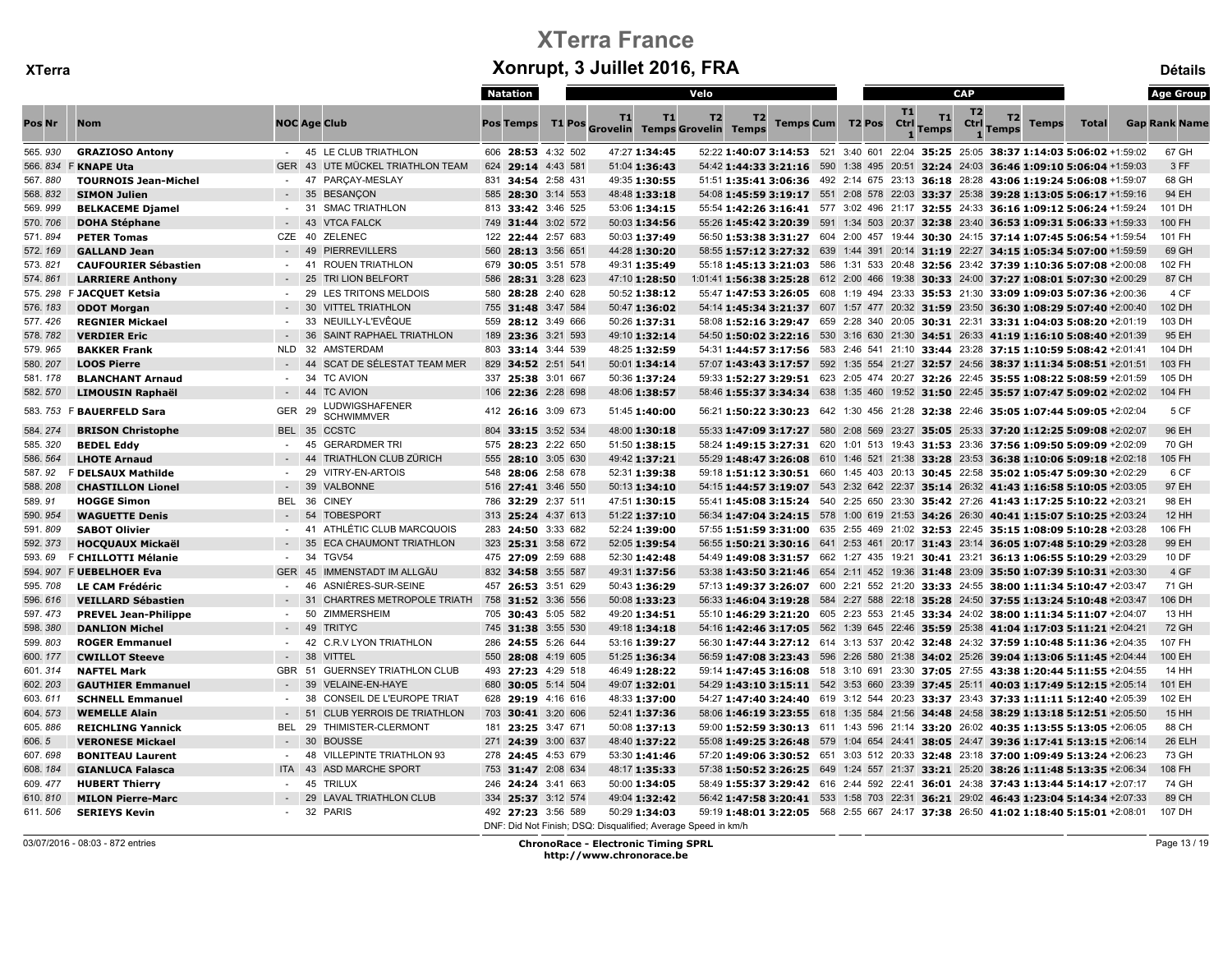# XTerra France

## Xonrupt, 3 Juillet 2016, FRA

XTerra — Détails

| Pos | Nr | | Nom | NOC | Age | Club | Natation Pos | Natation Temps | T1 | T1 Pos | T1 Grovelin | T1 Temps | T2 Grovelin | T2 Temps | Velo Temps Cum | Velo Pos | T2 | T2 Pos | CAP T1 Ctrl 1 | CAP T1 Temps | CAP T2 Ctrl 1 | CAP T2 Temps | CAP Temps | Total | Gap | Age Group Rank | Age Group Name |
|---|---|---|---|---|---|---|---|---|---|---|---|---|---|---|---|---|---|---|---|---|---|---|---|---|---|---|---|
| 565. | 930 | | GRAZIOSO Antony | - | 45 | LE CLUB TRIATHLON | 606 | 28:53 | 4:32 | 502 | 47:27 | 1:34:45 | 52:22 | 1:40:07 | 3:14:53 | 521 | 3:40 | 601 | 22:04 | 35:25 | 25:05 | 38:37 | 1:14:03 | 5:06:02 | +1:59:02 | 67 | GH |
| 566. | 834 | F | KNAPE Uta | GER | 43 | UTE MÜCKEL TRIATHLON TEAM | 624 | 29:14 | 4:43 | 581 | 51:04 | 1:36:43 | 54:42 | 1:44:33 | 3:21:16 | 590 | 1:38 | 495 | 20:51 | 32:24 | 24:03 | 36:46 | 1:09:10 | 5:06:04 | +1:59:03 | 3 | FF |
| 567. | 880 | | TOURNOIS Jean-Michel | - | 47 | PARÇAY-MESLAY | 831 | 34:54 | 2:58 | 431 | 49:35 | 1:30:55 | 51:51 | 1:35:41 | 3:06:36 | 492 | 2:14 | 675 | 23:13 | 36:18 | 28:28 | 43:06 | 1:19:24 | 5:06:08 | +1:59:07 | 68 | GH |
| 568. | 832 | | SIMON Julien | - | 35 | BESANÇON | 585 | 28:30 | 3:14 | 553 | 48:48 | 1:33:18 | 54:08 | 1:45:59 | 3:19:17 | 551 | 2:08 | 578 | 22:03 | 33:37 | 25:38 | 39:28 | 1:13:05 | 5:06:17 | +1:59:16 | 94 | EH |
| 569. | 999 | | BELKACEME Djamel | - | 31 | SMAC TRIATHLON | 813 | 33:42 | 3:46 | 525 | 53:06 | 1:34:15 | 55:54 | 1:42:26 | 3:16:41 | 577 | 3:02 | 496 | 21:17 | 32:55 | 24:33 | 36:16 | 1:09:12 | 5:06:24 | +1:59:24 | 101 | DH |
| 570. | 706 | | DOHA Stéphane | - | 43 | VTCA FALCK | 749 | 31:44 | 3:02 | 572 | 50:03 | 1:34:56 | 55:26 | 1:45:42 | 3:20:39 | 591 | 1:34 | 503 | 20:37 | 32:38 | 23:40 | 36:53 | 1:09:31 | 5:06:33 | +1:59:33 | 100 | FH |
| 571. | 894 | | PETER Tomas | CZE | 40 | ZELENEC | 122 | 22:44 | 2:57 | 683 | 50:03 | 1:37:49 | 56:50 | 1:53:38 | 3:31:27 | 604 | 2:00 | 457 | 19:44 | 30:30 | 24:15 | 37:14 | 1:07:45 | 5:06:54 | +1:59:54 | 101 | FH |
| 572. | 169 | | GALLAND Jean | - | 49 | PIERREVILLERS | 560 | 28:13 | 3:56 | 651 | 44:28 | 1:30:20 | 58:55 | 1:57:12 | 3:27:32 | 639 | 1:44 | 391 | 20:14 | 31:19 | 22:27 | 34:15 | 1:05:34 | 5:07:00 | +1:59:59 | 69 | GH |
| 573. | 821 | | CAUFOURIER Sébastien | - | 41 | ROUEN TRIATHLON | 679 | 30:05 | 3:51 | 578 | 49:31 | 1:35:49 | 55:18 | 1:45:13 | 3:21:03 | 586 | 1:31 | 533 | 20:48 | 32:56 | 23:42 | 37:39 | 1:10:36 | 5:07:08 | +2:00:08 | 102 | FH |
| 574. | 861 | | LARRIERE Anthony | - | 25 | TRI LION BELFORT | 586 | 28:31 | 3:28 | 623 | 47:10 | 1:28:50 | 1:01:41 | 1:56:38 | 3:25:28 | 612 | 2:00 | 466 | 19:38 | 30:33 | 24:00 | 37:27 | 1:08:01 | 5:07:30 | +2:00:29 | 87 | CH |
| 575. | 298 | F | JACQUET Ketsia | - | 29 | LES TRITONS MELDOIS | 580 | 28:28 | 2:40 | 628 | 50:52 | 1:38:12 | 55:47 | 1:47:53 | 3:26:05 | 608 | 1:19 | 494 | 23:33 | 35:53 | 21:30 | 33:09 | 1:09:03 | 5:07:36 | +2:00:36 | 4 | CF |
| 576. | 183 | | ODOT Morgan | - | 30 | VITTEL TRIATHLON | 755 | 31:48 | 3:47 | 584 | 50:47 | 1:36:02 | 54:14 | 1:45:34 | 3:21:37 | 607 | 1:57 | 477 | 20:32 | 31:59 | 23:50 | 36:30 | 1:08:29 | 5:07:40 | +2:00:40 | 102 | DH |
| 577. | 426 | | REGNIER Mickael | - | 33 | NEUILLY-L'EVÊQUE | 559 | 28:12 | 3:49 | 666 | 50:26 | 1:37:31 | 58:08 | 1:52:16 | 3:29:47 | 659 | 2:28 | 340 | 20:05 | 30:31 | 22:31 | 33:31 | 1:04:03 | 5:08:20 | +2:01:19 | 103 | DH |
| 578. | 782 | | VERDIER Eric | - | 36 | SAINT RAPHAEL TRIATHLON | 189 | 23:36 | 3:21 | 593 | 49:10 | 1:32:14 | 54:50 | 1:50:02 | 3:22:16 | 530 | 3:16 | 630 | 21:30 | 34:51 | 26:33 | 41:19 | 1:16:10 | 5:08:40 | +2:01:39 | 95 | EH |
| 579. | 965 | | BAKKER Frank | NLD | 32 | AMSTERDAM | 803 | 33:14 | 3:44 | 539 | 48:25 | 1:32:59 | 54:31 | 1:44:57 | 3:17:56 | 583 | 2:46 | 541 | 21:10 | 33:44 | 23:28 | 37:15 | 1:10:59 | 5:08:42 | +2:01:41 | 104 | DH |
| 580. | 207 | | LOOS Pierre | - | 44 | SCAT DE SÉLESTAT TEAM MER | 829 | 34:52 | 2:51 | 541 | 50:01 | 1:34:14 | 57:07 | 1:43:43 | 3:17:57 | 592 | 1:35 | 554 | 21:27 | 32:57 | 24:56 | 38:37 | 1:11:34 | 5:08:51 | +2:01:51 | 103 | FH |
| 581. | 178 | | BLANCHANT Arnaud | - | 34 | TC AVION | 337 | 25:38 | 3:01 | 667 | 50:36 | 1:37:24 | 59:33 | 1:52:27 | 3:29:51 | 623 | 2:05 | 474 | 20:27 | 32:26 | 22:45 | 35:55 | 1:08:22 | 5:08:59 | +2:01:59 | 105 | DH |
| 582. | 570 | | LIMOUSIN Raphaël | - | 44 | TC AVION | 106 | 22:36 | 2:28 | 698 | 48:06 | 1:38:57 | 58:46 | 1:55:37 | 3:34:34 | 638 | 1:35 | 460 | 19:52 | 31:50 | 22:45 | 35:57 | 1:07:47 | 5:09:02 | +2:02:02 | 104 | FH |
| 583. | 753 | F | BAUERFELD Sara | GER | 29 | LUDWIGSHAFENER SCHWIMMVER | 412 | 26:16 | 3:09 | 673 | 51:45 | 1:40:00 | 56:21 | 1:50:22 | 3:30:23 | 642 | 1:30 | 456 | 21:28 | 32:38 | 22:46 | 35:05 | 1:07:44 | 5:09:05 | +2:02:04 | 5 | CF |
| 584. | 274 | | BRISON Christophe | BEL | 35 | CCSTC | 804 | 33:15 | 3:52 | 534 | 48:00 | 1:30:18 | 55:33 | 1:47:09 | 3:17:27 | 580 | 2:08 | 569 | 23:27 | 35:05 | 25:33 | 37:20 | 1:12:25 | 5:09:08 | +2:02:07 | 96 | EH |
| 585. | 320 | | BEDEL Eddy | - | 45 | GERARDMER TRI | 575 | 28:23 | 2:22 | 650 | 51:50 | 1:38:15 | 58:24 | 1:49:15 | 3:27:31 | 620 | 1:01 | 513 | 19:43 | 31:53 | 23:36 | 37:56 | 1:09:50 | 5:09:09 | +2:02:09 | 70 | GH |
| 586. | 564 | | LHOTE Arnaud | - | 44 | TRIATHLON CLUB ZÜRICH | 555 | 28:10 | 3:05 | 630 | 49:42 | 1:37:21 | 55:29 | 1:48:47 | 3:26:08 | 610 | 1:46 | 521 | 21:38 | 33:28 | 23:53 | 36:38 | 1:10:06 | 5:09:18 | +2:02:18 | 105 | FH |
| 587. | 92 | F | DELSAUX Mathilde | - | 29 | VITRY-EN-ARTOIS | 548 | 28:06 | 2:58 | 678 | 52:31 | 1:39:38 | 59:18 | 1:51:12 | 3:30:51 | 660 | 1:45 | 403 | 20:13 | 30:45 | 22:58 | 35:02 | 1:05:47 | 5:09:30 | +2:02:29 | 6 | CF |
| 588. | 208 | | CHASTILLON Lionel | - | 39 | VALBONNE | 516 | 27:41 | 3:46 | 550 | 50:13 | 1:34:10 | 54:15 | 1:44:57 | 3:19:07 | 543 | 2:32 | 642 | 22:37 | 35:14 | 26:32 | 41:43 | 1:16:58 | 5:10:05 | +2:03:05 | 97 | EH |
| 589. | 91 | | HOGGE Simon | BEL | 36 | CINEY | 786 | 32:29 | 2:37 | 511 | 47:51 | 1:30:15 | 55:41 | 1:45:08 | 3:15:24 | 540 | 2:25 | 650 | 23:30 | 35:42 | 27:26 | 41:43 | 1:17:25 | 5:10:22 | +2:03:21 | 98 | EH |
| 590. | 954 | | WAGUETTE Denis | - | 54 | TOBESPORT | 313 | 25:24 | 4:37 | 613 | 51:22 | 1:37:10 | 56:34 | 1:47:04 | 3:24:15 | 578 | 1:00 | 619 | 21:53 | 34:26 | 26:30 | 40:41 | 1:15:07 | 5:10:25 | +2:03:24 | 12 | HH |
| 591. | 809 | | SABOT Olivier | - | 41 | ATHLÉTIC CLUB MARCQUOIS | 283 | 24:50 | 3:33 | 682 | 52:24 | 1:39:00 | 57:55 | 1:51:59 | 3:31:00 | 635 | 2:55 | 469 | 21:02 | 32:53 | 22:45 | 35:15 | 1:08:09 | 5:10:28 | +2:03:28 | 106 | FH |
| 592. | 373 | | HOCQUAUX Mickaël | - | 35 | ECA CHAUMONT TRIATHLON | 323 | 25:31 | 3:58 | 672 | 52:05 | 1:39:54 | 56:55 | 1:50:21 | 3:30:16 | 641 | 2:53 | 461 | 20:17 | 31:43 | 23:14 | 36:05 | 1:07:48 | 5:10:29 | +2:03:28 | 99 | EH |
| 593. | 69 | F | CHILLOTTI Mélanie | - | 34 | TGV54 | 475 | 27:09 | 2:59 | 688 | 52:30 | 1:42:48 | 54:49 | 1:49:08 | 3:31:57 | 662 | 1:27 | 435 | 19:21 | 30:41 | 23:21 | 36:13 | 1:06:55 | 5:10:29 | +2:03:29 | 10 | DF |
| 594. | 907 | F | UEBELHOER Eva | GER | 45 | IMMENSTADT IM ALLGÄU | 832 | 34:58 | 3:55 | 587 | 49:31 | 1:37:56 | 53:38 | 1:43:50 | 3:21:46 | 654 | 2:11 | 452 | 19:36 | 31:48 | 23:09 | 35:50 | 1:07:39 | 5:10:31 | +2:03:30 | 4 | GF |
| 595. | 708 | | LE CAM Frédéric | - | 46 | ASNIÈRES-SUR-SEINE | 457 | 26:53 | 3:51 | 629 | 50:43 | 1:36:29 | 57:13 | 1:49:37 | 3:26:07 | 600 | 2:21 | 552 | 21:20 | 33:33 | 24:55 | 38:00 | 1:11:34 | 5:10:47 | +2:03:47 | 71 | GH |
| 596. | 616 | | VEILLARD Sébastien | - | 31 | CHARTRES METROPOLE TRIATH | 758 | 31:52 | 3:36 | 556 | 50:08 | 1:33:23 | 56:33 | 1:46:04 | 3:19:28 | 584 | 2:27 | 588 | 22:18 | 35:28 | 24:50 | 37:55 | 1:13:24 | 5:10:48 | +2:03:47 | 106 | DH |
| 597. | 473 | | PREVEL Jean-Philippe | - | 50 | ZIMMERSHEIM | 705 | 30:43 | 5:05 | 582 | 49:20 | 1:34:51 | 55:10 | 1:46:29 | 3:21:20 | 605 | 2:23 | 553 | 21:45 | 33:34 | 24:02 | 38:00 | 1:11:34 | 5:11:07 | +2:04:07 | 13 | HH |
| 598. | 380 | | DANLION Michel | - | 49 | TRITYC | 745 | 31:38 | 3:55 | 530 | 49:18 | 1:34:18 | 54:16 | 1:42:46 | 3:17:05 | 562 | 1:39 | 645 | 22:46 | 35:59 | 25:38 | 41:04 | 1:17:03 | 5:11:21 | +2:04:21 | 72 | GH |
| 599. | 803 | | ROGER Emmanuel | - | 42 | C.R.V LYON TRIATHLON | 286 | 24:55 | 5:26 | 644 | 53:16 | 1:39:27 | 56:30 | 1:47:44 | 3:27:12 | 614 | 3:13 | 537 | 20:42 | 32:48 | 24:32 | 37:59 | 1:10:48 | 5:11:36 | +2:04:35 | 107 | FH |
| 600. | 177 | | CWILLOT Steeve | - | 38 | VITTEL | 550 | 28:08 | 4:19 | 605 | 51:25 | 1:36:34 | 56:59 | 1:47:08 | 3:23:43 | 596 | 2:26 | 580 | 21:38 | 34:02 | 25:26 | 39:04 | 1:13:06 | 5:11:45 | +2:04:44 | 100 | EH |
| 601. | 314 | | NAFTEL Mark | GBR | 51 | GUERNSEY TRIATHLON CLUB | 493 | 27:23 | 4:29 | 518 | 46:49 | 1:28:22 | 59:14 | 1:47:45 | 3:16:08 | 518 | 3:10 | 691 | 23:30 | 37:05 | 27:55 | 43:38 | 1:20:44 | 5:11:55 | +2:04:55 | 14 | HH |
| 602. | 203 | | GAUTHIER Emmanuel | - | 39 | VELAINE-EN-HAYE | 680 | 30:05 | 5:14 | 504 | 49:07 | 1:32:01 | 54:29 | 1:43:10 | 3:15:11 | 542 | 3:53 | 660 | 23:39 | 37:45 | 25:11 | 40:03 | 1:17:49 | 5:12:15 | +2:05:14 | 101 | EH |
| 603. | 611 | | SCHNELL Emmanuel | - | 38 | CONSEIL DE L'EUROPE TRIAT | 628 | 29:19 | 4:16 | 616 | 48:33 | 1:37:00 | 54:27 | 1:47:40 | 3:24:40 | 619 | 3:12 | 544 | 20:23 | 33:37 | 23:43 | 37:33 | 1:11:11 | 5:12:40 | +2:05:39 | 102 | EH |
| 604. | 573 | | WEMELLE Alain | - | 51 | CLUB YERROIS DE TRIATHLON | 703 | 30:41 | 3:20 | 606 | 52:41 | 1:37:36 | 58:06 | 1:46:19 | 3:23:55 | 618 | 1:35 | 584 | 21:56 | 34:48 | 24:58 | 38:29 | 1:13:18 | 5:12:51 | +2:05:50 | 15 | HH |
| 605. | 886 | | REICHLING Yannick | BEL | 29 | THIMISTER-CLERMONT | 181 | 23:25 | 3:47 | 671 | 50:08 | 1:37:13 | 59:00 | 1:52:59 | 3:30:13 | 611 | 1:43 | 596 | 21:14 | 33:20 | 26:02 | 40:35 | 1:13:55 | 5:13:05 | +2:06:05 | 88 | CH |
| 606. | 5 | | VERONESE Mickael | - | 30 | BOUSSE | 271 | 24:39 | 3:00 | 637 | 48:40 | 1:37:22 | 55:08 | 1:49:25 | 3:26:48 | 579 | 1:04 | 654 | 24:41 | 38:05 | 24:47 | 39:36 | 1:17:41 | 5:13:15 | +2:06:14 | 26 | ELH |
| 607. | 698 | | BONITEAU Laurent | - | 48 | VILLEPINTE TRIATHLON 93 | 278 | 24:45 | 4:53 | 679 | 53:30 | 1:41:46 | 57:20 | 1:49:06 | 3:30:52 | 651 | 3:03 | 512 | 20:33 | 32:48 | 23:18 | 37:00 | 1:09:49 | 5:13:24 | +2:06:23 | 73 | GH |
| 608. | 184 | | GIANLUCA Falasca | ITA | 43 | ASD MARCHE SPORT | 753 | 31:47 | 2:08 | 634 | 48:17 | 1:35:33 | 57:38 | 1:50:52 | 3:26:25 | 649 | 1:24 | 557 | 21:37 | 33:21 | 25:20 | 38:26 | 1:11:48 | 5:13:35 | +2:06:34 | 108 | FH |
| 609. | 477 | | HUBERT Thierry | - | 45 | TRILUX | 246 | 24:24 | 3:41 | 663 | 50:00 | 1:34:05 | 58:49 | 1:55:37 | 3:29:42 | 616 | 2:44 | 592 | 22:41 | 36:01 | 24:38 | 37:43 | 1:13:44 | 5:14:17 | +2:07:17 | 74 | GH |
| 610. | 810 | | MILON Pierre-Marc | - | 29 | LAVAL TRIATHLON CLUB | 334 | 25:37 | 3:12 | 574 | 49:04 | 1:32:42 | 56:42 | 1:47:58 | 3:20:41 | 533 | 1:58 | 703 | 22:31 | 36:21 | 29:02 | 46:43 | 1:23:04 | 5:14:34 | +2:07:33 | 89 | CH |
| 611. | 506 | | SERIEYS Kevin | - | 32 | PARIS | 492 | 27:23 | 3:56 | 589 | 50:29 | 1:34:03 | 59:19 | 1:48:01 | 3:22:05 | 568 | 2:55 | 667 | 24:17 | 37:38 | 26:50 | 41:02 | 1:18:40 | 5:15:01 | +2:08:01 | 107 | DH |

DNF: Did Not Finish; DSQ: Disqualified; Average Speed in km/h

03/07/2016 - 08:03 - 872 entries

ChronoRace - Electronic Timing SPRL
http://www.chronorace.be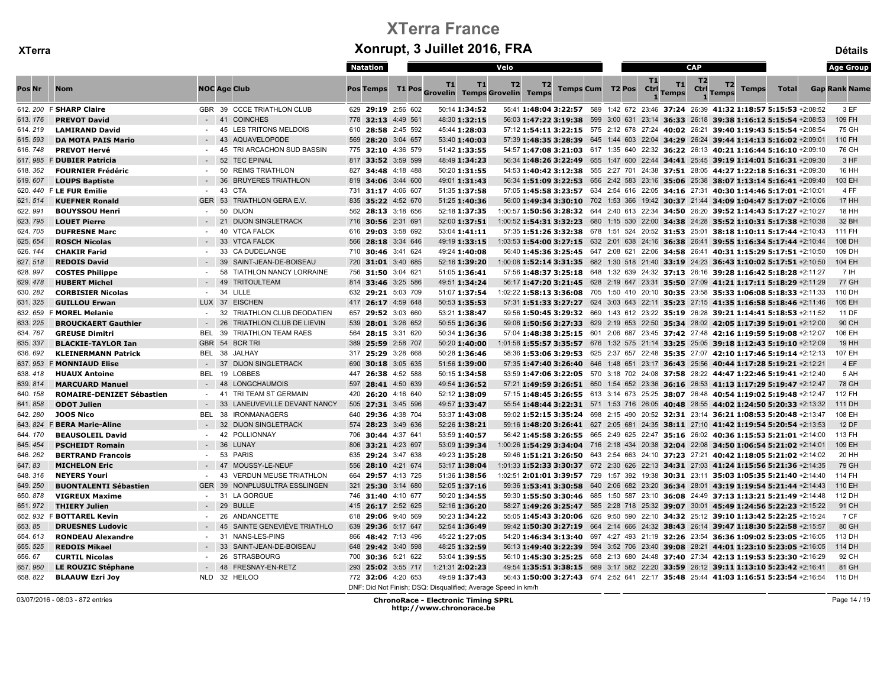# XTerra France

XTerra

## Xonrupt, 3 Juillet 2016, FRA

Détails

| Pos | Nr | Nom | NOC | Age | Club | Natation Pos | Natation Temps | T1 | T1 Pos | T1 Grovelin | T1 Temps | T2 Grovelin | T2 Temps | Velo Temps Cum | Velo Pos | T2 | T2 Pos | CAP T1 Ctrl 1 | CAP T1 Temps | CAP T2 Ctrl 1 | CAP T2 Temps | CAP Temps | Total | Gap | Rank | Name |
|---|---|---|---|---|---|---|---|---|---|---|---|---|---|---|---|---|---|---|---|---|---|---|---|---|---|---|
| 612. | 200 | F SHARP Claire | GBR | 39 | CCCE TRIATHLON CLUB | 629 | 29:19 | 2:56 | 602 | 50:14 | 1:34:52 | 55:41 | 1:48:04 | 3:22:57 | 589 | 1:42 | 672 | 23:46 | 37:24 | 26:39 | 41:32 | 1:18:57 | 5:15:53 | +2:08:52 | 3 | EF |
| 613. | 176 | PREVOT David | - | 41 | COINCHES | 778 | 32:13 | 4:49 | 561 | 48:30 | 1:32:15 | 56:03 | 1:47:22 | 3:19:38 | 599 | 3:00 | 631 | 23:14 | 36:33 | 26:18 | 39:38 | 1:16:12 | 5:15:54 | +2:08:53 | 109 | FH |
| 614. | 219 | LAMIRAND David | - | 45 | LES TRITONS MELDOIS | 610 | 28:58 | 2:45 | 592 | 45:44 | 1:28:03 | 57:12 | 1:54:11 | 3:22:15 | 575 | 2:12 | 678 | 27:24 | 40:02 | 26:21 | 39:40 | 1:19:43 | 5:15:54 | +2:08:54 | 75 | GH |
| 615. | 593 | DA MOTA PAIS Mario | - | 43 | AQUAVELOPODE | 569 | 28:20 | 3:04 | 657 | 53:40 | 1:40:03 | 57:39 | 1:48:35 | 3:28:39 | 645 | 1:44 | 603 | 22:04 | 34:29 | 26:24 | 39:44 | 1:14:13 | 5:16:02 | +2:09:01 | 110 | FH |
| 616. | 748 | PREVOT Hervé | - | 45 | TRI ARCACHON SUD BASSIN | 775 | 32:10 | 4:36 | 579 | 51:42 | 1:33:55 | 54:57 | 1:47:08 | 3:21:03 | 617 | 1:35 | 640 | 22:32 | 36:22 | 26:13 | 40:21 | 1:16:44 | 5:16:10 | +2:09:10 | 76 | GH |
| 617. | 985 | F DUBIER Patricia | - | 52 | TEC EPINAL | 817 | 33:52 | 3:59 | 599 | 48:49 | 1:34:23 | 56:34 | 1:48:26 | 3:22:49 | 655 | 1:47 | 600 | 22:44 | 34:41 | 25:45 | 39:19 | 1:14:01 | 5:16:31 | +2:09:30 | 3 | HF |
| 618. | 362 | FOURNIER Frédéric | - | 50 | REIMS TRIATHLON | 827 | 34:48 | 4:18 | 488 | 50:20 | 1:31:55 | 54:53 | 1:40:42 | 3:12:38 | 555 | 2:27 | 701 | 24:38 | 37:51 | 28:05 | 44:27 | 1:22:18 | 5:16:31 | +2:09:30 | 16 | HH |
| 619. | 607 | LOUPS Baptiste | - | 36 | BRUYERES TRIATHLON | 819 | 34:06 | 3:44 | 600 | 49:01 | 1:31:43 | 56:34 | 1:51:09 | 3:22:53 | 656 | 2:42 | 583 | 23:16 | 35:06 | 25:38 | 38:07 | 1:13:14 | 5:16:41 | +2:09:40 | 103 | EH |
| 620. | 440 | F LE FUR Emilie | - | 43 | CTA | 731 | 31:17 | 4:06 | 607 | 51:35 | 1:37:58 | 57:05 | 1:45:58 | 3:23:57 | 634 | 2:54 | 616 | 22:05 | 34:16 | 27:31 | 40:30 | 1:14:46 | 5:17:01 | +2:10:01 | 4 | FF |
| 621. | 514 | KUEFNER Ronald | GER | 53 | TRIATHLON GERA E.V. | 835 | 35:22 | 4:52 | 670 | 51:25 | 1:40:36 | 56:00 | 1:49:34 | 3:30:10 | 702 | 1:53 | 366 | 19:42 | 30:37 | 21:44 | 34:09 | 1:04:47 | 5:17:07 | +2:10:06 | 17 | HH |
| 622. | 991 | BOUYSSOU Henri | - | 50 | DIJON | 562 | 28:13 | 3:18 | 656 | 52:18 | 1:37:35 | 1:00:57 | 1:50:56 | 3:28:32 | 644 | 2:40 | 613 | 22:34 | 34:50 | 26:20 | 39:52 | 1:14:43 | 5:17:27 | +2:10:27 | 18 | HH |
| 623. | 795 | LOUET Pierre | - | 21 | DIJON SINGLETRACK | 716 | 30:56 | 2:31 | 691 | 52:00 | 1:37:51 | 1:00:52 | 1:54:31 | 3:32:23 | 680 | 1:15 | 530 | 22:00 | 34:38 | 24:28 | 35:52 | 1:10:31 | 5:17:38 | +2:10:38 | 32 | BH |
| 624. | 705 | DUFRESNE Marc | - | 40 | VTCA FALCK | 616 | 29:03 | 3:58 | 692 | 53:04 | 1:41:11 | 57:35 | 1:51:26 | 3:32:38 | 678 | 1:51 | 524 | 20:52 | 31:53 | 25:01 | 38:18 | 1:10:11 | 5:17:44 | +2:10:43 | 111 | FH |
| 625. | 654 | ROSCH Nicolas | - | 33 | VTCA FALCK | 566 | 28:18 | 3:34 | 646 | 49:19 | 1:33:15 | 1:03:53 | 1:54:00 | 3:27:15 | 632 | 2:01 | 638 | 24:16 | 36:38 | 26:41 | 39:55 | 1:16:34 | 5:17:44 | +2:10:44 | 108 | DH |
| 626. | 144 | CHAKIR Farid | - | 33 | CA DUDELANGE | 710 | 30:46 | 3:41 | 624 | 49:24 | 1:40:08 | 56:40 | 1:45:36 | 3:25:45 | 647 | 2:08 | 621 | 22:06 | 34:58 | 26:41 | 40:31 | 1:15:29 | 5:17:51 | +2:10:50 | 109 | DH |
| 627. | 518 | REDOIS David | - | 39 | SAINT-JEAN-DE-BOISEAU | 720 | 31:01 | 3:40 | 685 | 52:16 | 1:39:20 | 1:00:08 | 1:52:14 | 3:31:35 | 682 | 1:30 | 518 | 21:40 | 33:19 | 24:23 | 36:43 | 1:10:02 | 5:17:51 | +2:10:50 | 104 | EH |
| 628. | 997 | COSTES Philippe | - | 58 | TIATHLON NANCY LORRAINE | 756 | 31:50 | 3:04 | 621 | 51:05 | 1:36:41 | 57:56 | 1:48:37 | 3:25:18 | 648 | 1:32 | 639 | 24:32 | 37:13 | 26:16 | 39:28 | 1:16:42 | 5:18:28 | +2:11:27 | 7 | IH |
| 629. | 478 | HUBERT Michel | - | 49 | TRITOULTEAM | 814 | 33:46 | 3:25 | 586 | 49:51 | 1:34:24 | 56:17 | 1:47:20 | 3:21:45 | 628 | 2:19 | 647 | 23:31 | 35:50 | 27:09 | 41:21 | 1:17:11 | 5:18:29 | +2:11:29 | 77 | GH |
| 630. | 282 | CORBISIER Nicolas | - | 34 | LILLE | 632 | 29:21 | 5:03 | 709 | 51:07 | 1:37:54 | 1:02:22 | 1:58:13 | 3:36:08 | 705 | 1:50 | 410 | 20:10 | 30:35 | 23:58 | 35:33 | 1:06:08 | 5:18:33 | +2:11:33 | 110 | DH |
| 631. | 325 | GUILLOU Erwan | LUX | 37 | EISCHEN | 417 | 26:17 | 4:59 | 648 | 50:53 | 1:35:53 | 57:31 | 1:51:33 | 3:27:27 | 624 | 3:03 | 643 | 22:11 | 35:23 | 27:15 | 41:35 | 1:16:58 | 5:18:46 | +2:11:46 | 105 | EH |
| 632. | 659 | F MOREL Melanie | - | 32 | TRIATHLON CLUB DEODATIEN | 657 | 29:52 | 3:03 | 660 | 53:21 | 1:38:47 | 59:56 | 1:50:45 | 3:29:32 | 669 | 1:43 | 612 | 23:22 | 35:19 | 26:28 | 39:21 | 1:14:41 | 5:18:53 | +2:11:52 | 11 | DF |
| 633. | 225 | BROUCKAERT Gauthier | - | 26 | TRIATHLON CLUB DE LIEVIN | 539 | 28:01 | 3:26 | 652 | 50:55 | 1:36:36 | 59:06 | 1:50:56 | 3:27:33 | 629 | 2:19 | 653 | 22:50 | 35:34 | 28:02 | 42:05 | 1:17:39 | 5:19:01 | +2:12:00 | 90 | CH |
| 634. | 767 | GREUSE Dimitri | BEL | 39 | TRIATHLON TEAM RAES | 564 | 28:15 | 3:31 | 620 | 50:34 | 1:36:36 | 57:04 | 1:48:38 | 3:25:15 | 601 | 2:06 | 687 | 23:45 | 37:42 | 27:48 | 42:16 | 1:19:59 | 5:19:08 | +2:12:07 | 106 | EH |
| 635. | 337 | BLACKIE-TAYLOR Ian | GBR | 54 | BCR TRI | 389 | 25:59 | 2:58 | 707 | 50:20 | 1:40:00 | 1:01:58 | 1:55:57 | 3:35:57 | 676 | 1:32 | 575 | 21:14 | 33:25 | 25:05 | 39:18 | 1:12:43 | 5:19:10 | +2:12:09 | 19 | HH |
| 636. | 692 | KLEINERMANN Patrick | BEL | 38 | JALHAY | 317 | 25:29 | 3:28 | 668 | 50:28 | 1:36:46 | 58:36 | 1:53:06 | 3:29:53 | 625 | 2:37 | 657 | 22:48 | 35:35 | 27:07 | 42:10 | 1:17:46 | 5:19:14 | +2:12:13 | 107 | EH |
| 637. | 953 | F MONNIAUD Elise | - | 37 | DIJON SINGLETRACK | 690 | 30:18 | 3:05 | 635 | 51:56 | 1:39:00 | 57:35 | 1:47:40 | 3:26:40 | 646 | 1:48 | 651 | 23:17 | 36:43 | 25:56 | 40:44 | 1:17:28 | 5:19:21 | +2:12:21 | 4 | EF |
| 638. | 418 | HUAUX Antoine | BEL | 19 | LOBBES | 447 | 26:38 | 4:52 | 588 | 50:15 | 1:34:58 | 53:59 | 1:47:06 | 3:22:05 | 570 | 3:18 | 702 | 24:08 | 37:58 | 28:22 | 44:47 | 1:22:46 | 5:19:41 | +2:12:40 | 5 | AH |
| 639. | 814 | MARCUARD Manuel | - | 48 | LONGCHAUMOIS | 597 | 28:41 | 4:50 | 639 | 49:54 | 1:36:52 | 57:21 | 1:49:59 | 3:26:51 | 650 | 1:54 | 652 | 23:36 | 36:16 | 26:53 | 41:13 | 1:17:29 | 5:19:47 | +2:12:47 | 78 | GH |
| 640. | 158 | ROMAIRE-DENIZET Sébastien | - | 41 | TRI TEAM ST GERMAIN | 420 | 26:20 | 4:16 | 640 | 52:12 | 1:38:09 | 57:15 | 1:48:45 | 3:26:55 | 613 | 3:14 | 673 | 25:25 | 38:07 | 26:48 | 40:54 | 1:19:02 | 5:19:48 | +2:12:47 | 112 | FH |
| 641. | 858 | ODOT Julien | - | 33 | LANEUVEVILLE DEVANT NANCY | 505 | 27:31 | 3:45 | 596 | 49:57 | 1:33:47 | 55:54 | 1:48:44 | 3:22:31 | 571 | 1:53 | 716 | 26:05 | 40:48 | 28:55 | 44:02 | 1:24:50 | 5:20:33 | +2:13:32 | 111 | DH |
| 642. | 280 | JOOS Nico | BEL | 38 | IRONMANAGERS | 640 | 29:36 | 4:38 | 704 | 53:37 | 1:43:08 | 59:02 | 1:52:15 | 3:35:24 | 698 | 2:15 | 490 | 20:52 | 32:31 | 23:14 | 36:21 | 1:08:53 | 5:20:48 | +2:13:47 | 108 | EH |
| 643. | 824 | F BERA Marie-Aline | - | 32 | DIJON SINGLETRACK | 574 | 28:23 | 3:49 | 636 | 52:26 | 1:38:21 | 59:16 | 1:48:20 | 3:26:41 | 627 | 2:05 | 681 | 24:35 | 38:11 | 27:10 | 41:42 | 1:19:54 | 5:20:54 | +2:13:53 | 12 | DF |
| 644. | 170 | BEAUSOLEIL David | - | 42 | POLLIONNAY | 706 | 30:44 | 4:37 | 641 | 53:59 | 1:40:57 | 56:42 | 1:45:58 | 3:26:55 | 665 | 2:49 | 625 | 22:47 | 35:16 | 26:02 | 40:36 | 1:15:53 | 5:21:01 | +2:14:00 | 113 | FH |
| 645. | 454 | PSCHEIDT Romain | - | 36 | LUNAY | 806 | 33:21 | 4:23 | 697 | 53:09 | 1:39:34 | 1:00:26 | 1:54:29 | 3:34:04 | 716 | 2:18 | 434 | 20:38 | 32:04 | 22:08 | 34:50 | 1:06:54 | 5:21:02 | +2:14:01 | 109 | EH |
| 646. | 262 | BERTRAND Francois | - | 53 | PARIS | 635 | 29:24 | 3:47 | 638 | 49:23 | 1:35:28 | 59:46 | 1:51:21 | 3:26:50 | 643 | 2:54 | 663 | 24:10 | 37:23 | 27:21 | 40:42 | 1:18:05 | 5:21:02 | +2:14:02 | 20 | HH |
| 647. | 83 | MICHELON Eric | - | 47 | MOUSSY-LE-NEUF | 556 | 28:10 | 4:21 | 674 | 53:17 | 1:38:04 | 1:01:33 | 1:52:33 | 3:30:37 | 672 | 2:30 | 626 | 22:13 | 34:31 | 27:03 | 41:24 | 1:15:56 | 5:21:36 | +2:14:35 | 79 | GH |
| 648. | 316 | NEYERS Youri | - | 43 | VERDUN MEUSE TRIATHLON | 664 | 29:57 | 4:13 | 725 | 51:36 | 1:38:56 | 1:02:51 | 2:01:01 | 3:39:57 | 729 | 1:57 | 392 | 19:38 | 30:31 | 23:11 | 35:03 | 1:05:35 | 5:21:40 | +2:14:40 | 114 | FH |
| 649. | 250 | BUONTALENTI Sébastien | GER | 39 | NONPLUSULTRA ESSLINGEN | 321 | 25:30 | 3:14 | 680 | 52:05 | 1:37:16 | 59:36 | 1:53:41 | 3:30:58 | 640 | 2:06 | 682 | 23:20 | 36:34 | 28:01 | 43:19 | 1:19:54 | 5:21:44 | +2:14:43 | 110 | EH |
| 650. | 878 | VIGREUX Maxime | - | 31 | LA GORGUE | 746 | 31:40 | 4:10 | 677 | 50:20 | 1:34:55 | 59:30 | 1:55:50 | 3:30:46 | 685 | 1:50 | 587 | 23:10 | 36:08 | 24:49 | 37:13 | 1:13:21 | 5:21:49 | +2:14:48 | 112 | DH |
| 651. | 972 | THIERY Julien | - | 29 | BULLE | 415 | 26:17 | 2:52 | 625 | 52:16 | 1:36:20 | 58:27 | 1:49:26 | 3:25:47 | 585 | 2:28 | 718 | 25:32 | 39:07 | 30:01 | 45:49 | 1:24:56 | 5:22:23 | +2:15:22 | 91 | CH |
| 652. | 932 | F BOTTAREL Kevin | - | 26 | ANDANCETTE | 618 | 29:06 | 9:40 | 569 | 50:23 | 1:34:22 | 55:05 | 1:45:43 | 3:20:06 | 626 | 9:50 | 590 | 22:10 | 34:32 | 25:12 | 39:10 | 1:13:42 | 5:22:25 | +2:15:24 | 7 | CF |
| 653. | 85 | DRUESNES Ludovic | - | 45 | SAINTE GENEVIÈVE TRIATHLO | 639 | 29:36 | 5:17 | 647 | 52:54 | 1:36:49 | 59:42 | 1:50:30 | 3:27:19 | 664 | 2:14 | 666 | 24:32 | 38:43 | 26:14 | 39:47 | 1:18:30 | 5:22:58 | +2:15:57 | 80 | GH |
| 654. | 613 | RONDEAU Alexandre | - | 31 | NANS-LES-PINS | 866 | 48:42 | 7:13 | 496 | 45:22 | 1:27:05 | 54:20 | 1:46:34 | 3:13:40 | 697 | 4:27 | 493 | 21:19 | 32:26 | 23:54 | 36:36 | 1:09:02 | 5:23:05 | +2:16:05 | 113 | DH |
| 655. | 525 | REDOIS Mikael | - | 33 | SAINT-JEAN-DE-BOISEAU | 648 | 29:42 | 3:40 | 598 | 48:25 | 1:32:59 | 56:13 | 1:49:40 | 3:22:39 | 594 | 3:52 | 706 | 23:40 | 39:08 | 28:21 | 44:01 | 1:23:10 | 5:23:05 | +2:16:05 | 114 | DH |
| 656. | 67 | CURTIL Nicolas | - | 26 | STRASBOURG | 700 | 30:36 | 5:21 | 622 | 53:04 | 1:39:55 | 56:10 | 1:45:30 | 3:25:25 | 658 | 2:13 | 680 | 24:48 | 37:40 | 27:34 | 42:13 | 1:19:53 | 5:23:30 | +2:16:29 | 92 | CH |
| 657. | 960 | LE ROUZIC Stéphane | - | 48 | FRESNAY-EN-RETZ | 293 | 25:02 | 3:55 | 717 | 1:21:31 | 2:02:23 | 49:54 | 1:35:51 | 3:38:15 | 689 | 3:17 | 582 | 22:20 | 33:59 | 26:12 | 39:11 | 1:13:10 | 5:23:42 | +2:16:41 | 81 | GH |
| 658. | 822 | BLAAUW Ezri Joy | NLD | 32 | HEILOO | 772 | 32:06 | 4:20 | 653 | 49:59 | 1:37:43 | 56:43 | 1:50:00 | 3:27:43 | 674 | 2:52 | 641 | 22:17 | 35:48 | 25:44 | 41:03 | 1:16:51 | 5:23:54 | +2:16:54 | 115 | DH |

DNF: Did Not Finish; DSQ: Disqualified; Average Speed in km/h

03/07/2016 - 08:03 - 872 entries

ChronoRace - Electronic Timing SPRL
http://www.chronorace.be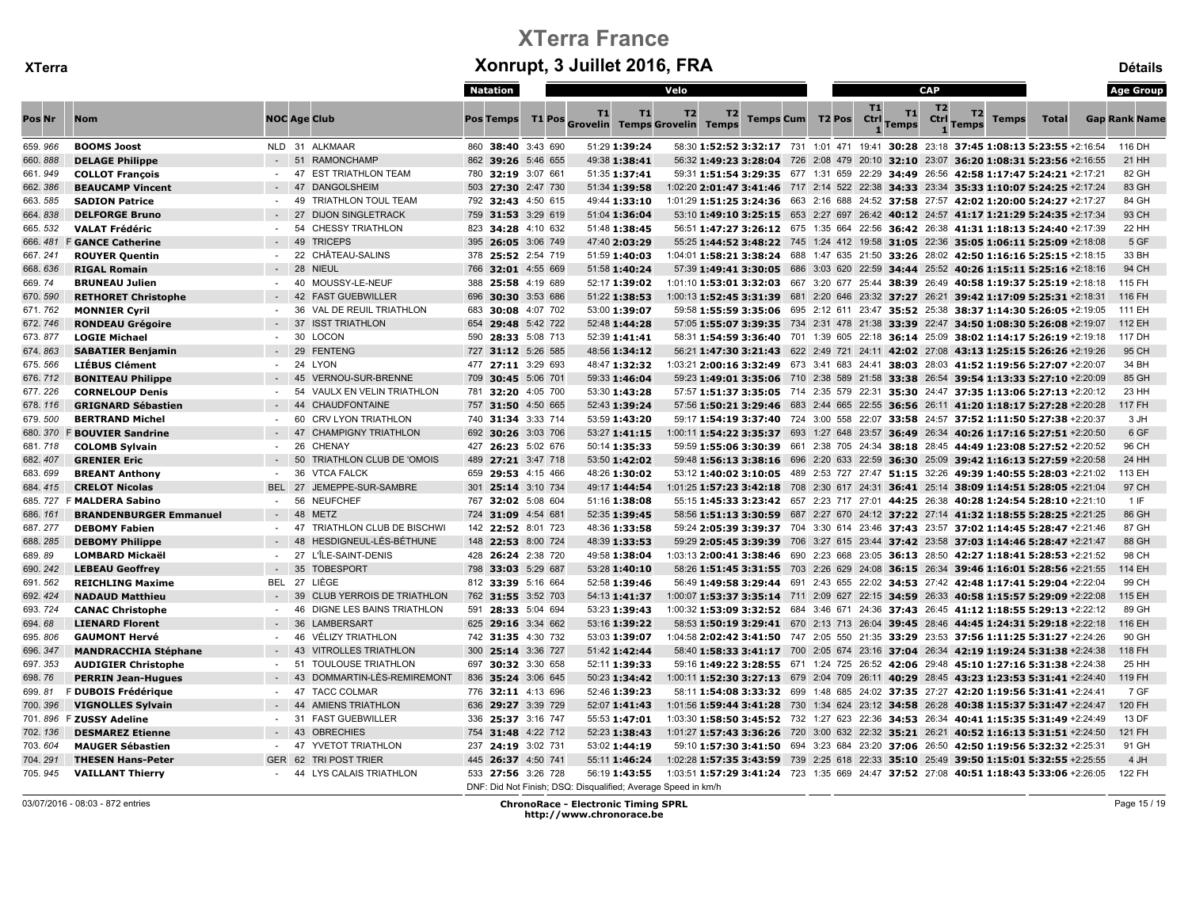# XTerra France

**XTerra** — **Xonrupt, 3 Juillet 2016, FRA** — **Détails**

| Pos | Nr | | Nom | NOC | Age | Club | Natation Pos | Natation Temps | T1 | T1 Pos | Velo T1 Grovelin | Velo T1 Temps | Velo T2 Grovelin | Velo T2 Temps | Temps Cum | T2 Pos | T2 | Pos | CAP T1 Ctrl 1 | CAP T1 Temps | CAP T2 Ctrl 1 | CAP T2 Temps | Temps | Total | Gap | Rank | Name |
|---|---|---|---|---|---|---|---|---|---|---|---|---|---|---|---|---|---|---|---|---|---|---|---|---|---|---|---|
| 659. | 966 | | **BOOMS Joost** | NLD | 31 | ALKMAAR | 860 | **38:40** | 3:43 | 690 | 51:29 | **1:39:24** | 58:30 | **1:52:52** | **3:32:17** | 731 | 1:01 | 471 | 19:41 | **30:28** | 23:18 | **37:45** | **1:08:13** | **5:23:55** | +2:16:54 | 116 | DH |
| 660. | 888 | | **DELAGE Philippe** | - | 51 | RAMONCHAMP | 862 | **39:26** | 5:46 | 655 | 49:38 | **1:38:41** | 56:32 | **1:49:23** | **3:28:04** | 726 | 2:08 | 479 | 20:10 | **32:10** | 23:07 | **36:20** | **1:08:31** | **5:23:56** | +2:16:55 | 21 | HH |
| 661. | 949 | | **COLLOT François** | - | 47 | EST TRIATHLON TEAM | 780 | **32:19** | 3:07 | 661 | 51:35 | **1:37:41** | 59:31 | **1:51:54** | **3:29:35** | 677 | 1:31 | 659 | 22:29 | **34:49** | 26:56 | **42:58** | **1:17:47** | **5:24:21** | +2:17:21 | 82 | GH |
| 662. | 386 | | **BEAUCAMP Vincent** | - | 47 | DANGOLSHEIM | 503 | **27:30** | 2:47 | 730 | 51:34 | **1:39:58** | 1:02:20 | **2:01:47** | **3:41:46** | 717 | 2:14 | 522 | 22:38 | **34:33** | 23:34 | **35:33** | **1:10:07** | **5:24:25** | +2:17:24 | 83 | GH |
| 663. | 585 | | **SADION Patrice** | - | 49 | TRIATHLON TOUL TEAM | 792 | **32:43** | 4:50 | 615 | 49:44 | **1:33:10** | 1:01:29 | **1:51:25** | **3:24:36** | 663 | 2:16 | 688 | 24:52 | **37:58** | 27:57 | **42:02** | **1:20:00** | **5:24:27** | +2:17:27 | 84 | GH |
| 664. | 838 | | **DELFORGE Bruno** | - | 27 | DIJON SINGLETRACK | 759 | **31:53** | 3:29 | 619 | 51:04 | **1:36:04** | 53:10 | **1:49:10** | **3:25:15** | 653 | 2:27 | 697 | 26:42 | **40:12** | 24:57 | **41:17** | **1:21:29** | **5:24:35** | +2:17:34 | 93 | CH |
| 665. | 532 | | **VALAT Frédéric** | - | 54 | CHESSY TRIATHLON | 823 | **34:28** | 4:10 | 632 | 51:48 | **1:38:45** | 56:51 | **1:47:27** | **3:26:12** | 675 | 1:35 | 664 | 22:56 | **36:42** | 26:38 | **41:31** | **1:18:13** | **5:24:40** | +2:17:39 | 22 | HH |
| 666. | 481 | F | **GANCE Catherine** | - | 49 | TRICEPS | 395 | **26:05** | 3:06 | 749 | 47:40 | **2:03:29** | 55:25 | **1:44:52** | **3:48:22** | 745 | 1:24 | 412 | 19:58 | **31:05** | 22:36 | **35:05** | **1:06:11** | **5:25:09** | +2:18:08 | 5 | GF |
| 667. | 241 | | **ROUYER Quentin** | - | 22 | CHÂTEAU-SALINS | 378 | **25:52** | 2:54 | 719 | 51:59 | **1:40:03** | 1:04:01 | **1:58:21** | **3:38:24** | 688 | 1:47 | 635 | 21:50 | **33:26** | 28:02 | **42:50** | **1:16:16** | **5:25:15** | +2:18:15 | 33 | BH |
| 668. | 636 | | **RIGAL Romain** | - | 28 | NIEUL | 766 | **32:01** | 4:55 | 669 | 51:58 | **1:40:24** | 57:39 | **1:49:41** | **3:30:05** | 686 | 3:03 | 620 | 22:59 | **34:44** | 25:52 | **40:26** | **1:15:11** | **5:25:16** | +2:18:16 | 94 | CH |
| 669. | 74 | | **BRUNEAU Julien** | - | 40 | MOUSSY-LE-NEUF | 388 | **25:58** | 4:19 | 689 | 52:17 | **1:39:02** | 1:01:10 | **1:53:01** | **3:32:03** | 667 | 3:20 | 677 | 25:44 | **38:39** | 26:49 | **40:58** | **1:19:37** | **5:25:19** | +2:18:18 | 115 | FH |
| 670. | 590 | | **RETHORET Christophe** | - | 42 | FAST GUEBWILLER | 696 | **30:30** | 3:53 | 686 | 51:22 | **1:38:53** | 1:00:13 | **1:52:45** | **3:31:39** | 681 | 2:20 | 646 | 23:32 | **37:27** | 26:21 | **39:42** | **1:17:09** | **5:25:31** | +2:18:31 | 116 | FH |
| 671. | 762 | | **MONNIER Cyril** | - | 36 | VAL DE REUIL TRIATHLON | 683 | **30:08** | 4:07 | 702 | 53:00 | **1:39:07** | 59:58 | **1:55:59** | **3:35:06** | 695 | 2:12 | 611 | 23:47 | **35:52** | 25:38 | **38:37** | **1:14:30** | **5:26:05** | +2:19:05 | 111 | EH |
| 672. | 746 | | **RONDEAU Grégoire** | - | 37 | ISST TRIATHLON | 654 | **29:48** | 5:42 | 722 | 52:48 | **1:44:28** | 57:05 | **1:55:07** | **3:39:35** | 734 | 2:31 | 478 | 21:38 | **33:39** | 22:47 | **34:50** | **1:08:30** | **5:26:08** | +2:19:07 | 112 | EH |
| 673. | 877 | | **LOGIE Michael** | - | 30 | LOCON | 590 | **28:33** | 5:08 | 713 | 52:39 | **1:41:41** | 58:31 | **1:54:59** | **3:36:40** | 701 | 1:39 | 605 | 22:18 | **36:14** | 25:09 | **38:02** | **1:14:17** | **5:26:19** | +2:19:18 | 117 | DH |
| 674. | 863 | | **SABATIER Benjamin** | - | 29 | FENTENG | 727 | **31:12** | 5:26 | 585 | 48:56 | **1:34:12** | 56:21 | **1:47:30** | **3:21:43** | 622 | 2:49 | 721 | 24:11 | **42:02** | 27:08 | **43:13** | **1:25:15** | **5:26:26** | +2:19:26 | 95 | CH |
| 675. | 566 | | **LIÉBUS Clément** | - | 24 | LYON | 477 | **27:11** | 3:29 | 693 | 48:47 | **1:32:32** | 1:03:21 | **2:00:16** | **3:32:49** | 673 | 3:41 | 683 | 24:41 | **38:03** | 28:03 | **41:52** | **1:19:56** | **5:27:07** | +2:20:07 | 34 | BH |
| 676. | 712 | | **BONITEAU Philippe** | - | 45 | VERNOU-SUR-BRENNE | 709 | **30:45** | 5:06 | 701 | 59:33 | **1:46:04** | 59:23 | **1:49:01** | **3:35:06** | 710 | 2:38 | 589 | 21:58 | **33:38** | 26:54 | **39:54** | **1:13:33** | **5:27:10** | +2:20:09 | 85 | GH |
| 677. | 226 | | **CORNELOUP Denis** | - | 54 | VAULX EN VELIN TRIATHLON | 781 | **32:20** | 4:05 | 700 | 53:30 | **1:43:28** | 57:57 | **1:51:37** | **3:35:05** | 714 | 2:35 | 579 | 22:31 | **35:30** | 24:47 | **37:35** | **1:13:06** | **5:27:13** | +2:20:12 | 23 | HH |
| 678. | 116 | | **GRIGNARD Sébastien** | - | 44 | CHAUDFONTAINE | 757 | **31:50** | 4:50 | 665 | 52:43 | **1:39:24** | 57:56 | **1:50:21** | **3:29:46** | 683 | 2:44 | 665 | 22:55 | **36:56** | 26:11 | **41:20** | **1:18:17** | **5:27:28** | +2:20:28 | 117 | FH |
| 679. | 500 | | **BERTRAND Michel** | - | 60 | CRV LYON TRIATHLON | 740 | **31:34** | 3:33 | 714 | 53:59 | **1:43:20** | 59:17 | **1:54:19** | **3:37:40** | 724 | 3:00 | 558 | 22:07 | **33:58** | 24:57 | **37:52** | **1:11:50** | **5:27:38** | +2:20:37 | 3 | JH |
| 680. | 370 | F | **BOUVIER Sandrine** | - | 47 | CHAMPIGNY TRIATHLON | 692 | **30:26** | 3:03 | 706 | 53:27 | **1:41:15** | 1:00:11 | **1:54:22** | **3:35:37** | 693 | 1:27 | 648 | 23:57 | **36:49** | 26:34 | **40:26** | **1:17:16** | **5:27:51** | +2:20:50 | 6 | GF |
| 681. | 718 | | **COLOMB Sylvain** | - | 26 | CHENAY | 427 | **26:23** | 5:02 | 676 | 50:14 | **1:35:33** | 59:59 | **1:55:06** | **3:30:39** | 661 | 2:38 | 705 | 24:34 | **38:18** | 28:45 | **44:49** | **1:23:08** | **5:27:52** | +2:20:52 | 96 | CH |
| 682. | 407 | | **GRENIER Eric** | - | 50 | TRIATHLON CLUB DE 'OMOIS | 489 | **27:21** | 3:47 | 718 | 53:50 | **1:42:02** | 59:48 | **1:56:13** | **3:38:16** | 696 | 2:20 | 633 | 22:59 | **36:30** | 25:09 | **39:42** | **1:16:13** | **5:27:59** | +2:20:58 | 24 | HH |
| 683. | 699 | | **BREANT Anthony** | - | 36 | VTCA FALCK | 659 | **29:53** | 4:15 | 466 | 48:26 | **1:30:02** | 53:12 | **1:40:02** | **3:10:05** | 489 | 2:53 | 727 | 27:47 | **51:15** | 32:26 | **49:39** | **1:40:55** | **5:28:03** | +2:21:02 | 113 | EH |
| 684. | 415 | | **CRELOT Nicolas** | BEL | 27 | JEMEPPE-SUR-SAMBRE | 301 | **25:14** | 3:10 | 734 | 49:17 | **1:44:54** | 1:01:25 | **1:57:23** | **3:42:18** | 708 | 2:30 | 617 | 24:31 | **36:41** | 25:14 | **38:09** | **1:14:51** | **5:28:05** | +2:21:04 | 97 | CH |
| 685. | 727 | F | **MALDERA Sabino** | - | 56 | NEUFCHEF | 767 | **32:02** | 5:08 | 604 | 51:16 | **1:38:08** | 55:15 | **1:45:33** | **3:23:42** | 657 | 2:23 | 717 | 27:01 | **44:25** | 26:38 | **40:28** | **1:24:54** | **5:28:10** | +2:21:10 | 1 | IF |
| 686. | 161 | | **BRANDENBURGER Emmanuel** | - | 48 | METZ | 724 | **31:09** | 4:54 | 681 | 52:35 | **1:39:45** | 58:56 | **1:51:13** | **3:30:59** | 687 | 2:27 | 670 | 24:12 | **37:22** | 27:14 | **41:32** | **1:18:55** | **5:28:25** | +2:21:25 | 86 | GH |
| 687. | 277 | | **DEBOMY Fabien** | - | 47 | TRIATHLON CLUB DE BISCHWI | 142 | **22:52** | 8:01 | 723 | 48:36 | **1:33:58** | 59:24 | **2:05:39** | **3:39:37** | 704 | 3:30 | 614 | 23:46 | **37:43** | 23:57 | **37:02** | **1:14:45** | **5:28:47** | +2:21:46 | 87 | GH |
| 688. | 285 | | **DEBOMY Philippe** | - | 48 | HESDIGNEUL-LÈS-BÉTHUNE | 148 | **22:53** | 8:00 | 724 | 48:39 | **1:33:53** | 59:29 | **2:05:45** | **3:39:39** | 706 | 3:27 | 615 | 23:44 | **37:42** | 23:58 | **37:03** | **1:14:46** | **5:28:47** | +2:21:47 | 88 | GH |
| 689. | 89 | | **LOMBARD Mickaël** | - | 27 | L'ÎLE-SAINT-DENIS | 428 | **26:24** | 2:38 | 720 | 49:58 | **1:38:04** | 1:03:13 | **2:00:41** | **3:38:46** | 690 | 2:23 | 668 | 23:05 | **36:13** | 28:50 | **42:27** | **1:18:41** | **5:28:53** | +2:21:52 | 98 | CH |
| 690. | 242 | | **LEBEAU Geoffrey** | - | 35 | TOBESPORT | 798 | **33:03** | 5:29 | 687 | 53:28 | **1:40:10** | 58:26 | **1:51:45** | **3:31:55** | 703 | 2:26 | 629 | 24:08 | **36:15** | 26:34 | **39:46** | **1:16:01** | **5:28:56** | +2:21:55 | 114 | EH |
| 691. | 562 | | **REICHLING Maxime** | BEL | 27 | LIÈGE | 812 | **33:39** | 5:16 | 664 | 52:58 | **1:39:46** | 56:49 | **1:49:58** | **3:29:44** | 691 | 2:43 | 655 | 22:02 | **34:53** | 27:42 | **42:48** | **1:17:41** | **5:29:04** | +2:22:04 | 99 | CH |
| 692. | 424 | | **NADAUD Matthieu** | - | 39 | CLUB YERROIS DE TRIATHLON | 762 | **31:55** | 3:52 | 703 | 54:13 | **1:41:37** | 1:00:07 | **1:53:37** | **3:35:14** | 711 | 2:09 | 627 | 22:15 | **34:59** | 26:33 | **40:58** | **1:15:57** | **5:29:09** | +2:22:08 | 115 | EH |
| 693. | 724 | | **CANAC Christophe** | - | 46 | DIGNE LES BAINS TRIATHLON | 591 | **28:33** | 5:04 | 694 | 53:23 | **1:39:43** | 1:00:32 | **1:53:09** | **3:32:52** | 684 | 3:46 | 671 | 24:36 | **37:43** | 26:45 | **41:12** | **1:18:55** | **5:29:13** | +2:22:12 | 89 | GH |
| 694. | 68 | | **LIENARD Florent** | - | 36 | LAMBERSART | 625 | **29:16** | 3:34 | 662 | 53:16 | **1:39:22** | 58:53 | **1:50:19** | **3:29:41** | 670 | 2:13 | 713 | 26:04 | **39:45** | 28:46 | **44:45** | **1:24:31** | **5:29:18** | +2:22:18 | 116 | EH |
| 695. | 806 | | **GAUMONT Hervé** | - | 46 | VÉLIZY TRIATHLON | 742 | **31:35** | 4:30 | 732 | 53:03 | **1:39:07** | 1:04:58 | **2:02:42** | **3:41:50** | 747 | 2:05 | 550 | 21:35 | **33:29** | 23:53 | **37:56** | **1:11:25** | **5:31:27** | +2:24:26 | 90 | GH |
| 696. | 347 | | **MANDRACCHIA Stéphane** | - | 43 | VITROLLES TRIATHLON | 300 | **25:14** | 3:36 | 727 | 51:42 | **1:42:44** | 58:40 | **1:58:33** | **3:41:17** | 700 | 2:05 | 674 | 23:16 | **37:04** | 26:34 | **42:19** | **1:19:24** | **5:31:38** | +2:24:38 | 118 | FH |
| 697. | 353 | | **AUDIGIER Christophe** | - | 51 | TOULOUSE TRIATHLON | 697 | **30:32** | 3:30 | 658 | 52:11 | **1:39:33** | 59:16 | **1:49:22** | **3:28:55** | 671 | 1:24 | 725 | 26:52 | **42:06** | 29:48 | **45:10** | **1:27:16** | **5:31:38** | +2:24:38 | 25 | HH |
| 698. | 76 | | **PERRIN Jean-Hugues** | - | 43 | DOMMARTIN-LÈS-REMIREMONT | 836 | **35:24** | 3:06 | 645 | 50:23 | **1:34:42** | 1:00:11 | **1:52:30** | **3:27:13** | 679 | 2:04 | 709 | 26:11 | **40:29** | 28:45 | **43:23** | **1:23:53** | **5:31:41** | +2:24:40 | 119 | FH |
| 699. | 81 | F | **DUBOIS Frédérique** | - | 47 | TACC COLMAR | 776 | **32:11** | 4:13 | 696 | 52:46 | **1:39:23** | 58:11 | **1:54:08** | **3:33:32** | 699 | 1:48 | 685 | 24:02 | **37:35** | 27:27 | **42:20** | **1:19:56** | **5:31:41** | +2:24:41 | 7 | GF |
| 700. | 396 | | **VIGNOLLES Sylvain** | - | 44 | AMIENS TRIATHLON | 636 | **29:27** | 3:39 | 729 | 52:07 | **1:41:43** | 1:01:56 | **1:59:44** | **3:41:28** | 730 | 1:34 | 624 | 23:12 | **34:58** | 26:28 | **40:38** | **1:15:37** | **5:31:47** | +2:24:47 | 120 | FH |
| 701. | 896 | F | **ZUSSY Adeline** | - | 31 | FAST GUEBWILLER | 336 | **25:37** | 3:16 | 747 | 55:53 | **1:47:01** | 1:03:30 | **1:58:50** | **3:45:52** | 732 | 1:27 | 623 | 22:36 | **34:53** | 26:34 | **40:41** | **1:15:35** | **5:31:49** | +2:24:49 | 13 | DF |
| 702. | 136 | | **DESMAREZ Etienne** | - | 43 | OBRECHIES | 754 | **31:48** | 4:22 | 712 | 52:23 | **1:38:43** | 1:01:27 | **1:57:43** | **3:36:26** | 720 | 3:00 | 632 | 22:32 | **35:21** | 26:21 | **40:52** | **1:16:13** | **5:31:51** | +2:24:50 | 121 | FH |
| 703. | 604 | | **MAUGER Sébastien** | - | 47 | YVETOT TRIATHLON | 237 | **24:19** | 3:02 | 731 | 53:02 | **1:44:19** | 59:10 | **1:57:30** | **3:41:50** | 694 | 3:23 | 684 | 23:20 | **37:06** | 26:50 | **42:50** | **1:19:56** | **5:32:32** | +2:25:31 | 91 | GH |
| 704. | 291 | | **THESEN Hans-Peter** | GER | 62 | TRI POST TRIER | 445 | **26:37** | 4:50 | 741 | 55:11 | **1:46:24** | 1:02:28 | **1:57:35** | **3:43:59** | 739 | 2:25 | 618 | 22:33 | **35:10** | 25:49 | **39:50** | **1:15:01** | **5:32:55** | +2:25:55 | 4 | JH |
| 705. | 945 | | **VAILLANT Thierry** | - | 44 | LYS CALAIS TRIATHLON | 533 | **27:56** | 3:26 | 728 | 56:19 | **1:43:55** | 1:03:51 | **1:57:29** | **3:41:24** | 723 | 1:35 | 669 | 24:47 | **37:52** | 27:08 | **40:51** | **1:18:43** | **5:33:06** | +2:26:05 | 122 | FH |

DNF: Did Not Finish; DSQ: Disqualified; Average Speed in km/h

03/07/2016 - 08:03 - 872 entries

**ChronoRace - Electronic Timing SPRL**
**http://www.chronorace.be**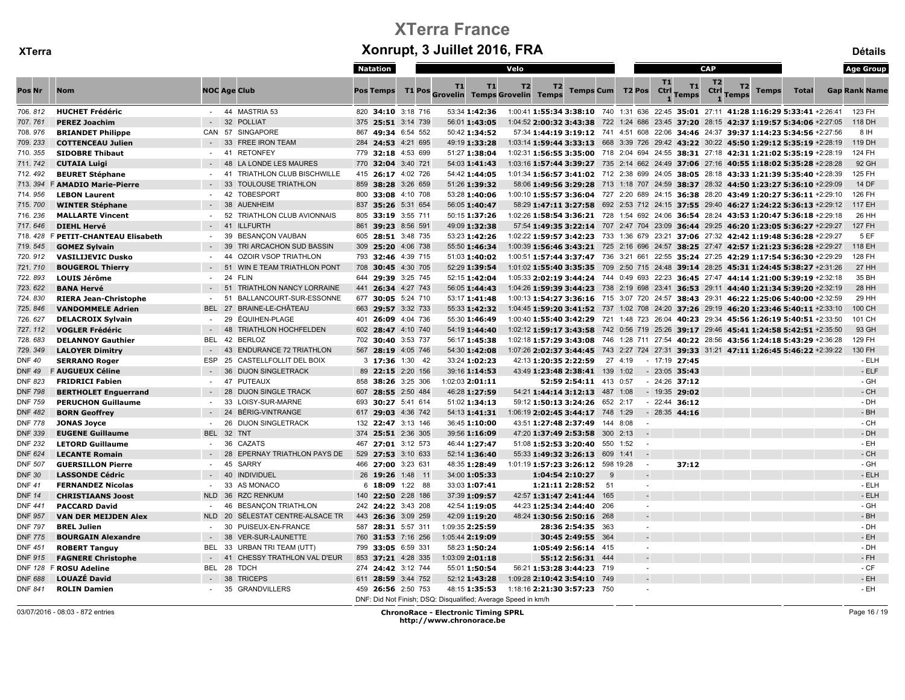# XTerra France

## Xonrupt, 3 Juillet 2016, FRA

XTerra — Détails

| Pos | Nr | | Nom | NOC | Age | Club | Natation Pos | Natation Temps | T1 | T1 Pos | Velo T1 Grovelin | Velo T1 Temps | Velo T2 Grovelin | Velo T2 Temps | Velo Temps | Velo Cum | T2 | T2 Pos | CAP T1 Ctrl 1 | CAP T1 Temps | CAP T2 Ctrl 1 | CAP T2 Temps | CAP Temps | Total | Gap | Age Group Rank | Age Group Name |
|---|---|---|---|---|---|---|---|---|---|---|---|---|---|---|---|---|---|---|---|---|---|---|---|---|---|---|---|
| 706. | 812 | | HUCHET Frédéric | - | 44 | MASTRIA 53 | 820 | 34:10 | 3:18 | 716 | 53:34 | 1:42:36 | 1:00:41 | 1:55:34 | 3:38:10 | 740 | 1:31 | 636 | 22:45 | 35:01 | 27:11 | 41:28 | 1:16:29 | 5:33:41 | +2:26:41 | 123 | FH |
| 707. | 761 | | PEREZ Joachim | - | 32 | POLLIAT | 375 | 25:51 | 3:14 | 739 | 56:01 | 1:43:05 | 1:04:52 | 2:00:32 | 3:43:38 | 722 | 1:24 | 686 | 23:45 | 37:20 | 28:15 | 42:37 | 1:19:57 | 5:34:06 | +2:27:05 | 118 | DH |
| 708. | 976 | | BRIANDET Philippe | CAN | 57 | SINGAPORE | 867 | 49:34 | 6:54 | 552 | 50:42 | 1:34:52 | 57:34 | 1:44:19 | 3:19:12 | 741 | 4:51 | 608 | 22:06 | 34:46 | 24:37 | 39:37 | 1:14:23 | 5:34:56 | +2:27:56 | 8 | IH |
| 709. | 233 | | COTTENCEAU Julien | - | 33 | FREE IRON TEAM | 284 | 24:53 | 4:21 | 695 | 49:19 | 1:33:28 | 1:03:14 | 1:59:44 | 3:33:13 | 668 | 3:39 | 726 | 29:42 | 43:22 | 30:22 | 45:50 | 1:29:12 | 5:35:19 | +2:28:19 | 119 | DH |
| 710. | 355 | | SIDOBRE Thibaut | - | 41 | RETONFEY | 779 | 32:18 | 4:53 | 699 | 51:27 | 1:38:04 | 1:02:31 | 1:56:55 | 3:35:00 | 718 | 2:04 | 694 | 24:55 | 38:31 | 27:18 | 42:31 | 1:21:02 | 5:35:19 | +2:28:19 | 124 | FH |
| 711. | 742 | | CUTAIA Luigi | - | 48 | LA LONDE LES MAURES | 770 | 32:04 | 3:40 | 721 | 54:03 | 1:41:43 | 1:03:16 | 1:57:44 | 3:39:27 | 735 | 2:14 | 662 | 24:49 | 37:06 | 27:16 | 40:55 | 1:18:02 | 5:35:28 | +2:28:28 | 92 | GH |
| 712. | 492 | | BEURET Stéphane | - | 41 | TRIATHLON CLUB BISCHWILLE | 415 | 26:17 | 4:02 | 726 | 54:42 | 1:44:05 | 1:01:34 | 1:56:57 | 3:41:02 | 712 | 2:38 | 699 | 24:05 | 38:05 | 28:18 | 43:33 | 1:21:39 | 5:35:40 | +2:28:39 | 125 | FH |
| 713. | 394 | F | AMADIO Marie-Pierre | - | 33 | TOULOUSE TRIATHLON | 859 | 38:28 | 3:26 | 659 | 51:26 | 1:39:32 | 58:06 | 1:49:56 | 3:29:28 | 713 | 1:18 | 707 | 24:59 | 38:37 | 28:32 | 44:50 | 1:23:27 | 5:36:10 | +2:29:09 | 14 | DF |
| 714. | 956 | | LEBON Laurent | - | 42 | TOBESPORT | 800 | 33:08 | 4:10 | 708 | 53:28 | 1:40:06 | 1:00:10 | 1:55:57 | 3:36:04 | 727 | 2:20 | 689 | 24:15 | 36:38 | 28:20 | 43:49 | 1:20:27 | 5:36:11 | +2:29:10 | 126 | FH |
| 715. | 700 | | WINTER Stéphane | - | 38 | AUENHEIM | 837 | 35:26 | 5:31 | 654 | 56:05 | 1:40:47 | 58:29 | 1:47:11 | 3:27:58 | 692 | 2:53 | 712 | 24:15 | 37:55 | 29:40 | 46:27 | 1:24:22 | 5:36:13 | +2:29:12 | 117 | EH |
| 716. | 236 | | MALLARTE Vincent | - | 52 | TRIATHLON CLUB AVIONNAIS | 805 | 33:19 | 3:55 | 711 | 50:15 | 1:37:26 | 1:02:26 | 1:58:54 | 3:36:21 | 728 | 1:54 | 692 | 24:06 | 36:54 | 28:24 | 43:53 | 1:20:47 | 5:36:18 | +2:29:18 | 26 | HH |
| 717. | 646 | | DIEHL Hervé | - | 41 | ILLFURTH | 861 | 39:23 | 8:56 | 591 | 49:09 | 1:32:38 | 57:54 | 1:49:35 | 3:22:14 | 707 | 2:47 | 704 | 23:09 | 36:44 | 29:25 | 46:20 | 1:23:05 | 5:36:27 | +2:29:27 | 127 | FH |
| 718. | 428 | F | PETIT-CHANTEAU Elisabeth | - | 39 | BESANÇON VAUBAN | 605 | 28:51 | 3:48 | 735 | 53:23 | 1:42:26 | 1:02:22 | 1:59:57 | 3:42:23 | 733 | 1:36 | 679 | 23:21 | 37:06 | 27:32 | 42:42 | 1:19:48 | 5:36:28 | +2:29:27 | 5 | EF |
| 719. | 545 | | GOMEZ Sylvain | - | 39 | TRI ARCACHON SUD BASSIN | 309 | 25:20 | 4:06 | 738 | 55:50 | 1:46:34 | 1:00:39 | 1:56:46 | 3:43:21 | 725 | 2:16 | 696 | 24:57 | 38:25 | 27:47 | 42:57 | 1:21:23 | 5:36:28 | +2:29:27 | 118 | EH |
| 720. | 912 | | VASILIJEVIC Dusko | - | 44 | OZOIR VSOP TRIATHLON | 793 | 32:46 | 4:39 | 715 | 51:03 | 1:40:02 | 1:00:51 | 1:57:44 | 3:37:47 | 736 | 3:21 | 661 | 22:55 | 35:24 | 27:25 | 42:29 | 1:17:54 | 5:36:30 | +2:29:29 | 128 | FH |
| 721. | 710 | | BOUGEROL Thierry | - | 51 | WIN E TEAM TRIATHLON PONT | 708 | 30:45 | 4:30 | 705 | 52:29 | 1:39:54 | 1:01:02 | 1:55:40 | 3:35:35 | 709 | 2:50 | 715 | 24:48 | 39:14 | 28:25 | 45:31 | 1:24:45 | 5:38:27 | +2:31:26 | 27 | HH |
| 722. | 893 | | LOUIS Jérôme | - | 24 | FLIN | 644 | 29:39 | 3:25 | 745 | 52:15 | 1:42:04 | 1:05:33 | 2:02:19 | 3:44:24 | 744 | 0:49 | 693 | 22:23 | 36:45 | 27:47 | 44:14 | 1:21:00 | 5:39:19 | +2:32:18 | 35 | BH |
| 723. | 622 | | BANA Hervé | - | 51 | TRIATHLON NANCY LORRAINE | 441 | 26:34 | 4:27 | 743 | 56:05 | 1:44:43 | 1:04:26 | 1:59:39 | 3:44:23 | 738 | 2:19 | 698 | 23:41 | 36:53 | 29:11 | 44:40 | 1:21:34 | 5:39:20 | +2:32:19 | 28 | HH |
| 724. | 830 | | RIERA Jean-Christophe | - | 51 | BALLANCOURT-SUR-ESSONNE | 677 | 30:05 | 5:24 | 710 | 53:17 | 1:41:48 | 1:00:13 | 1:54:27 | 3:36:16 | 715 | 3:07 | 720 | 24:57 | 38:43 | 29:31 | 46:22 | 1:25:06 | 5:40:00 | +2:32:59 | 29 | HH |
| 725. | 846 | | VANDOMMELE Adrien | BEL | 27 | BRAINE-LE-CHÂTEAU | 663 | 29:57 | 3:32 | 733 | 55:33 | 1:42:32 | 1:04:45 | 1:59:20 | 3:41:52 | 737 | 1:02 | 708 | 24:20 | 37:26 | 29:19 | 46:20 | 1:23:46 | 5:40:11 | +2:33:10 | 100 | CH |
| 726. | 627 | | DELACROIX Sylvain | - | 29 | ÉQUIHEN-PLAGE | 401 | 26:09 | 4:04 | 736 | 55:30 | 1:46:49 | 1:00:40 | 1:55:40 | 3:42:29 | 721 | 1:48 | 723 | 26:04 | 40:23 | 29:34 | 45:56 | 1:26:19 | 5:40:51 | +2:33:50 | 101 | CH |
| 727. | 112 | | VOGLER Frédéric | - | 48 | TRIATHLON HOCHFELDEN | 602 | 28:47 | 4:10 | 740 | 54:19 | 1:44:40 | 1:02:12 | 1:59:17 | 3:43:58 | 742 | 0:56 | 719 | 25:26 | 39:17 | 29:46 | 45:41 | 1:24:58 | 5:42:51 | +2:35:50 | 93 | GH |
| 728. | 683 | | DELANNOY Gauthier | BEL | 42 | BERLOZ | 702 | 30:40 | 3:53 | 737 | 56:17 | 1:45:38 | 1:02:18 | 1:57:29 | 3:43:08 | 746 | 1:28 | 711 | 27:54 | 40:22 | 28:56 | 43:56 | 1:24:18 | 5:43:29 | +2:36:28 | 129 | FH |
| 729. | 349 | | LALOYER Dimitry | - | 43 | ENDURANCE 72 TRIATHLON | 567 | 28:19 | 4:05 | 746 | 54:30 | 1:42:08 | 1:07:26 | 2:02:37 | 3:44:45 | 743 | 2:27 | 724 | 27:31 | 39:33 | 31:21 | 47:11 | 1:26:45 | 5:46:22 | +2:39:22 | 130 | FH |
| DNF | 40 | | SERRANO Roger | ESP | 25 | CASTELLFOLLIT DEL BOIX | 3 | 17:36 | 1:30 | 42 | 33:24 | 1:02:23 | 42:13 | 1:20:35 | 2:22:59 | 27 | 4:19 | - | 17:19 | 27:45 | | | | | | - | ELH |
| DNF | 49 | F | AUGUEUX Céline | - | 36 | DIJON SINGLETRACK | 89 | 22:15 | 2:20 | 156 | 39:16 | 1:14:53 | 43:49 | 1:23:48 | 2:38:41 | 139 | 1:02 | - | 23:05 | 35:43 | | | | | | - | ELF |
| DNF | 823 | | FRIDRICI Fabien | - | 47 | PUTEAUX | 858 | 38:26 | 3:25 | 306 | 1:02:03 | 2:01:11 | | 52:59 | 2:54:11 | 413 | 0:57 | - | 24:26 | 37:12 | | | | | | - | GH |
| DNF | 798 | | BERTHOLET Enguerrand | - | 28 | DIJON SINGLE TRACK | 607 | 28:55 | 2:50 | 484 | 46:28 | 1:27:59 | 54:21 | 1:44:14 | 3:12:13 | 487 | 1:08 | - | 19:35 | 29:02 | | | | | | - | CH |
| DNF | 759 | | PERUCHON Guillaume | - | 33 | LOISY-SUR-MARNE | 693 | 30:27 | 5:41 | 614 | 51:02 | 1:34:13 | 59:12 | 1:50:13 | 3:24:26 | 652 | 2:17 | - | 22:44 | 36:12 | | | | | | - | DH |
| DNF | 482 | | BORN Geoffrey | - | 24 | BÉRIG-VINTRANGE | 617 | 29:03 | 4:36 | 742 | 54:13 | 1:41:31 | 1:06:19 | 2:02:45 | 3:44:17 | 748 | 1:29 | - | 28:35 | 44:16 | | | | | | - | BH |
| DNF | 778 | | JONAS Joyce | - | 26 | DIJON SINGLETRACK | 132 | 22:47 | 3:13 | 146 | 36:45 | 1:10:00 | 43:51 | 1:27:48 | 2:37:49 | 144 | 8:08 | - | | | | | | | | - | CH |
| DNF | 339 | | EUGENE Guillaume | BEL | 32 | TNT | 374 | 25:51 | 2:36 | 305 | 39:56 | 1:16:09 | 47:20 | 1:37:49 | 2:53:58 | 300 | 2:13 | - | | | | | | | | - | DH |
| DNF | 232 | | LETORD Guillaume | - | 36 | CAZATS | 467 | 27:01 | 3:12 | 573 | 46:44 | 1:27:47 | 51:08 | 1:52:53 | 3:20:40 | 550 | 1:52 | - | | | | | | | | - | EH |
| DNF | 624 | | LECANTE Romain | - | 28 | EPERNAY TRIATHLON PAYS DE | 529 | 27:53 | 3:10 | 633 | 52:14 | 1:36:40 | 55:33 | 1:49:32 | 3:26:13 | 609 | 1:41 | - | | | | | | | | - | CH |
| DNF | 507 | | GUERSILLON Pierre | - | 45 | SARRY | 466 | 27:00 | 3:23 | 631 | 48:35 | 1:28:49 | 1:01:19 | 1:57:23 | 3:26:12 | 598 | 19:28 | - | | 37:12 | | | | | | - | GH |
| DNF | 30 | | LASSONDE Cédric | - | 40 | INDIVIDUEL | 26 | 19:26 | 1:48 | 11 | 34:00 | 1:05:33 | | 1:04:54 | 2:10:27 | 9 | | - | | | | | | | | - | ELH |
| DNF | 41 | | FERNANDEZ Nicolas | - | 33 | AS MONACO | 6 | 18:09 | 1:22 | 88 | 33:03 | 1:07:41 | | 1:21:11 | 2:28:52 | 51 | | - | | | | | | | | - | ELH |
| DNF | 14 | | CHRISTIAANS Joost | NLD | 36 | RZC RENKUM | 140 | 22:50 | 2:28 | 186 | 37:39 | 1:09:57 | 42:57 | 1:31:47 | 2:41:44 | 165 | | - | | | | | | | | - | ELH |
| DNF | 441 | | PACCARD David | - | 46 | BESANÇON TRIATHLON | 242 | 24:22 | 3:43 | 208 | 42:54 | 1:19:05 | 44:23 | 1:25:34 | 2:44:40 | 206 | | - | | | | | | | | - | GH |
| DNF | 957 | | VAN DER MEIJDEN Alex | NLD | 20 | SÉLESTAT CENTRE-ALSACE TR | 443 | 26:36 | 3:09 | 259 | 42:09 | 1:19:20 | 48:24 | 1:30:56 | 2:50:16 | 268 | | - | | | | | | | | - | BH |
| DNF | 797 | | BREL Julien | - | 30 | PUISEUX-EN-FRANCE | 587 | 28:31 | 5:57 | 311 | 1:09:35 | 2:25:59 | | 28:36 | 2:54:35 | 363 | | - | | | | | | | | - | DH |
| DNF | 775 | | BOURGAIN Alexandre | - | 38 | VER-SUR-LAUNETTE | 760 | 31:53 | 7:16 | 256 | 1:05:44 | 2:19:09 | | 30:45 | 2:49:55 | 364 | | - | | | | | | | | - | EH |
| DNF | 451 | | ROBERT Tanguy | BEL | 33 | URBAN TRI TEAM (UTT) | 799 | 33:05 | 6:59 | 331 | 58:23 | 1:50:24 | | 1:05:49 | 2:56:14 | 415 | | - | | | | | | | | - | DH |
| DNF | 915 | | FAGNERE Christophe | - | 41 | CHESSY TRATHLON VAL D'EUR | 853 | 37:21 | 4:28 | 335 | 1:03:09 | 2:01:18 | | 55:12 | 2:56:31 | 444 | | - | | | | | | | | - | FH |
| DNF | 128 | F | ROSU Adeline | BEL | 28 | TDCH | 274 | 24:42 | 3:12 | 744 | 55:01 | 1:50:54 | 56:21 | 1:53:28 | 3:44:23 | 719 | | - | | | | | | | | - | CF |
| DNF | 688 | | LOUAZÉ David | - | 38 | TRICEPS | 611 | 28:59 | 3:44 | 752 | 52:12 | 1:43:28 | 1:09:28 | 2:10:42 | 3:54:10 | 749 | | - | | | | | | | | - | EH |
| DNF | 841 | | ROLIN Damien | - | 35 | GRANDVILLERS | 459 | 26:56 | 2:50 | 753 | 48:15 | 1:35:53 | 1:18:16 | 2:21:30 | 3:57:23 | 750 | | - | | | | | | | | - | EH |

DNF: Did Not Finish; DSQ: Disqualified; Average Speed in km/h

03/07/2016 - 08:03 - 872 entries

ChronoRace - Electronic Timing SPRL
http://www.chronorace.be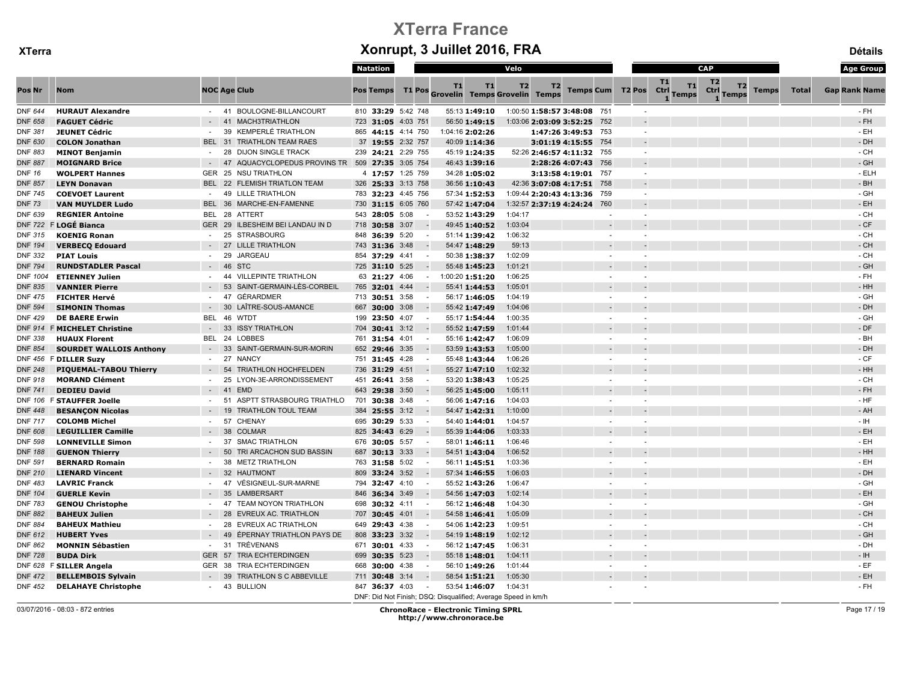# XTerra France

## Xonrupt, 3 Juillet 2016, FRA

XTerra — Détails

| Pos | Nr | Nom | NOC | Age | Club | Natation Pos | Natation Temps | T1 | Velo Pos | T1 Grovelin | T1 Temps | T2 Grovelin | T2 Temps | Temps Cum | T2 Pos | CAP T1 Ctrl 1 | T1 Temps | T2 Ctrl 1 | T2 Temps | Temps | Total | Gap | Rank | Age Group Name |
|---|---|---|---|---|---|---|---|---|---|---|---|---|---|---|---|---|---|---|---|---|---|---|---|---|
| DNF | 644 | **HURAUT Alexandre** | - | 41 | BOULOGNE-BILLANCOURT | 810 | **33:29** | 5:42 | 748 | 55:13 | **1:49:10** | 1:00:50 | **1:58:57** | **3:48:08** | 751 | - | | | | | | | - | FH |
| DNF | 658 | **FAGUET Cédric** | - | 41 | MACH3TRIATHLON | 723 | **31:05** | 4:03 | 751 | 56:50 | **1:49:15** | 1:03:06 | **2:03:09** | **3:52:25** | 752 | - | | | | | | | - | FH |
| DNF | 381 | **JEUNET Cédric** | - | 39 | KEMPERLÉ TRIATHLON | 865 | **44:15** | 4:14 | 750 | 1:04:16 | **2:02:26** | | **1:47:26** | **3:49:53** | 753 | - | | | | | | | - | EH |
| DNF | 630 | **COLON Jonathan** | BEL | 31 | TRIATHLON TEAM RAES | 37 | **19:55** | 2:32 | 757 | 40:09 | **1:14:36** | | **3:01:19** | **4:15:55** | 754 | - | | | | | | | - | DH |
| DNF | 883 | **MINOT Benjamin** | - | 28 | DIJON SINGLE TRACK | 239 | **24:21** | 2:29 | 755 | 45:19 | **1:24:35** | 52:26 | **2:46:57** | **4:11:32** | 755 | - | | | | | | | - | CH |
| DNF | 887 | **MOIGNARD Brice** | - | 47 | AQUACYCLOPEDUS PROVINS TR | 509 | **27:35** | 3:05 | 754 | 46:43 | **1:39:16** | | **2:28:26** | **4:07:43** | 756 | - | | | | | | | - | GH |
| DNF | 16 | **WOLPERT Hannes** | GER | 25 | NSU TRIATHLON | 4 | **17:57** | 1:25 | 759 | 34:28 | **1:05:02** | | **3:13:58** | **4:19:01** | 757 | - | | | | | | | - | ELH |
| DNF | 857 | **LEYN Donavan** | BEL | 22 | FLEMISH TRIATLON TEAM | 326 | **25:33** | 3:13 | 758 | 36:56 | **1:10:43** | 42:36 | **3:07:08** | **4:17:51** | 758 | - | | | | | | | - | BH |
| DNF | 745 | **COEVOET Laurent** | - | 49 | LILLE TRIATHLON | 783 | **32:23** | 4:45 | 756 | 57:34 | **1:52:53** | 1:09:44 | **2:20:43** | **4:13:36** | 759 | - | | | | | | | - | GH |
| DNF | 73 | **VAN MUYLDER Ludo** | BEL | 36 | MARCHE-EN-FAMENNE | 730 | **31:15** | 6:05 | 760 | 57:42 | **1:47:04** | 1:32:57 | **2:37:19** | **4:24:24** | 760 | - | | | | | | | - | EH |
| DNF | 639 | **REGNIER Antoine** | BEL | 28 | ATTERT | 543 | **28:05** | 5:08 | - | 53:52 | **1:43:29** | 1:04:17 | | | - | - | | | | | | | - | CH |
| DNF | 722 F | **LOGÉ Bianca** | GER | 29 | ILBESHEIM BEI LANDAU IN D | 718 | **30:58** | 3:07 | - | 49:45 | **1:40:52** | 1:03:04 | | | - | - | | | | | | | - | CF |
| DNF | 315 | **KOENIG Ronan** | - | 25 | STRASBOURG | 848 | **36:39** | 5:20 | - | 51:14 | **1:39:42** | 1:06:32 | | | - | - | | | | | | | - | CH |
| DNF | 194 | **VERBECQ Edouard** | - | 27 | LILLE TRIATHLON | 743 | **31:36** | 3:48 | - | 54:47 | **1:48:29** | 59:13 | | | - | - | | | | | | | - | CH |
| DNF | 332 | **PIAT Louis** | - | 29 | JARGEAU | 854 | **37:29** | 4:41 | - | 50:38 | **1:38:37** | 1:02:09 | | | - | - | | | | | | | - | CH |
| DNF | 794 | **RUNDSTADLER Pascal** | - | 46 | STC | 725 | **31:10** | 5:25 | - | 55:48 | **1:45:23** | 1:01:21 | | | - | - | | | | | | | - | GH |
| DNF | 1004 | **ETIENNEY Julien** | - | 44 | VILLEPINTE TRIATHLON | 63 | **21:27** | 4:06 | - | 1:00:20 | **1:51:20** | 1:06:25 | | | - | - | | | | | | | - | FH |
| DNF | 835 | **VANNIER Pierre** | - | 53 | SAINT-GERMAIN-LÈS-CORBEIL | 765 | **32:01** | 4:44 | - | 55:41 | **1:44:53** | 1:05:01 | | | - | - | | | | | | | - | HH |
| DNF | 475 | **FICHTER Hervé** | - | 47 | GÉRARDMER | 713 | **30:51** | 3:58 | - | 56:17 | **1:46:05** | 1:04:19 | | | - | - | | | | | | | - | GH |
| DNF | 594 | **SIMONIN Thomas** | - | 30 | LAÎTRE-SOUS-AMANCE | 667 | **30:00** | 3:08 | - | 55:42 | **1:47:49** | 1:04:06 | | | - | - | | | | | | | - | DH |
| DNF | 429 | **DE BAERE Erwin** | BEL | 46 | WTDT | 199 | **23:50** | 4:07 | - | 55:17 | **1:54:44** | 1:00:35 | | | - | - | | | | | | | - | GH |
| DNF | 914 F | **MICHELET Christine** | - | 33 | ISSY TRIATHLON | 704 | **30:41** | 3:12 | - | 55:52 | **1:47:59** | 1:01:44 | | | - | - | | | | | | | - | DF |
| DNF | 338 | **HUAUX Florent** | BEL | 24 | LOBBES | 761 | **31:54** | 4:01 | - | 55:16 | **1:42:47** | 1:06:09 | | | - | - | | | | | | | - | BH |
| DNF | 854 | **SOURDET WALLOIS Anthony** | - | 33 | SAINT-GERMAIN-SUR-MORIN | 652 | **29:46** | 3:35 | - | 53:59 | **1:43:53** | 1:05:00 | | | - | - | | | | | | | - | DH |
| DNF | 456 F | **DILLER Suzy** | - | 27 | NANCY | 751 | **31:45** | 4:28 | - | 55:48 | **1:43:44** | 1:06:26 | | | - | - | | | | | | | - | CF |
| DNF | 248 | **PIQUEMAL-TABOU Thierry** | - | 54 | TRIATHLON HOCHFELDEN | 736 | **31:29** | 4:51 | - | 55:27 | **1:47:10** | 1:02:32 | | | - | - | | | | | | | - | HH |
| DNF | 918 | **MORAND Clément** | - | 25 | LYON-3E-ARRONDISSEMENT | 451 | **26:41** | 3:58 | - | 53:20 | **1:38:43** | 1:05:25 | | | - | - | | | | | | | - | CH |
| DNF | 741 | **DEDIEU David** | - | 41 | EMD | 643 | **29:38** | 3:50 | - | 56:25 | **1:45:00** | 1:05:11 | | | - | - | | | | | | | - | FH |
| DNF | 106 F | **STAUFFER Joelle** | - | 51 | ASPTT STRASBOURG TRIATHLO | 701 | **30:38** | 3:48 | - | 56:06 | **1:47:16** | 1:04:03 | | | - | - | | | | | | | - | HF |
| DNF | 448 | **BESANÇON Nicolas** | - | 19 | TRIATHLON TOUL TEAM | 384 | **25:55** | 3:12 | - | 54:47 | **1:42:31** | 1:10:00 | | | - | - | | | | | | | - | AH |
| DNF | 717 | **COLOMB Michel** | - | 57 | CHENAY | 695 | **30:29** | 5:33 | - | 54:40 | **1:44:01** | 1:04:57 | | | - | - | | | | | | | - | IH |
| DNF | 608 | **LEGUILLIER Camille** | - | 38 | COLMAR | 825 | **34:43** | 6:29 | - | 55:39 | **1:44:06** | 1:03:33 | | | - | - | | | | | | | - | EH |
| DNF | 598 | **LONNEVILLE Simon** | - | 37 | SMAC TRIATHLON | 676 | **30:05** | 5:57 | - | 58:01 | **1:46:11** | 1:06:46 | | | - | - | | | | | | | - | EH |
| DNF | 188 | **GUENON Thierry** | - | 50 | TRI ARCACHON SUD BASSIN | 687 | **30:13** | 3:33 | - | 54:51 | **1:43:04** | 1:06:52 | | | - | - | | | | | | | - | HH |
| DNF | 591 | **BERNARD Romain** | - | 38 | METZ TRIATHLON | 763 | **31:58** | 5:02 | - | 56:11 | **1:45:51** | 1:03:36 | | | - | - | | | | | | | - | EH |
| DNF | 210 | **LIENARD Vincent** | - | 32 | HAUTMONT | 809 | **33:24** | 3:52 | - | 57:34 | **1:46:55** | 1:06:03 | | | - | - | | | | | | | - | DH |
| DNF | 483 | **LAVRIC Franck** | - | 47 | VÉSIGNEUL-SUR-MARNE | 794 | **32:47** | 4:10 | - | 55:52 | **1:43:26** | 1:06:47 | | | - | - | | | | | | | - | GH |
| DNF | 104 | **GUERLE Kevin** | - | 35 | LAMBERSART | 846 | **36:34** | 3:49 | - | 54:56 | **1:47:03** | 1:02:14 | | | - | - | | | | | | | - | EH |
| DNF | 783 | **GENOU Christophe** | - | 47 | TEAM NOYON TRIATHLON | 698 | **30:32** | 4:11 | - | 56:12 | **1:46:48** | 1:04:30 | | | - | - | | | | | | | - | GH |
| DNF | 882 | **BAHEUX Julien** | - | 28 | EVREUX AC. TRIATHLON | 707 | **30:45** | 4:01 | - | 54:58 | **1:46:41** | 1:05:09 | | | - | - | | | | | | | - | CH |
| DNF | 884 | **BAHEUX Mathieu** | - | 28 | EVREUX AC TRIATHLON | 649 | **29:43** | 4:38 | - | 54:06 | **1:42:23** | 1:09:51 | | | - | - | | | | | | | - | CH |
| DNF | 612 | **HUBERT Yves** | - | 49 | ÉPERNAY TRIATHLON PAYS DE | 808 | **33:23** | 3:32 | - | 54:19 | **1:48:19** | 1:02:12 | | | - | - | | | | | | | - | GH |
| DNF | 862 | **MONNIN Sébastien** | - | 31 | TRÉVENANS | 671 | **30:01** | 4:33 | - | 56:12 | **1:47:45** | 1:06:31 | | | - | - | | | | | | | - | DH |
| DNF | 728 | **BUDA Dirk** | GER | 57 | TRIA ECHTERDINGEN | 699 | **30:35** | 5:23 | - | 55:18 | **1:48:01** | 1:04:11 | | | - | - | | | | | | | - | IH |
| DNF | 628 F | **SILLER Angela** | GER | 38 | TRIA ECHTERDINGEN | 668 | **30:00** | 4:38 | - | 56:10 | **1:49:26** | 1:01:44 | | | - | - | | | | | | | - | EF |
| DNF | 472 | **BELLEMBOIS Sylvain** | - | 39 | TRIATHLON S C ABBEVILLE | 711 | **30:48** | 3:14 | - | 58:54 | **1:51:21** | 1:05:30 | | | - | - | | | | | | | - | EH |
| DNF | 452 | **DELAHAYE Christophe** | - | 43 | BULLION | 847 | **36:37** | 4:03 | - | 53:54 | **1:46:07** | 1:04:31 | | | - | - | | | | | | | - | FH |

DNF: Did Not Finish; DSQ: Disqualified; Average Speed in km/h

03/07/2016 - 08:03 - 872 entries

ChronoRace - Electronic Timing SPRL
http://www.chronorace.be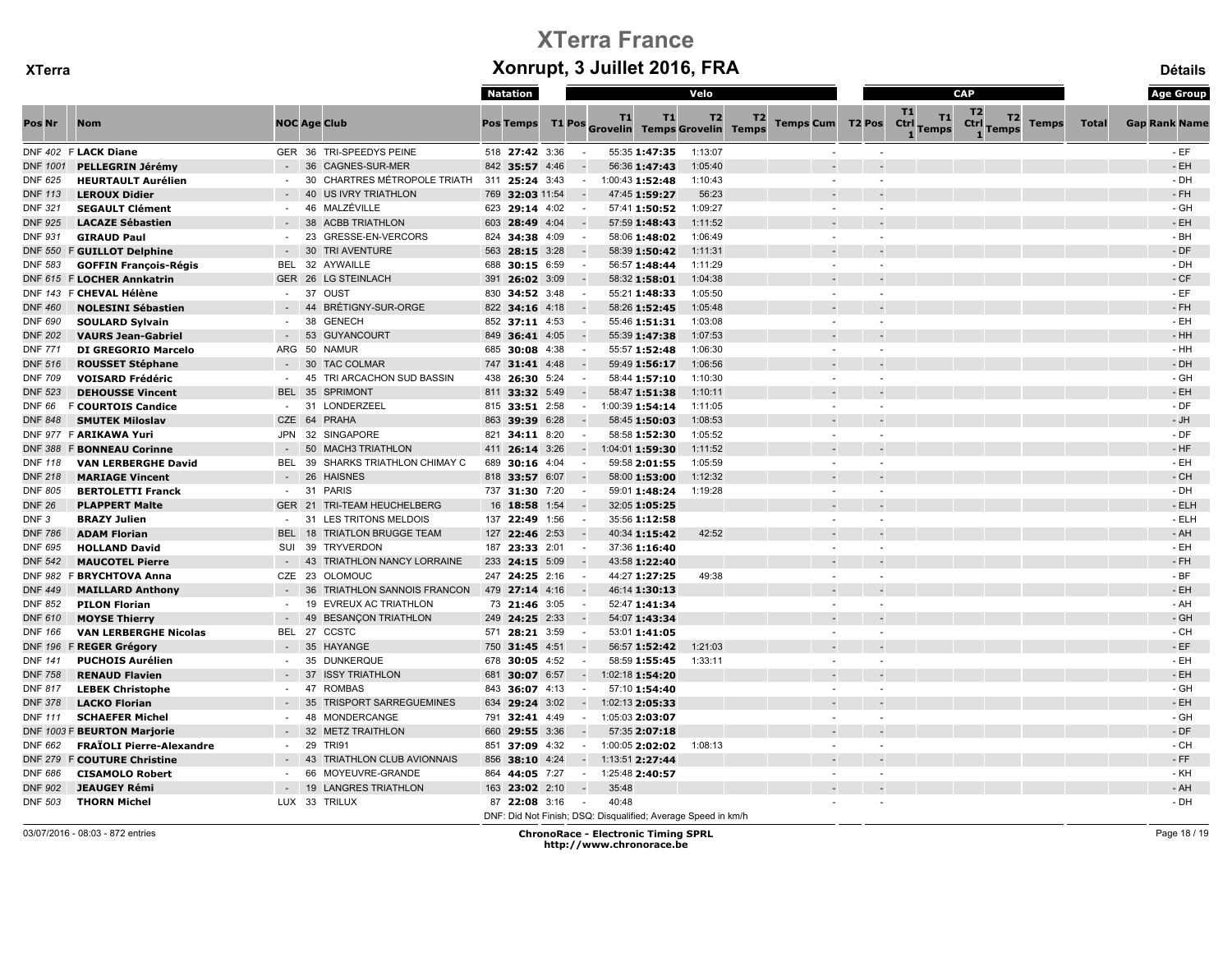# XTerra France

## Xonrupt, 3 Juillet 2016, FRA

XTerra — Détails

| Pos | Nr | | Nom | NOC | Age | Club | Natation Pos | Natation Temps | T1 | Velo Pos | T1 Grovelin | T1 Temps | T2 Grovelin | T2 Temps | Temps Cum | T2 Pos | CAP T1 Ctrl 1 | T1 Temps | T2 Ctrl 1 | T2 Temps | Temps | Total | Gap | Rank | Name |
|---|---|---|---|---|---|---|---|---|---|---|---|---|---|---|---|---|---|---|---|---|---|---|---|---|---|
| DNF | 402 | F | LACK Diane | GER | 36 | TRI-SPEEDYS PEINE | 518 | 27:42 | 3:36 | - | 55:35 | 1:47:35 | 1:13:07 | | - | - | | | | | | | | - | EF |
| DNF | 1001 | | PELLEGRIN Jérémy | - | 36 | CAGNES-SUR-MER | 842 | 35:57 | 4:46 | - | 56:36 | 1:47:43 | 1:05:40 | | - | - | | | | | | | | - | EH |
| DNF | 625 | | HEURTAULT Aurélien | - | 30 | CHARTRES MÉTROPOLE TRIATH | 311 | 25:24 | 3:43 | - | 1:00:43 | 1:52:48 | 1:10:43 | | - | - | | | | | | | | - | DH |
| DNF | 113 | | LEROUX Didier | - | 40 | US IVRY TRIATHLON | 769 | 32:03 | 11:54 | - | 47:45 | 1:59:27 | 56:23 | | - | - | | | | | | | | - | FH |
| DNF | 321 | | SEGAULT Clément | - | 46 | MALZÉVILLE | 623 | 29:14 | 4:02 | - | 57:41 | 1:50:52 | 1:09:27 | | - | - | | | | | | | | - | GH |
| DNF | 925 | | LACAZE Sébastien | - | 38 | ACBB TRIATHLON | 603 | 28:49 | 4:04 | - | 57:59 | 1:48:43 | 1:11:52 | | - | - | | | | | | | | - | EH |
| DNF | 931 | | GIRAUD Paul | - | 23 | GRESSE-EN-VERCORS | 824 | 34:38 | 4:09 | - | 58:06 | 1:48:02 | 1:06:49 | | - | - | | | | | | | | - | BH |
| DNF | 550 | F | GUILLOT Delphine | - | 30 | TRI AVENTURE | 563 | 28:15 | 3:28 | - | 58:39 | 1:50:42 | 1:11:31 | | - | - | | | | | | | | - | DF |
| DNF | 583 | | GOFFIN François-Régis | BEL | 32 | AYWAILLE | 688 | 30:15 | 6:59 | - | 56:57 | 1:48:44 | 1:11:29 | | - | - | | | | | | | | - | DH |
| DNF | 615 | F | LOCHER Annkatrin | GER | 26 | LG STEINLACH | 391 | 26:02 | 3:09 | - | 58:32 | 1:58:01 | 1:04:38 | | - | - | | | | | | | | - | CF |
| DNF | 143 | F | CHEVAL Hélène | - | 37 | OUST | 830 | 34:52 | 3:48 | - | 55:21 | 1:48:33 | 1:05:50 | | - | - | | | | | | | | - | EF |
| DNF | 460 | | NOLESINI Sébastien | - | 44 | BRÉTIGNY-SUR-ORGE | 822 | 34:16 | 4:18 | - | 58:26 | 1:52:45 | 1:05:48 | | - | - | | | | | | | | - | FH |
| DNF | 690 | | SOULARD Sylvain | - | 38 | GENECH | 852 | 37:11 | 4:53 | - | 55:46 | 1:51:31 | 1:03:08 | | - | - | | | | | | | | - | EH |
| DNF | 202 | | VAURS Jean-Gabriel | - | 53 | GUYANCOURT | 849 | 36:41 | 4:05 | - | 55:39 | 1:47:38 | 1:07:53 | | - | - | | | | | | | | - | HH |
| DNF | 771 | | DI GREGORIO Marcelo | ARG | 50 | NAMUR | 685 | 30:08 | 4:38 | - | 55:57 | 1:52:48 | 1:06:30 | | - | - | | | | | | | | - | HH |
| DNF | 516 | | ROUSSET Stéphane | - | 30 | TAC COLMAR | 747 | 31:41 | 4:48 | - | 59:49 | 1:56:17 | 1:06:56 | | - | - | | | | | | | | - | DH |
| DNF | 709 | | VOISARD Frédéric | - | 45 | TRI ARCACHON SUD BASSIN | 438 | 26:30 | 5:24 | - | 58:44 | 1:57:10 | 1:10:30 | | - | - | | | | | | | | - | GH |
| DNF | 523 | | DEHOUSSE Vincent | BEL | 35 | SPRIMONT | 811 | 33:32 | 5:49 | - | 58:47 | 1:51:38 | 1:10:11 | | - | - | | | | | | | | - | EH |
| DNF | 66 | F | COURTOIS Candice | - | 31 | LONDERZEEL | 815 | 33:51 | 2:58 | - | 1:00:39 | 1:54:14 | 1:11:05 | | - | - | | | | | | | | - | DF |
| DNF | 848 | | SMUTEK Miloslav | CZE | 64 | PRAHA | 863 | 39:39 | 6:28 | - | 58:45 | 1:50:03 | 1:08:53 | | - | - | | | | | | | | - | JH |
| DNF | 977 | F | ARIKAWA Yuri | JPN | 32 | SINGAPORE | 821 | 34:11 | 8:20 | - | 58:58 | 1:52:30 | 1:05:52 | | - | - | | | | | | | | - | DF |
| DNF | 388 | F | BONNEAU Corinne | - | 50 | MACH3 TRIATHLON | 411 | 26:14 | 3:26 | - | 1:04:01 | 1:59:30 | 1:11:52 | | - | - | | | | | | | | - | HF |
| DNF | 118 | | VAN LERBERGHE David | BEL | 39 | SHARKS TRIATHLON CHIMAY C | 689 | 30:16 | 4:04 | - | 59:58 | 2:01:55 | 1:05:59 | | - | - | | | | | | | | - | EH |
| DNF | 218 | | MARIAGE Vincent | - | 26 | HAISNES | 818 | 33:57 | 6:07 | - | 58:00 | 1:53:00 | 1:12:32 | | - | - | | | | | | | | - | CH |
| DNF | 805 | | BERTOLETTI Franck | - | 31 | PARIS | 737 | 31:30 | 7:20 | - | 59:01 | 1:48:24 | 1:19:28 | | - | - | | | | | | | | - | DH |
| DNF | 26 | | PLAPPERT Malte | GER | 21 | TRI-TEAM HEUCHELBERG | 16 | 18:58 | 1:54 | - | 32:05 | 1:05:25 | | | - | - | | | | | | | | - | ELH |
| DNF | 3 | | BRAZY Julien | - | 31 | LES TRITONS MELDOIS | 137 | 22:49 | 1:56 | - | 35:56 | 1:12:58 | | | - | - | | | | | | | | - | ELH |
| DNF | 786 | | ADAM Florian | BEL | 18 | TRIATLON BRUGGE TEAM | 127 | 22:46 | 2:53 | - | 40:34 | 1:15:42 | 42:52 | | - | - | | | | | | | | - | AH |
| DNF | 695 | | HOLLAND David | SUI | 39 | TRYVERDON | 187 | 23:33 | 2:01 | - | 37:36 | 1:16:40 | | | - | - | | | | | | | | - | EH |
| DNF | 542 | | MAUCOTEL Pierre | - | 43 | TRIATHLON NANCY LORRAINE | 233 | 24:15 | 5:09 | - | 43:58 | 1:22:40 | | | - | - | | | | | | | | - | FH |
| DNF | 982 | F | BRYCHTOVA Anna | CZE | 23 | OLOMOUC | 247 | 24:25 | 2:16 | - | 44:27 | 1:27:25 | 49:38 | | - | - | | | | | | | | - | BF |
| DNF | 449 | | MAILLARD Anthony | - | 36 | TRIATHLON SANNOIS FRANCON | 479 | 27:14 | 4:16 | - | 46:14 | 1:30:13 | | | - | - | | | | | | | | - | EH |
| DNF | 852 | | PILON Florian | - | 19 | EVREUX AC TRIATHLON | 73 | 21:46 | 3:05 | - | 52:47 | 1:41:34 | | | - | - | | | | | | | | - | AH |
| DNF | 610 | | MOYSE Thierry | - | 49 | BESANÇON TRIATHLON | 249 | 24:25 | 2:33 | - | 54:07 | 1:43:34 | | | - | - | | | | | | | | - | GH |
| DNF | 166 | | VAN LERBERGHE Nicolas | BEL | 27 | CCSTC | 571 | 28:21 | 3:59 | - | 53:01 | 1:41:05 | | | - | - | | | | | | | | - | CH |
| DNF | 196 | F | REGER Grégory | - | 35 | HAYANGE | 750 | 31:45 | 4:51 | - | 56:57 | 1:52:42 | 1:21:03 | | - | - | | | | | | | | - | EF |
| DNF | 141 | | PUCHOIS Aurélien | - | 35 | DUNKERQUE | 678 | 30:05 | 4:52 | - | 58:59 | 1:55:45 | 1:33:11 | | - | - | | | | | | | | - | EH |
| DNF | 758 | | RENAUD Flavien | - | 37 | ISSY TRIATHLON | 681 | 30:07 | 6:57 | - | 1:02:18 | 1:54:20 | | | - | - | | | | | | | | - | EH |
| DNF | 817 | | LEBEK Christophe | - | 47 | ROMBAS | 843 | 36:07 | 4:13 | - | 57:10 | 1:54:40 | | | - | - | | | | | | | | - | GH |
| DNF | 378 | | LACKO Florian | - | 35 | TRISPORT SARREGUEMINES | 634 | 29:24 | 3:02 | - | 1:02:13 | 2:05:33 | | | - | - | | | | | | | | - | EH |
| DNF | 111 | | SCHAEFER Michel | - | 48 | MONDERCANGE | 791 | 32:41 | 4:49 | - | 1:05:03 | 2:03:07 | | | - | - | | | | | | | | - | GH |
| DNF | 1003 | F | BEURTON Marjorie | - | 32 | METZ TRAITHLON | 660 | 29:55 | 3:36 | - | 57:35 | 2:07:18 | | | - | - | | | | | | | | - | DF |
| DNF | 662 | | FRAÏOLI Pierre-Alexandre | - | 29 | TRI91 | 851 | 37:09 | 4:32 | - | 1:00:05 | 2:02:02 | 1:08:13 | | - | - | | | | | | | | - | CH |
| DNF | 279 | F | COUTURE Christine | - | 43 | TRIATHLON CLUB AVIONNAIS | 856 | 38:10 | 4:24 | - | 1:13:51 | 2:27:44 | | | - | - | | | | | | | | - | FF |
| DNF | 686 | | CISAMOLO Robert | - | 66 | MOYEUVRE-GRANDE | 864 | 44:05 | 7:27 | - | 1:25:48 | 2:40:57 | | | - | - | | | | | | | | - | KH |
| DNF | 902 | | JEAUGEY Rémi | - | 19 | LANGRES TRIATHLON | 163 | 23:02 | 2:10 | - | 35:48 | | | | - | - | | | | | | | | - | AH |
| DNF | 503 | | THORN Michel | LUX | 33 | TRILUX | 87 | 22:08 | 3:16 | - | 40:48 | | | | - | - | | | | | | | | - | DH |

DNF: Did Not Finish; DSQ: Disqualified; Average Speed in km/h

03/07/2016 - 08:03 - 872 entries

ChronoRace - Electronic Timing SPRL
http://www.chronorace.be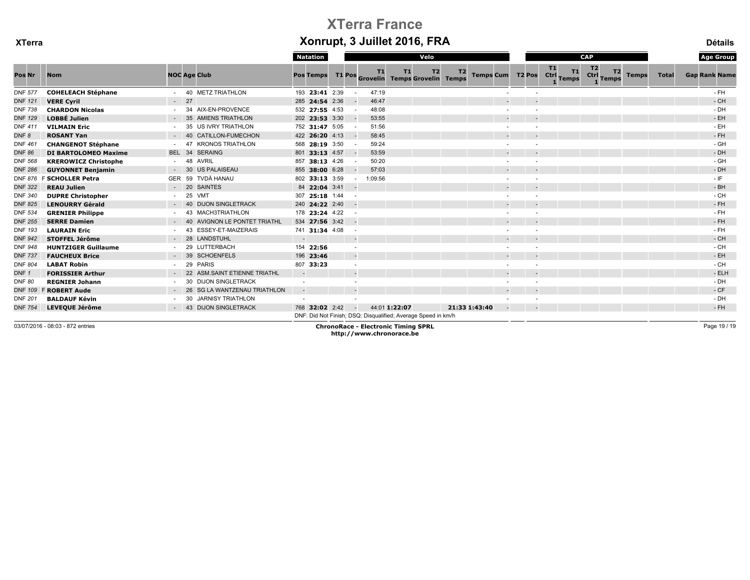# XTerra France

## Xonrupt, 3 Juillet 2016, FRA

XTerra — Détails

| | | | | | | | Natation | | Velo | | | | | | | | CAP | | | | | | Age Group | | |
|---|---|---|---|---|---|---|---|---|---|---|---|---|---|---|---|---|---|---|---|---|---|---|---|---|---|
| Pos | Nr | | Nom | NOC | Age | Club | Pos | Temps | T1 Pos | T1 Grovelin | T1 Temps | T2 Grovelin | T2 Temps | Temps | Cum | T2 Pos | T1 Ctrl 1 | T1 Temps | T2 Ctrl 1 | T2 Temps | Temps | Total | Gap | Rank | Name |
| DNF | 577 | | **COHELEACH Stéphane** | - | 40 | METZ TRIATHLON | 193 | **23:41** | 2:39 | - 47:19 | | | | | - | - | | | | | | | | - | FH |
| DNF | 121 | | **VERE Cyril** | - | 27 | | 285 | **24:54** | 2:36 | - 46:47 | | | | | - | - | | | | | | | | - | CH |
| DNF | 738 | | **CHARDON Nicolas** | - | 34 | AIX-EN-PROVENCE | 532 | **27:55** | 4:53 | - 48:08 | | | | | - | - | | | | | | | | - | DH |
| DNF | 129 | | **LOBBÉ Julien** | - | 35 | AMIENS TRIATHLON | 202 | **23:53** | 3:30 | - 53:55 | | | | | - | - | | | | | | | | - | EH |
| DNF | 411 | | **VILMAIN Eric** | - | 35 | US IVRY TRIATHLON | 752 | **31:47** | 5:05 | - 51:56 | | | | | - | - | | | | | | | | - | EH |
| DNF | 8 | | **ROSANT Yan** | - | 40 | CATILLON-FUMECHON | 422 | **26:20** | 4:13 | - 58:45 | | | | | - | - | | | | | | | | - | FH |
| DNF | 461 | | **CHANGENOT Stéphane** | - | 47 | KRONOS TRIATHLON | 568 | **28:19** | 3:50 | - 59:24 | | | | | - | - | | | | | | | | - | GH |
| DNF | 86 | | **DI BARTOLOMEO Maxime** | BEL | 34 | SERAING | 801 | **33:13** | 4:57 | - 53:59 | | | | | - | - | | | | | | | | - | DH |
| DNF | 568 | | **KREROWICZ Christophe** | - | 48 | AVRIL | 857 | **38:13** | 4:26 | - 50:20 | | | | | - | - | | | | | | | | - | GH |
| DNF | 286 | | **GUYONNET Benjamin** | - | 30 | US PALAISEAU | 855 | **38:00** | 6:28 | - 57:03 | | | | | - | - | | | | | | | | - | DH |
| DNF | 876 | F | **SCHOLLER Petra** | GER | 59 | TVDÄ HANAU | 802 | **33:13** | 3:59 | - 1:09:56 | | | | | - | - | | | | | | | | - | IF |
| DNF | 322 | | **REAU Julien** | - | 20 | SAINTES | 84 | **22:04** | 3:41 | - | | | | | - | - | | | | | | | | - | BH |
| DNF | 340 | | **DUPRE Christopher** | - | 25 | VMT | 307 | **25:18** | 1:44 | - | | | | | - | - | | | | | | | | - | CH |
| DNF | 825 | | **LENOURRY Gérald** | - | 40 | DIJON SINGLETRACK | 240 | **24:22** | 2:40 | - | | | | | - | - | | | | | | | | - | FH |
| DNF | 534 | | **GRENIER Philippe** | - | 43 | MACH3TRIATHLON | 178 | **23:24** | 4:22 | - | | | | | - | - | | | | | | | | - | FH |
| DNF | 255 | | **SERRE Damien** | - | 40 | AVIGNON LE PONTET TRIATHL | 534 | **27:56** | 3:42 | - | | | | | - | - | | | | | | | | - | FH |
| DNF | 193 | | **LAURAIN Eric** | - | 43 | ESSEY-ET-MAIZERAIS | 741 | **31:34** | 4:08 | - | | | | | - | - | | | | | | | | - | FH |
| DNF | 942 | | **STOFFEL Jérôme** | - | 28 | LANDSTUHL | - | | | - | | | | | - | - | | | | | | | | - | CH |
| DNF | 948 | | **HUNTZIGER Guillaume** | - | 29 | LUTTERBACH | 154 | **22:56** | | - | | | | | - | - | | | | | | | | - | CH |
| DNF | 737 | | **FAUCHEUX Brice** | - | 39 | SCHOENFELS | 196 | **23:46** | | - | | | | | - | - | | | | | | | | - | EH |
| DNF | 804 | | **LABAT Robin** | - | 29 | PARIS | 807 | **33:23** | | - | | | | | - | - | | | | | | | | - | CH |
| DNF | 1 | | **FORISSIER Arthur** | - | 22 | ASM.SAINT ETIENNE TRIATHL | - | | | - | | | | | - | - | | | | | | | | - | ELH |
| DNF | 80 | | **REGNIER Johann** | - | 30 | DIJON SINGLETRACK | - | | | - | | | | | - | - | | | | | | | | - | DH |
| DNF | 109 | F | **ROBERT Aude** | - | 26 | SG LA WANTZENAU TRIATHLON | - | | | - | | | | | - | - | | | | | | | | - | CF |
| DNF | 201 | | **BALDAUF Kévin** | - | 30 | JARNISY TRIATHLON | - | | | - | | | | | - | - | | | | | | | | - | DH |
| DNF | 754 | | **LEVEQUE Jérôme** | - | 43 | DIJON SINGLETRACK | 768 | **32:02** | 2:42 | - 44:01 | **1:22:07** | | 21:33 | **1:43:40** | - | - | | | | | | | | - | FH |

DNF: Did Not Finish; DSQ: Disqualified; Average Speed in km/h